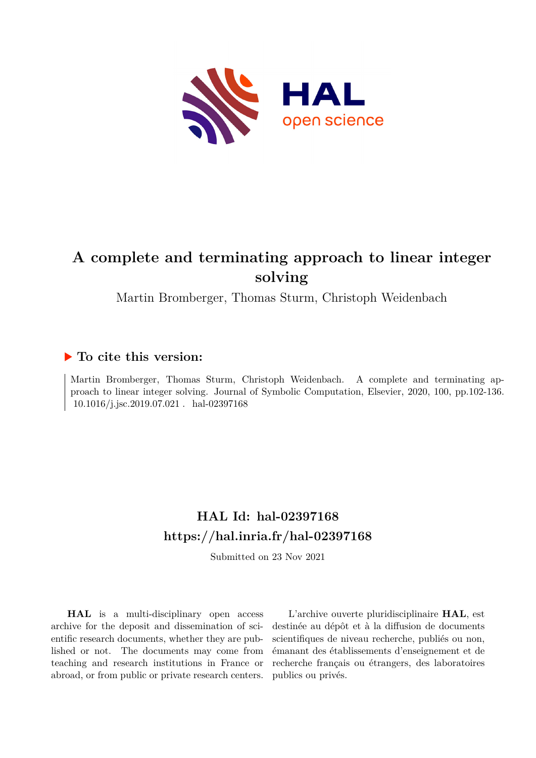# A complete and terminating approach to linear integer solving

Martin Bromberger, Thomas Sturm, Christoph Weidenbach

## ▶ To cite this version:

Martin Bromberger, Thomas Sturm, Christoph Weidenbach. A complete and terminating approach to linear integer solving. Journal of Symbolic Computation, Elsevier, 2020, 100, pp.102-136. 10.1016/j.jsc.2019.07.021. hal-02397168

## HAL Id: hal-02397168
## https://hal.inria.fr/hal-02397168

Submitted on 23 Nov 2021

**HAL** is a multi-disciplinary open access archive for the deposit and dissemination of scientific research documents, whether they are published or not. The documents may come from teaching and research institutions in France or abroad, or from public or private research centers.

L'archive ouverte pluridisciplinaire **HAL**, est destinée au dépôt et à la diffusion de documents scientifiques de niveau recherche, publiés ou non, émanant des établissements d'enseignement et de recherche français ou étrangers, des laboratoires publics ou privés.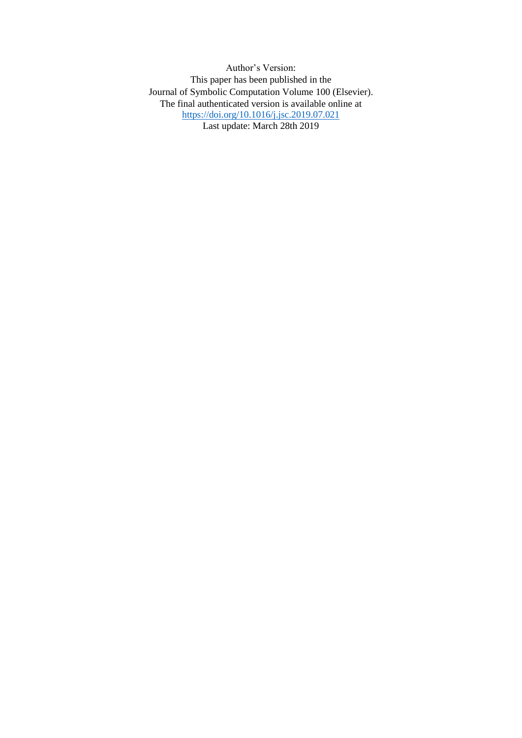Author's Version:
This paper has been published in the
Journal of Symbolic Computation Volume 100 (Elsevier).
The final authenticated version is available online at
https://doi.org/10.1016/j.jsc.2019.07.021
Last update: March 28th 2019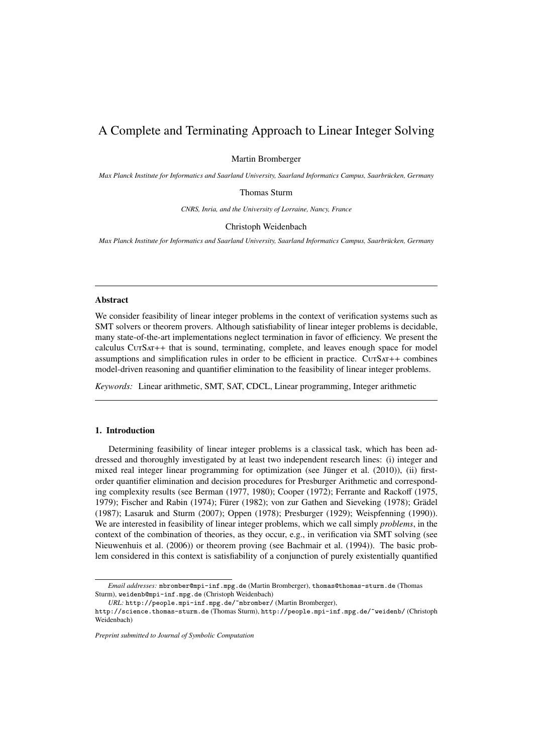# A Complete and Terminating Approach to Linear Integer Solving

Martin Bromberger

*Max Planck Institute for Informatics and Saarland University, Saarland Informatics Campus, Saarbrücken, Germany*

Thomas Sturm

*CNRS, Inria, and the University of Lorraine, Nancy, France*

Christoph Weidenbach

*Max Planck Institute for Informatics and Saarland University, Saarland Informatics Campus, Saarbrücken, Germany*

---

## Abstract

We consider feasibility of linear integer problems in the context of verification systems such as SMT solvers or theorem provers. Although satisfiability of linear integer problems is decidable, many state-of-the-art implementations neglect termination in favor of efficiency. We present the calculus CutSat++ that is sound, terminating, complete, and leaves enough space for model assumptions and simplification rules in order to be efficient in practice. CutSat++ combines model-driven reasoning and quantifier elimination to the feasibility of linear integer problems.

*Keywords:* Linear arithmetic, SMT, SAT, CDCL, Linear programming, Integer arithmetic

---

## 1. Introduction

Determining feasibility of linear integer problems is a classical task, which has been addressed and thoroughly investigated by at least two independent research lines: (i) integer and mixed real integer linear programming for optimization (see Jünger et al. (2010)), (ii) first-order quantifier elimination and decision procedures for Presburger Arithmetic and corresponding complexity results (see Berman (1977, 1980); Cooper (1972); Ferrante and Rackoff (1975, 1979); Fischer and Rabin (1974); Fürer (1982); von zur Gathen and Sieveking (1978); Grädel (1987); Lasaruk and Sturm (2007); Oppen (1978); Presburger (1929); Weispfenning (1990)). We are interested in feasibility of linear integer problems, which we call simply *problems*, in the context of the combination of theories, as they occur, e.g., in verification via SMT solving (see Nieuwenhuis et al. (2006)) or theorem proving (see Bachmair et al. (1994)). The basic problem considered in this context is satisfiability of a conjunction of purely existentially quantified

---

*Email addresses:* mbromber@mpi-inf.mpg.de (Martin Bromberger), thomas@thomas-sturm.de (Thomas Sturm), weidenb@mpi-inf.mpg.de (Christoph Weidenbach)

*URL:* http://people.mpi-inf.mpg.de/~mbromber/ (Martin Bromberger), http://science.thomas-sturm.de (Thomas Sturm), http://people.mpi-inf.mpg.de/~weidenb/ (Christoph Weidenbach)

*Preprint submitted to Journal of Symbolic Computation*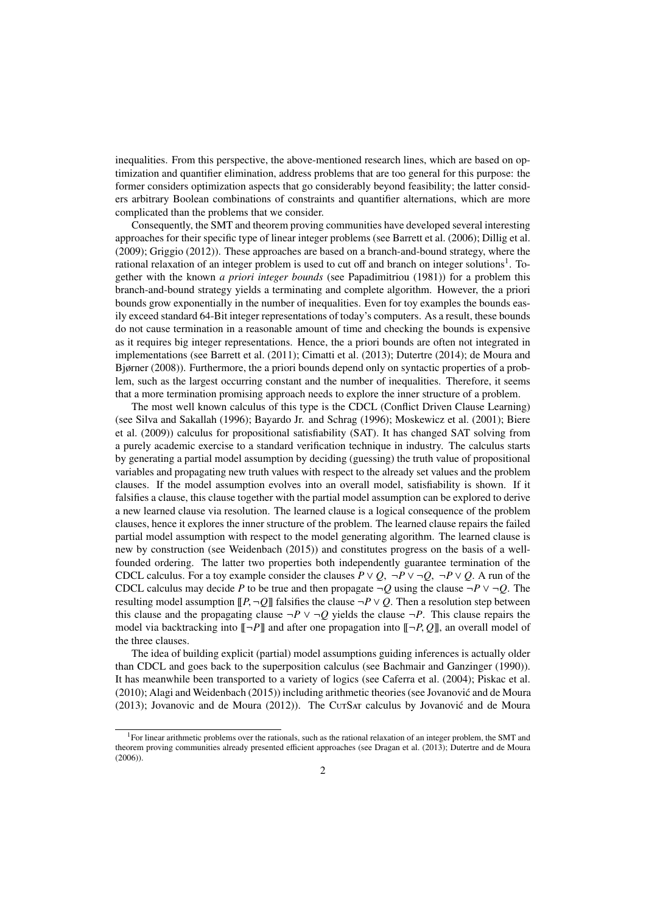inequalities. From this perspective, the above-mentioned research lines, which are based on optimization and quantifier elimination, address problems that are too general for this purpose: the former considers optimization aspects that go considerably beyond feasibility; the latter considers arbitrary Boolean combinations of constraints and quantifier alternations, which are more complicated than the problems that we consider.

Consequently, the SMT and theorem proving communities have developed several interesting approaches for their specific type of linear integer problems (see Barrett et al. (2006); Dillig et al. (2009); Griggio (2012)). These approaches are based on a branch-and-bound strategy, where the rational relaxation of an integer problem is used to cut off and branch on integer solutions[1]. Together with the known *a priori integer bounds* (see Papadimitriou (1981)) for a problem this branch-and-bound strategy yields a terminating and complete algorithm. However, the a priori bounds grow exponentially in the number of inequalities. Even for toy examples the bounds easily exceed standard 64-Bit integer representations of today's computers. As a result, these bounds do not cause termination in a reasonable amount of time and checking the bounds is expensive as it requires big integer representations. Hence, the a priori bounds are often not integrated in implementations (see Barrett et al. (2011); Cimatti et al. (2013); Dutertre (2014); de Moura and Bjørner (2008)). Furthermore, the a priori bounds depend only on syntactic properties of a problem, such as the largest occurring constant and the number of inequalities. Therefore, it seems that a more termination promising approach needs to explore the inner structure of a problem.

The most well known calculus of this type is the CDCL (Conflict Driven Clause Learning) (see Silva and Sakallah (1996); Bayardo Jr. and Schrag (1996); Moskewicz et al. (2001); Biere et al. (2009)) calculus for propositional satisfiability (SAT). It has changed SAT solving from a purely academic exercise to a standard verification technique in industry. The calculus starts by generating a partial model assumption by deciding (guessing) the truth value of propositional variables and propagating new truth values with respect to the already set values and the problem clauses. If the model assumption evolves into an overall model, satisfiability is shown. If it falsifies a clause, this clause together with the partial model assumption can be explored to derive a new learned clause via resolution. The learned clause is a logical consequence of the problem clauses, hence it explores the inner structure of the problem. The learned clause repairs the failed partial model assumption with respect to the model generating algorithm. The learned clause is new by construction (see Weidenbach (2015)) and constitutes progress on the basis of a well-founded ordering. The latter two properties both independently guarantee termination of the CDCL calculus. For a toy example consider the clauses $P \lor Q$, $\neg P \lor \neg Q$, $\neg P \lor Q$. A run of the CDCL calculus may decide $P$ to be true and then propagate $\neg Q$ using the clause $\neg P \lor \neg Q$. The resulting model assumption $[\![P, \neg Q]\!]$ falsifies the clause $\neg P \lor Q$. Then a resolution step between this clause and the propagating clause $\neg P \lor \neg Q$ yields the clause $\neg P$. This clause repairs the model via backtracking into $[\![\neg P]\!]$ and after one propagation into $[\![\neg P, Q]\!]$, an overall model of the three clauses.

The idea of building explicit (partial) model assumptions guiding inferences is actually older than CDCL and goes back to the superposition calculus (see Bachmair and Ganzinger (1990)). It has meanwhile been transported to a variety of logics (see Caferra et al. (2004); Piskac et al. (2010); Alagi and Weidenbach (2015)) including arithmetic theories (see Jovanović and de Moura (2013); Jovanovic and de Moura (2012)). The CutSat calculus by Jovanović and de Moura

[1] For linear arithmetic problems over the rationals, such as the rational relaxation of an integer problem, the SMT and theorem proving communities already presented efficient approaches (see Dragan et al. (2013); Dutertre and de Moura (2006)).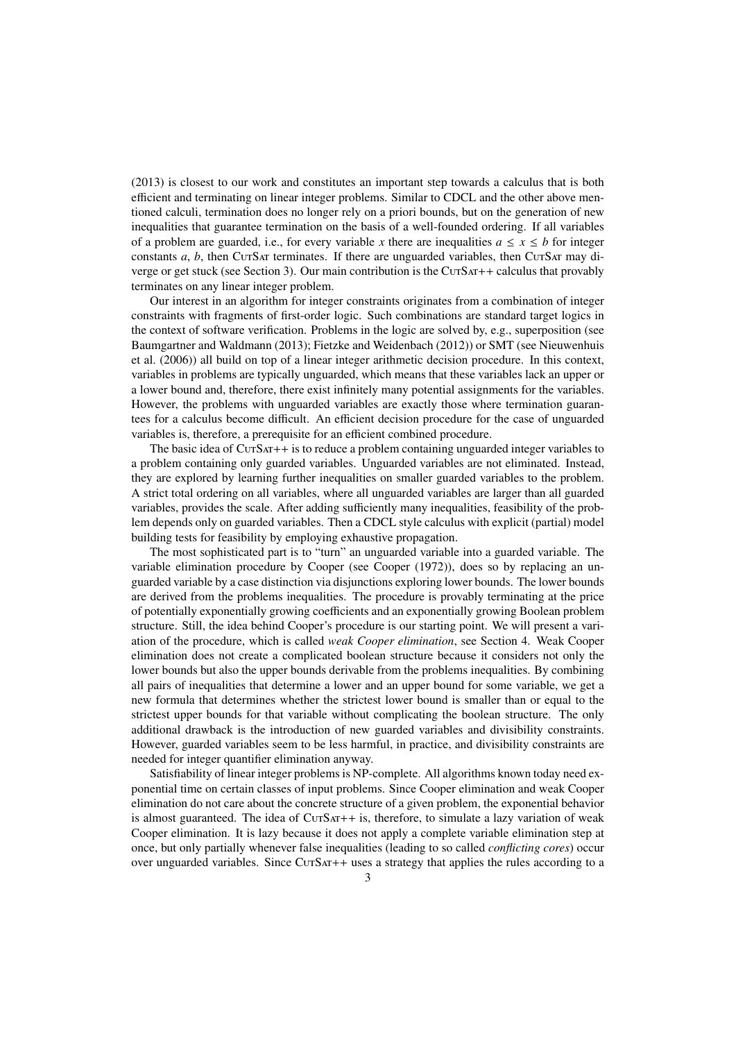(2013) is closest to our work and constitutes an important step towards a calculus that is both efficient and terminating on linear integer problems. Similar to CDCL and the other above mentioned calculi, termination does no longer rely on a priori bounds, but on the generation of new inequalities that guarantee termination on the basis of a well-founded ordering. If all variables of a problem are guarded, i.e., for every variable $x$ there are inequalities $a \leq x \leq b$ for integer constants $a$, $b$, then CutSat terminates. If there are unguarded variables, then CutSat may diverge or get stuck (see Section 3). Our main contribution is the CutSat++ calculus that provably terminates on any linear integer problem.

Our interest in an algorithm for integer constraints originates from a combination of integer constraints with fragments of first-order logic. Such combinations are standard target logics in the context of software verification. Problems in the logic are solved by, e.g., superposition (see Baumgartner and Waldmann (2013); Fietzke and Weidenbach (2012)) or SMT (see Nieuwenhuis et al. (2006)) all build on top of a linear integer arithmetic decision procedure. In this context, variables in problems are typically unguarded, which means that these variables lack an upper or a lower bound and, therefore, there exist infinitely many potential assignments for the variables. However, the problems with unguarded variables are exactly those where termination guarantees for a calculus become difficult. An efficient decision procedure for the case of unguarded variables is, therefore, a prerequisite for an efficient combined procedure.

The basic idea of CutSat++ is to reduce a problem containing unguarded integer variables to a problem containing only guarded variables. Unguarded variables are not eliminated. Instead, they are explored by learning further inequalities on smaller guarded variables to the problem. A strict total ordering on all variables, where all unguarded variables are larger than all guarded variables, provides the scale. After adding sufficiently many inequalities, feasibility of the problem depends only on guarded variables. Then a CDCL style calculus with explicit (partial) model building tests for feasibility by employing exhaustive propagation.

The most sophisticated part is to "turn" an unguarded variable into a guarded variable. The variable elimination procedure by Cooper (see Cooper (1972)), does so by replacing an unguarded variable by a case distinction via disjunctions exploring lower bounds. The lower bounds are derived from the problems inequalities. The procedure is provably terminating at the price of potentially exponentially growing coefficients and an exponentially growing Boolean problem structure. Still, the idea behind Cooper's procedure is our starting point. We will present a variation of the procedure, which is called *weak Cooper elimination*, see Section 4. Weak Cooper elimination does not create a complicated boolean structure because it considers not only the lower bounds but also the upper bounds derivable from the problems inequalities. By combining all pairs of inequalities that determine a lower and an upper bound for some variable, we get a new formula that determines whether the strictest lower bound is smaller than or equal to the strictest upper bounds for that variable without complicating the boolean structure. The only additional drawback is the introduction of new guarded variables and divisibility constraints. However, guarded variables seem to be less harmful, in practice, and divisibility constraints are needed for integer quantifier elimination anyway.

Satisfiability of linear integer problems is NP-complete. All algorithms known today need exponential time on certain classes of input problems. Since Cooper elimination and weak Cooper elimination do not care about the concrete structure of a given problem, the exponential behavior is almost guaranteed. The idea of CutSat++ is, therefore, to simulate a lazy variation of weak Cooper elimination. It is lazy because it does not apply a complete variable elimination step at once, but only partially whenever false inequalities (leading to so called *conflicting cores*) occur over unguarded variables. Since CutSat++ uses a strategy that applies the rules according to a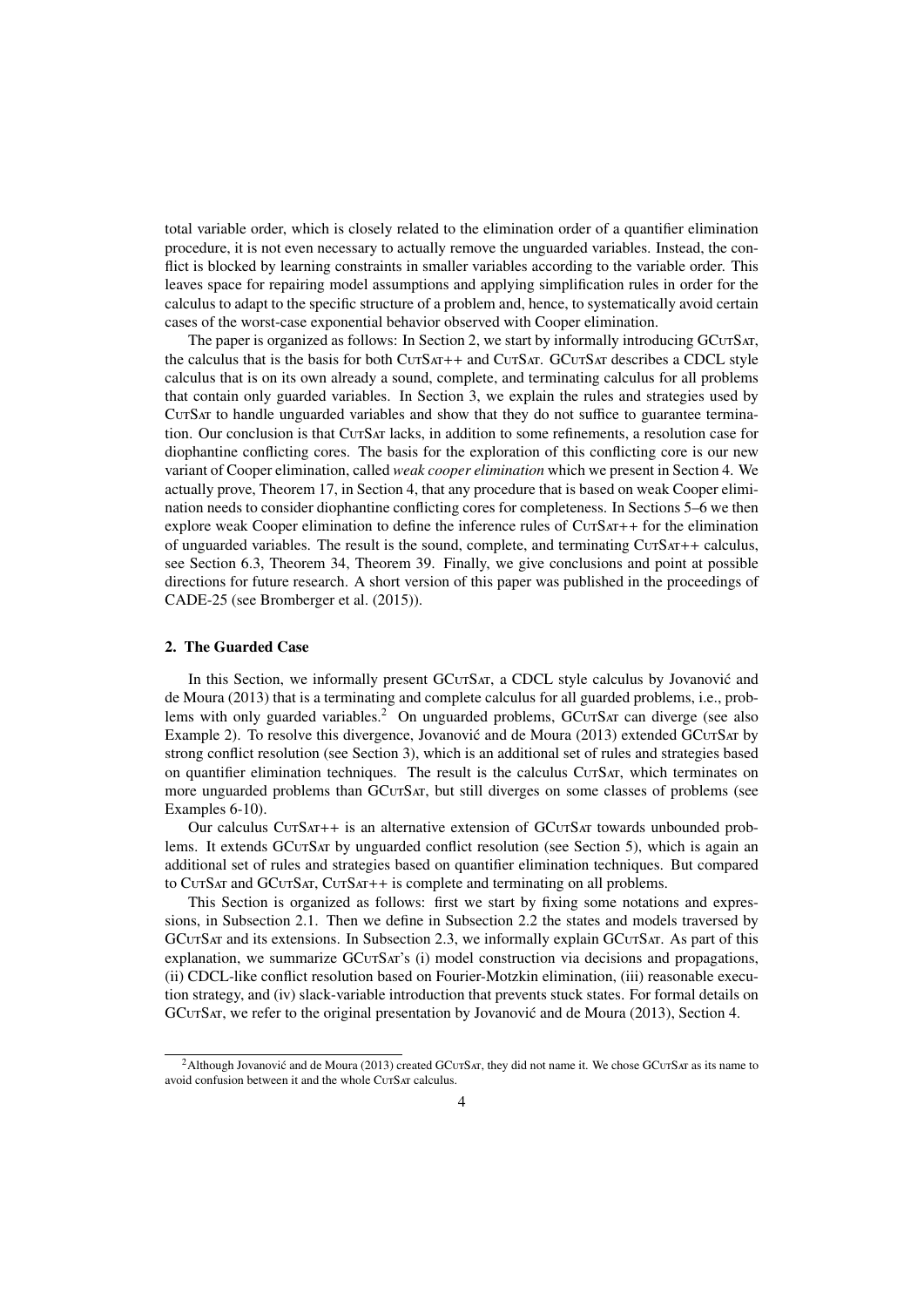total variable order, which is closely related to the elimination order of a quantifier elimination procedure, it is not even necessary to actually remove the unguarded variables. Instead, the conflict is blocked by learning constraints in smaller variables according to the variable order. This leaves space for repairing model assumptions and applying simplification rules in order for the calculus to adapt to the specific structure of a problem and, hence, to systematically avoid certain cases of the worst-case exponential behavior observed with Cooper elimination.

The paper is organized as follows: In Section 2, we start by informally introducing GCutSat, the calculus that is the basis for both CutSat++ and CutSat. GCutSat describes a CDCL style calculus that is on its own already a sound, complete, and terminating calculus for all problems that contain only guarded variables. In Section 3, we explain the rules and strategies used by CutSat to handle unguarded variables and show that they do not suffice to guarantee termination. Our conclusion is that CutSat lacks, in addition to some refinements, a resolution case for diophantine conflicting cores. The basis for the exploration of this conflicting core is our new variant of Cooper elimination, called *weak cooper elimination* which we present in Section 4. We actually prove, Theorem 17, in Section 4, that any procedure that is based on weak Cooper elimination needs to consider diophantine conflicting cores for completeness. In Sections 5–6 we then explore weak Cooper elimination to define the inference rules of CutSat++ for the elimination of unguarded variables. The result is the sound, complete, and terminating CutSat++ calculus, see Section 6.3, Theorem 34, Theorem 39. Finally, we give conclusions and point at possible directions for future research. A short version of this paper was published in the proceedings of CADE-25 (see Bromberger et al. (2015)).

## 2. The Guarded Case

In this Section, we informally present GCutSat, a CDCL style calculus by Jovanović and de Moura (2013) that is a terminating and complete calculus for all guarded problems, i.e., problems with only guarded variables.[2] On unguarded problems, GCutSat can diverge (see also Example 2). To resolve this divergence, Jovanović and de Moura (2013) extended GCutSat by strong conflict resolution (see Section 3), which is an additional set of rules and strategies based on quantifier elimination techniques. The result is the calculus CutSat, which terminates on more unguarded problems than GCutSat, but still diverges on some classes of problems (see Examples 6-10).

Our calculus CutSat++ is an alternative extension of GCutSat towards unbounded problems. It extends GCutSat by unguarded conflict resolution (see Section 5), which is again an additional set of rules and strategies based on quantifier elimination techniques. But compared to CutSat and GCutSat, CutSat++ is complete and terminating on all problems.

This Section is organized as follows: first we start by fixing some notations and expressions, in Subsection 2.1. Then we define in Subsection 2.2 the states and models traversed by GCutSat and its extensions. In Subsection 2.3, we informally explain GCutSat. As part of this explanation, we summarize GCutSat's (i) model construction via decisions and propagations, (ii) CDCL-like conflict resolution based on Fourier-Motzkin elimination, (iii) reasonable execution strategy, and (iv) slack-variable introduction that prevents stuck states. For formal details on GCutSat, we refer to the original presentation by Jovanović and de Moura (2013), Section 4.

[2] Although Jovanović and de Moura (2013) created GCutSat, they did not name it. We chose GCutSat as its name to avoid confusion between it and the whole CutSat calculus.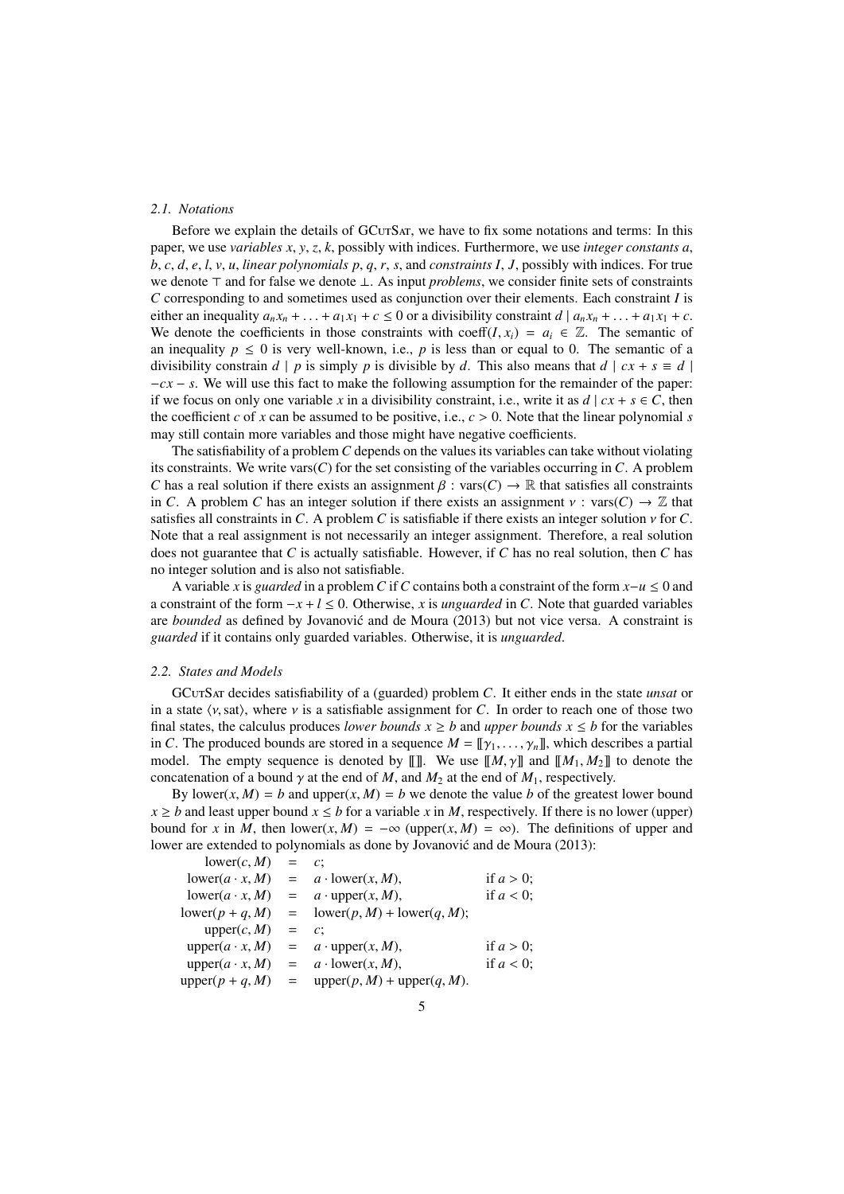### 2.1. Notations

Before we explain the details of GCutSat, we have to fix some notations and terms: In this paper, we use *variables* $x$, $y$, $z$, $k$, possibly with indices. Furthermore, we use *integer constants* $a$, $b$, $c$, $d$, $e$, $l$, $v$, $u$, *linear polynomials* $p$, $q$, $r$, $s$, and *constraints* $I$, $J$, possibly with indices. For true we denote $\top$ and for false we denote $\bot$. As input *problems*, we consider finite sets of constraints $C$ corresponding to and sometimes used as conjunction over their elements. Each constraint $I$ is either an inequality $a_n x_n + \ldots + a_1 x_1 + c \leq 0$ or a divisibility constraint $d \mid a_n x_n + \ldots + a_1 x_1 + c$. We denote the coefficients in those constraints with $\text{coeff}(I, x_i) = a_i \in \mathbb{Z}$. The semantic of an inequality $p \leq 0$ is very well-known, i.e., $p$ is less than or equal to 0. The semantic of a divisibility constrain $d \mid p$ is simply $p$ is divisible by $d$. This also means that $d \mid cx + s \equiv d \mid -cx - s$. We will use this fact to make the following assumption for the remainder of the paper: if we focus on only one variable $x$ in a divisibility constraint, i.e., write it as $d \mid cx + s \in C$, then the coefficient $c$ of $x$ can be assumed to be positive, i.e., $c > 0$. Note that the linear polynomial $s$ may still contain more variables and those might have negative coefficients.

The satisfiability of a problem $C$ depends on the values its variables can take without violating its constraints. We write $\text{vars}(C)$ for the set consisting of the variables occurring in $C$. A problem $C$ has a real solution if there exists an assignment $\beta : \text{vars}(C) \to \mathbb{R}$ that satisfies all constraints in $C$. A problem $C$ has an integer solution if there exists an assignment $\nu : \text{vars}(C) \to \mathbb{Z}$ that satisfies all constraints in $C$. A problem $C$ is satisfiable if there exists an integer solution $\nu$ for $C$. Note that a real assignment is not necessarily an integer assignment. Therefore, a real solution does not guarantee that $C$ is actually satisfiable. However, if $C$ has no real solution, then $C$ has no integer solution and is also not satisfiable.

A variable $x$ is *guarded* in a problem $C$ if $C$ contains both a constraint of the form $x - u \leq 0$ and a constraint of the form $-x + l \leq 0$. Otherwise, $x$ is *unguarded* in $C$. Note that guarded variables are *bounded* as defined by Jovanović and de Moura (2013) but not vice versa. A constraint is *guarded* if it contains only guarded variables. Otherwise, it is *unguarded*.

### 2.2. States and Models

GCutSat decides satisfiability of a (guarded) problem $C$. It either ends in the state *unsat* or in a state $\langle \nu, \text{sat} \rangle$, where $\nu$ is a satisfiable assignment for $C$. In order to reach one of those two final states, the calculus produces *lower bounds* $x \geq b$ and *upper bounds* $x \leq b$ for the variables in $C$. The produced bounds are stored in a sequence $M = [\![\gamma_1, \ldots, \gamma_n]\!]$, which describes a partial model. The empty sequence is denoted by $[\![]\!]$. We use $[\![M, \gamma]\!]$ and $[\![M_1, M_2]\!]$ to denote the concatenation of a bound $\gamma$ at the end of $M$, and $M_2$ at the end of $M_1$, respectively.

By $\text{lower}(x, M) = b$ and $\text{upper}(x, M) = b$ we denote the value $b$ of the greatest lower bound $x \geq b$ and least upper bound $x \leq b$ for a variable $x$ in $M$, respectively. If there is no lower (upper) bound for $x$ in $M$, then $\text{lower}(x, M) = -\infty$ ($\text{upper}(x, M) = \infty$). The definitions of upper and lower are extended to polynomials as done by Jovanović and de Moura (2013):

$$
\begin{aligned}
\text{lower}(c, M) &= c; & \\
\text{lower}(a \cdot x, M) &= a \cdot \text{lower}(x, M), & \text{if } a > 0; \\
\text{lower}(a \cdot x, M) &= a \cdot \text{upper}(x, M), & \text{if } a < 0; \\
\text{lower}(p + q, M) &= \text{lower}(p, M) + \text{lower}(q, M); & \\
\text{upper}(c, M) &= c; & \\
\text{upper}(a \cdot x, M) &= a \cdot \text{upper}(x, M), & \text{if } a > 0; \\
\text{upper}(a \cdot x, M) &= a \cdot \text{lower}(x, M), & \text{if } a < 0; \\
\text{upper}(p + q, M) &= \text{upper}(p, M) + \text{upper}(q, M). &
\end{aligned}
$$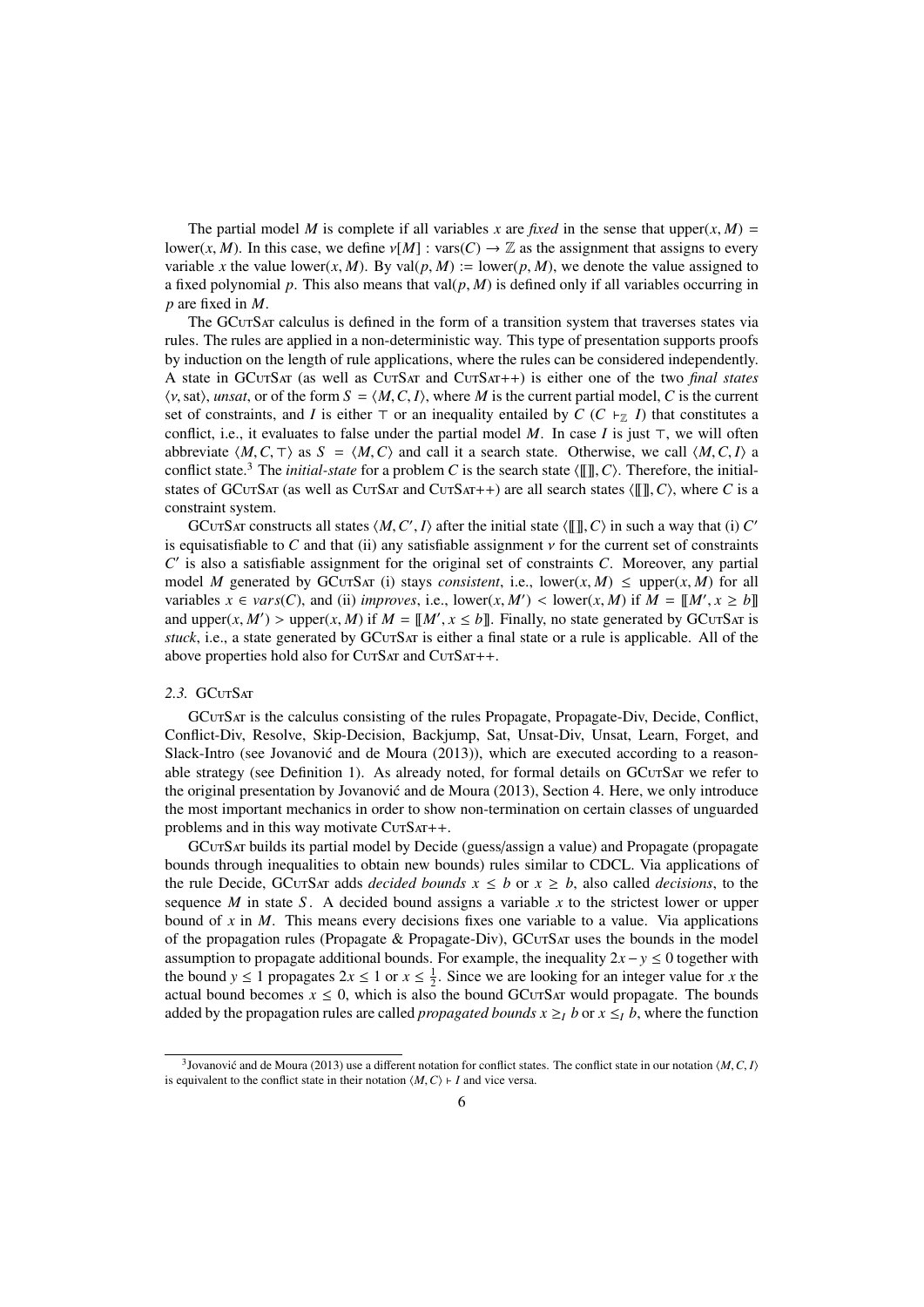The partial model $M$ is complete if all variables $x$ are *fixed* in the sense that $\text{upper}(x, M) = \text{lower}(x, M)$. In this case, we define $v[M] : \text{vars}(C) \rightarrow \mathbb{Z}$ as the assignment that assigns to every variable $x$ the value $\text{lower}(x, M)$. By $\text{val}(p, M) := \text{lower}(p, M)$, we denote the value assigned to a fixed polynomial $p$. This also means that $\text{val}(p, M)$ is defined only if all variables occurring in $p$ are fixed in $M$.

The GCutSat calculus is defined in the form of a transition system that traverses states via rules. The rules are applied in a non-deterministic way. This type of presentation supports proofs by induction on the length of rule applications, where the rules can be considered independently. A state in GCutSat (as well as CutSat and CutSat++) is either one of the two *final states* $\langle v, \text{sat}\rangle$, *unsat*, or of the form $S = \langle M, C, I\rangle$, where $M$ is the current partial model, $C$ is the current set of constraints, and $I$ is either $\top$ or an inequality entailed by $C$ ($C \vdash_{\mathbb{Z}} I$) that constitutes a conflict, i.e., it evaluates to false under the partial model $M$. In case $I$ is just $\top$, we will often abbreviate $\langle M, C, \top\rangle$ as $S = \langle M, C\rangle$ and call it a search state. Otherwise, we call $\langle M, C, I\rangle$ a conflict state.[3] The *initial-state* for a problem $C$ is the search state $\langle [\![]\!], C\rangle$. Therefore, the initial-states of GCutSat (as well as CutSat and CutSat++) are all search states $\langle [\![]\!], C\rangle$, where $C$ is a constraint system.

GCutSat constructs all states $\langle M, C', I\rangle$ after the initial state $\langle [\![]\!], C\rangle$ in such a way that (i) $C'$ is equisatisfiable to $C$ and that (ii) any satisfiable assignment $v$ for the current set of constraints $C'$ is also a satisfiable assignment for the original set of constraints $C$. Moreover, any partial model $M$ generated by GCutSat (i) stays *consistent*, i.e., $\text{lower}(x, M) \leq \text{upper}(x, M)$ for all variables $x \in \textit{vars}(C)$, and (ii) *improves*, i.e., $\text{lower}(x, M') < \text{lower}(x, M)$ if $M = [\![M', x \geq b]\!]$ and $\text{upper}(x, M') > \text{upper}(x, M)$ if $M = [\![M', x \leq b]\!]$. Finally, no state generated by GCutSat is *stuck*, i.e., a state generated by GCutSat is either a final state or a rule is applicable. All of the above properties hold also for CutSat and CutSat++.

### 2.3. GCutSat

GCutSat is the calculus consisting of the rules Propagate, Propagate-Div, Decide, Conflict, Conflict-Div, Resolve, Skip-Decision, Backjump, Sat, Unsat-Div, Unsat, Learn, Forget, and Slack-Intro (see Jovanović and de Moura (2013)), which are executed according to a reasonable strategy (see Definition 1). As already noted, for formal details on GCutSat we refer to the original presentation by Jovanović and de Moura (2013), Section 4. Here, we only introduce the most important mechanics in order to show non-termination on certain classes of unguarded problems and in this way motivate CutSat++.

GCutSat builds its partial model by Decide (guess/assign a value) and Propagate (propagate bounds through inequalities to obtain new bounds) rules similar to CDCL. Via applications of the rule Decide, GCutSat adds *decided bounds* $x \leq b$ or $x \geq b$, also called *decisions*, to the sequence $M$ in state $S$. A decided bound assigns a variable $x$ to the strictest lower or upper bound of $x$ in $M$. This means every decisions fixes one variable to a value. Via applications of the propagation rules (Propagate & Propagate-Div), GCutSat uses the bounds in the model assumption to propagate additional bounds. For example, the inequality $2x - y \leq 0$ together with the bound $y \leq 1$ propagates $2x \leq 1$ or $x \leq \frac{1}{2}$. Since we are looking for an integer value for $x$ the actual bound becomes $x \leq 0$, which is also the bound GCutSat would propagate. The bounds added by the propagation rules are called *propagated bounds* $x \geq_I b$ or $x \leq_I b$, where the function

[3] Jovanović and de Moura (2013) use a different notation for conflict states. The conflict state in our notation $\langle M, C, I\rangle$ is equivalent to the conflict state in their notation $\langle M, C\rangle \vdash I$ and vice versa.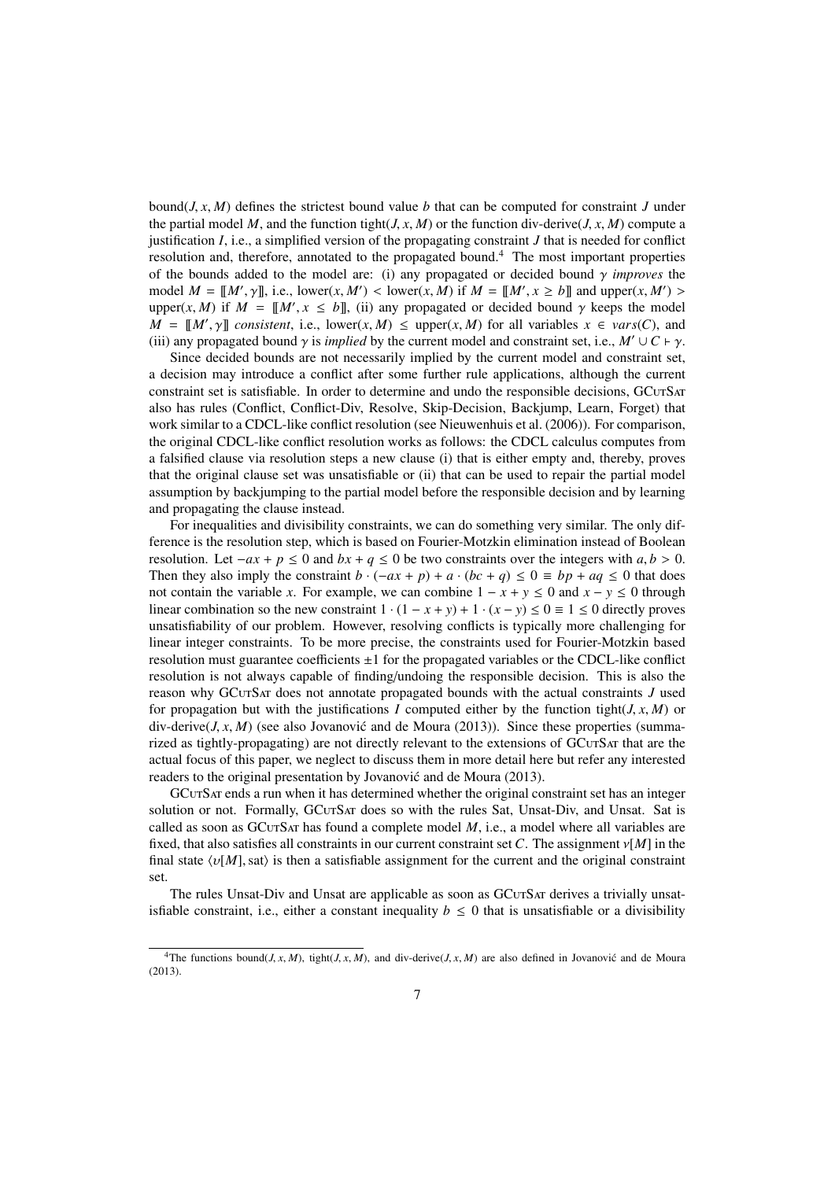bound$(J, x, M)$ defines the strictest bound value $b$ that can be computed for constraint $J$ under the partial model $M$, and the function tight$(J, x, M)$ or the function div-derive$(J, x, M)$ compute a justification $I$, i.e., a simplified version of the propagating constraint $J$ that is needed for conflict resolution and, therefore, annotated to the propagated bound.[4] The most important properties of the bounds added to the model are: (i) any propagated or decided bound $\gamma$ *improves* the model $M = [\![M', \gamma]\!]$, i.e., lower$(x, M') <$ lower$(x, M)$ if $M = [\![M', x \geq b]\!]$ and upper$(x, M') >$ upper$(x, M)$ if $M = [\![M', x \leq b]\!]$, (ii) any propagated or decided bound $\gamma$ keeps the model $M = [\![M', \gamma]\!]$ *consistent*, i.e., lower$(x, M) \leq$ upper$(x, M)$ for all variables $x \in vars(C)$, and (iii) any propagated bound $\gamma$ is *implied* by the current model and constraint set, i.e., $M' \cup C \vdash \gamma$.

Since decided bounds are not necessarily implied by the current model and constraint set, a decision may introduce a conflict after some further rule applications, although the current constraint set is satisfiable. In order to determine and undo the responsible decisions, GCutSat also has rules (Conflict, Conflict-Div, Resolve, Skip-Decision, Backjump, Learn, Forget) that work similar to a CDCL-like conflict resolution (see Nieuwenhuis et al. (2006)). For comparison, the original CDCL-like conflict resolution works as follows: the CDCL calculus computes from a falsified clause via resolution steps a new clause (i) that is either empty and, thereby, proves that the original clause set was unsatisfiable or (ii) that can be used to repair the partial model assumption by backjumping to the partial model before the responsible decision and by learning and propagating the clause instead.

For inequalities and divisibility constraints, we can do something very similar. The only difference is the resolution step, which is based on Fourier-Motzkin elimination instead of Boolean resolution. Let $-ax + p \leq 0$ and $bx + q \leq 0$ be two constraints over the integers with $a, b > 0$. Then they also imply the constraint $b \cdot (-ax + p) + a \cdot (bc + q) \leq 0 \equiv bp + aq \leq 0$ that does not contain the variable $x$. For example, we can combine $1 - x + y \leq 0$ and $x - y \leq 0$ through linear combination so the new constraint $1 \cdot (1 - x + y) + 1 \cdot (x - y) \leq 0 \equiv 1 \leq 0$ directly proves unsatisfiability of our problem. However, resolving conflicts is typically more challenging for linear integer constraints. To be more precise, the constraints used for Fourier-Motzkin based resolution must guarantee coefficients $\pm 1$ for the propagated variables or the CDCL-like conflict resolution is not always capable of finding/undoing the responsible decision. This is also the reason why GCutSat does not annotate propagated bounds with the actual constraints $J$ used for propagation but with the justifications $I$ computed either by the function tight$(J, x, M)$ or div-derive$(J, x, M)$ (see also Jovanović and de Moura (2013)). Since these properties (summarized as tightly-propagating) are not directly relevant to the extensions of GCutSat that are the actual focus of this paper, we neglect to discuss them in more detail here but refer any interested readers to the original presentation by Jovanović and de Moura (2013).

GCutSat ends a run when it has determined whether the original constraint set has an integer solution or not. Formally, GCutSat does so with the rules Sat, Unsat-Div, and Unsat. Sat is called as soon as GCutSat has found a complete model $M$, i.e., a model where all variables are fixed, that also satisfies all constraints in our current constraint set $C$. The assignment $\nu[M]$ in the final state $\langle \upsilon[M], \text{sat} \rangle$ is then a satisfiable assignment for the current and the original constraint set.

The rules Unsat-Div and Unsat are applicable as soon as GCutSat derives a trivially unsatisfiable constraint, i.e., either a constant inequality $b \leq 0$ that is unsatisfiable or a divisibility

[4] The functions bound$(J, x, M)$, tight$(J, x, M)$, and div-derive$(J, x, M)$ are also defined in Jovanović and de Moura (2013).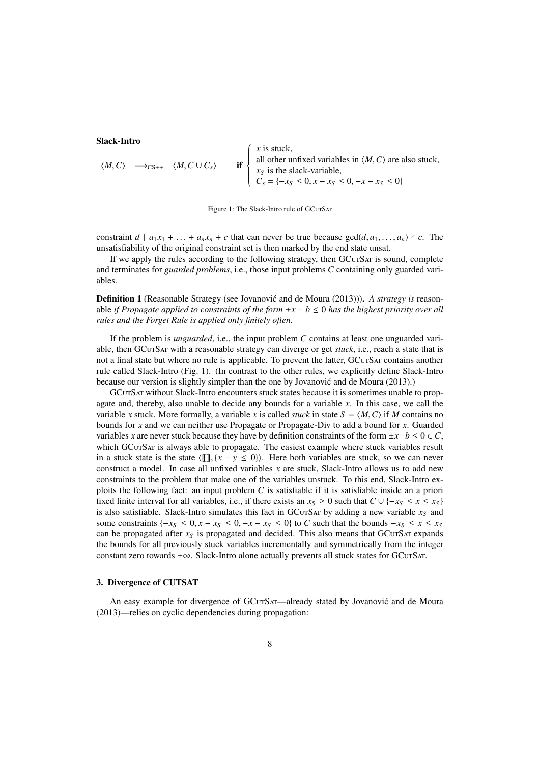**Slack-Intro**

$$\langle M, C\rangle \implies_{\text{CS++}} \langle M, C \cup C_s\rangle \qquad \textbf{if} \begin{cases} x \text{ is stuck,} \\ \text{all other unfixed variables in } \langle M, C\rangle \text{ are also stuck,} \\ x_S \text{ is the slack-variable,} \\ C_s = \{-x_S \leq 0, x - x_S \leq 0, -x - x_S \leq 0\} \end{cases}$$

Figure 1: The Slack-Intro rule of GCutSat

constraint $d \mid a_1x_1 + \ldots + a_nx_n + c$ that can never be true because $\gcd(d, a_1, \ldots, a_n) \nmid c$. The unsatisfiability of the original constraint set is then marked by the end state unsat.

If we apply the rules according to the following strategy, then GCutSat is sound, complete and terminates for *guarded problems*, i.e., those input problems $C$ containing only guarded variables.

**Definition 1** (Reasonable Strategy (see Jovanović and de Moura (2013))). *A strategy is* reasonable *if Propagate applied to constraints of the form* $\pm x - b \leq 0$ *has the highest priority over all rules and the Forget Rule is applied only finitely often.*

If the problem is *unguarded*, i.e., the input problem $C$ contains at least one unguarded variable, then GCutSat with a reasonable strategy can diverge or get *stuck*, i.e., reach a state that is not a final state but where no rule is applicable. To prevent the latter, GCutSat contains another rule called Slack-Intro (Fig. 1). (In contrast to the other rules, we explicitly define Slack-Intro because our version is slightly simpler than the one by Jovanović and de Moura (2013).)

GCutSat without Slack-Intro encounters stuck states because it is sometimes unable to propagate and, thereby, also unable to decide any bounds for a variable $x$. In this case, we call the variable $x$ stuck. More formally, a variable $x$ is called *stuck* in state $S = \langle M, C\rangle$ if $M$ contains no bounds for $x$ and we can neither use Propagate or Propagate-Div to add a bound for $x$. Guarded variables $x$ are never stuck because they have by definition constraints of the form $\pm x - b \leq 0 \in C$, which GCutSat is always able to propagate. The easiest example where stuck variables result in a stuck state is the state $\langle [\![]\!], \{x - y \leq 0\}\rangle$. Here both variables are stuck, so we can never construct a model. In case all unfixed variables $x$ are stuck, Slack-Intro allows us to add new constraints to the problem that make one of the variables unstuck. To this end, Slack-Intro exploits the following fact: an input problem $C$ is satisfiable if it is satisfiable inside an a priori fixed finite interval for all variables, i.e., if there exists an $x_S \geq 0$ such that $C \cup \{-x_S \leq x \leq x_S\}$ is also satisfiable. Slack-Intro simulates this fact in GCutSat by adding a new variable $x_S$ and some constraints $\{-x_S \leq 0, x - x_S \leq 0, -x - x_S \leq 0\}$ to $C$ such that the bounds $-x_S \leq x \leq x_S$ can be propagated after $x_S$ is propagated and decided. This also means that GCutSat expands the bounds for all previously stuck variables incrementally and symmetrically from the integer constant zero towards $\pm\infty$. Slack-Intro alone actually prevents all stuck states for GCutSat.

## 3. Divergence of CUTSAT

An easy example for divergence of GCutSat—already stated by Jovanović and de Moura (2013)—relies on cyclic dependencies during propagation: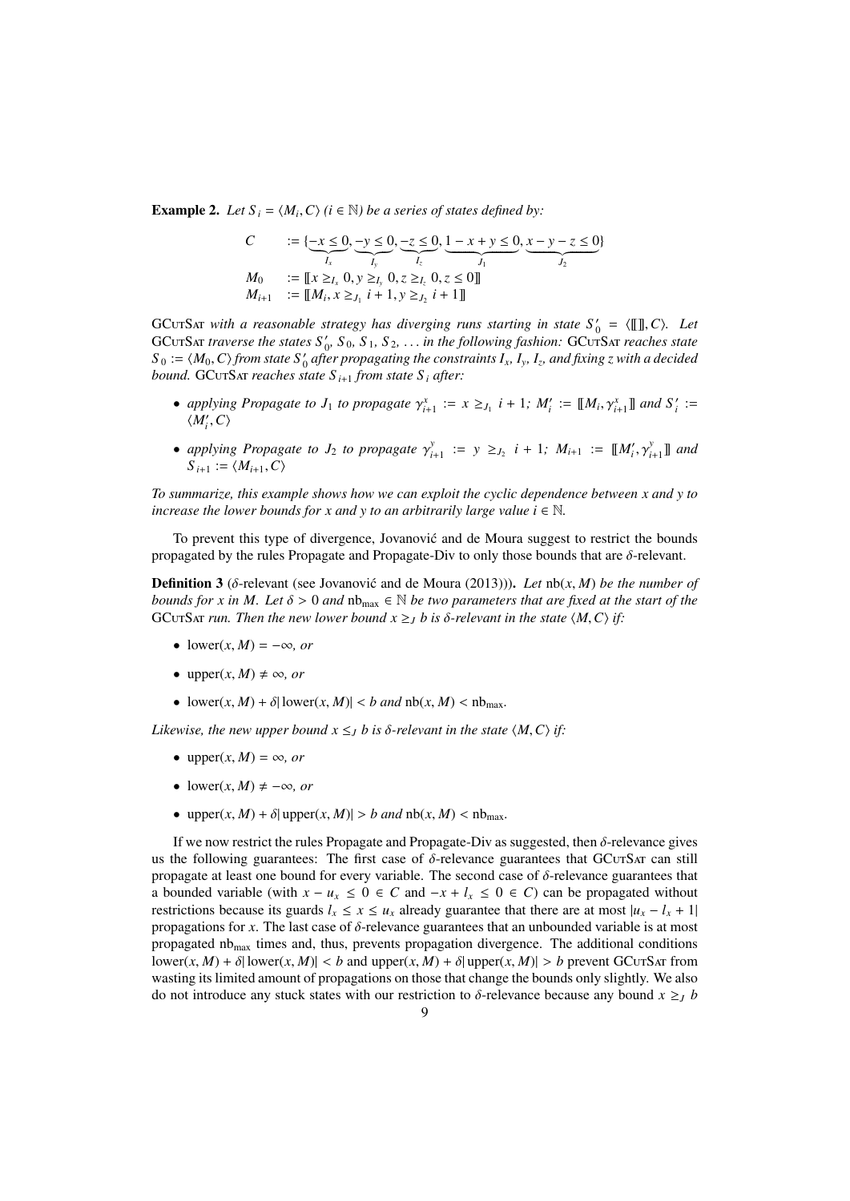**Example 2.** *Let $S_i = \langle M_i, C\rangle$ ($i \in \mathbb{N}$) be a series of states defined by:*

$$
\begin{aligned}
C \quad &:= \{\underbrace{-x \le 0}_{I_x}, \underbrace{-y \le 0}_{I_y}, \underbrace{-z \le 0}_{I_z}, \underbrace{1 - x + y \le 0}_{J_1}, \underbrace{x - y - z \le 0}_{J_2}\} \\
M_0 \quad &:= [\![x \ge_{I_x} 0, y \ge_{I_y} 0, z \ge_{I_z} 0, z \le 0]\!] \\
M_{i+1} \quad &:= [\![M_i, x \ge_{J_1} i+1, y \ge_{J_2} i+1]\!]
\end{aligned}
$$

GCutSat *with a reasonable strategy has diverging runs starting in state $S'_0 = \langle [\![]\!], C\rangle$. Let* GCutSat *traverse the states $S'_0$, $S_0$, $S_1$, $S_2$, ... in the following fashion:* GCutSat *reaches state $S_0 := \langle M_0, C\rangle$ from state $S'_0$ after propagating the constraints $I_x$, $I_y$, $I_z$, and fixing $z$ with a decided bound.* GCutSat *reaches state $S_{i+1}$ from state $S_i$ after:*

- *applying Propagate to $J_1$ to propagate $\gamma^x_{i+1} := x \ge_{J_1} i+1$; $M'_i := [\![M_i, \gamma^x_{i+1}]\!]$ and $S'_i := \langle M'_i, C\rangle$*
- *applying Propagate to $J_2$ to propagate $\gamma^y_{i+1} := y \ge_{J_2} i+1$; $M_{i+1} := [\![M'_i, \gamma^y_{i+1}]\!]$ and $S_{i+1} := \langle M_{i+1}, C\rangle$*

*To summarize, this example shows how we can exploit the cyclic dependence between $x$ and $y$ to increase the lower bounds for $x$ and $y$ to an arbitrarily large value $i \in \mathbb{N}$.*

To prevent this type of divergence, Jovanović and de Moura suggest to restrict the bounds propagated by the rules Propagate and Propagate-Div to only those bounds that are $\delta$-relevant.

**Definition 3** ($\delta$-relevant (see Jovanović and de Moura (2013)))**.** *Let $\mathrm{nb}(x, M)$ be the number of bounds for $x$ in $M$. Let $\delta > 0$ and $\mathrm{nb}_{\max} \in \mathbb{N}$ be two parameters that are fixed at the start of the* GCutSat *run. Then the new lower bound $x \ge_J b$ is $\delta$-relevant in the state $\langle M, C\rangle$ if:*

- $\mathrm{lower}(x, M) = -\infty$*, or*
- $\mathrm{upper}(x, M) \ne \infty$*, or*
- $\mathrm{lower}(x, M) + \delta|\mathrm{lower}(x, M)| < b$ *and* $\mathrm{nb}(x, M) < \mathrm{nb}_{\max}$*.*

*Likewise, the new upper bound $x \le_J b$ is $\delta$-relevant in the state $\langle M, C\rangle$ if:*

- $\mathrm{upper}(x, M) = \infty$*, or*
- $\mathrm{lower}(x, M) \ne -\infty$*, or*
- $\mathrm{upper}(x, M) + \delta|\mathrm{upper}(x, M)| > b$ *and* $\mathrm{nb}(x, M) < \mathrm{nb}_{\max}$*.*

If we now restrict the rules Propagate and Propagate-Div as suggested, then $\delta$-relevance gives us the following guarantees: The first case of $\delta$-relevance guarantees that GCutSat can still propagate at least one bound for every variable. The second case of $\delta$-relevance guarantees that a bounded variable (with $x - u_x \le 0 \in C$ and $-x + l_x \le 0 \in C$) can be propagated without restrictions because its guards $l_x \le x \le u_x$ already guarantee that there are at most $|u_x - l_x + 1|$ propagations for $x$. The last case of $\delta$-relevance guarantees that an unbounded variable is at most propagated $\mathrm{nb}_{\max}$ times and, thus, prevents propagation divergence. The additional conditions $\mathrm{lower}(x, M) + \delta|\mathrm{lower}(x, M)| < b$ and $\mathrm{upper}(x, M) + \delta|\mathrm{upper}(x, M)| > b$ prevent GCutSat from wasting its limited amount of propagations on those that change the bounds only slightly. We also do not introduce any stuck states with our restriction to $\delta$-relevance because any bound $x \ge_J b$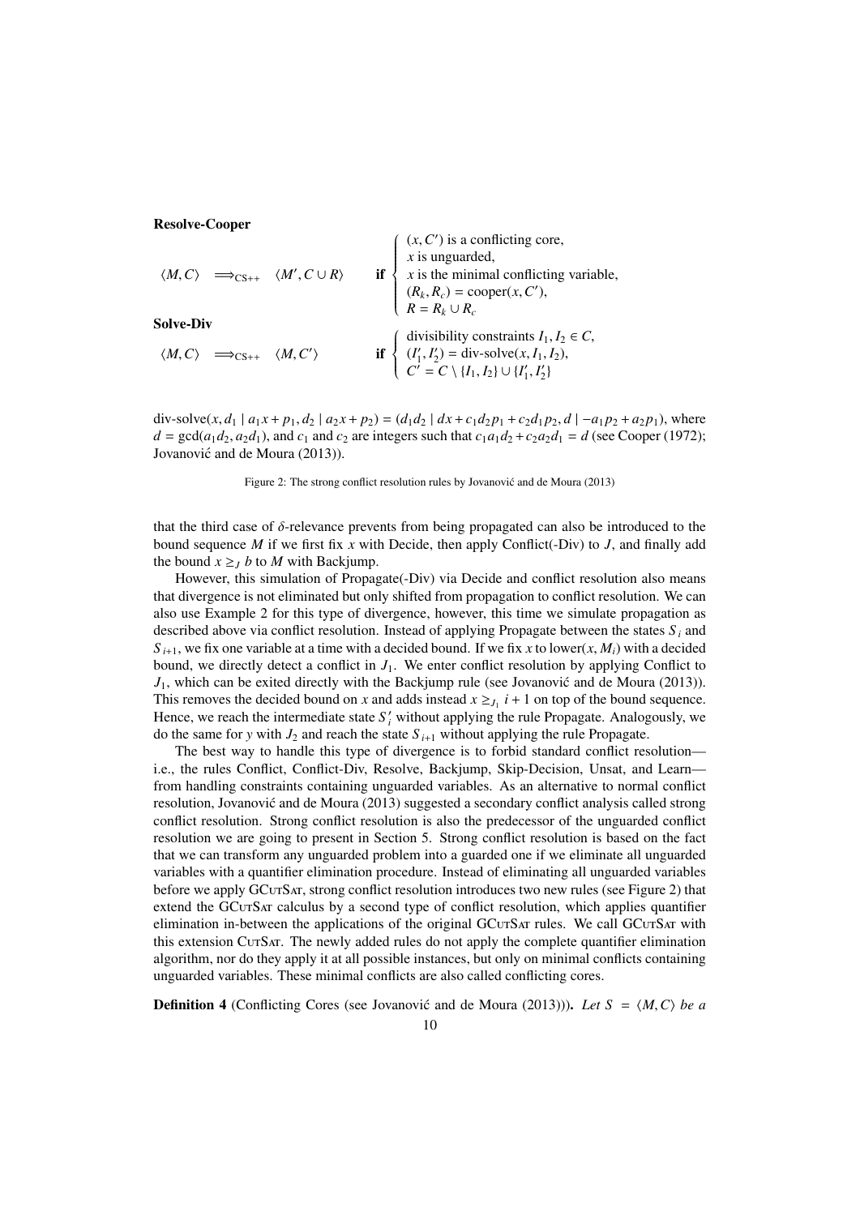**Resolve-Cooper**

$$\langle M, C\rangle \implies_{\text{CS++}} \langle M', C \cup R\rangle \quad \textbf{if} \begin{cases} (x, C') \text{ is a conflicting core,} \\ x \text{ is unguarded,} \\ x \text{ is the minimal conflicting variable,} \\ (R_k, R_c) = \text{cooper}(x, C'), \\ R = R_k \cup R_c \end{cases}$$

**Solve-Div**

$$\langle M, C\rangle \implies_{\text{CS++}} \langle M, C'\rangle \quad \textbf{if} \begin{cases} \text{divisibility constraints } I_1, I_2 \in C, \\ (I_1', I_2') = \text{div-solve}(x, I_1, I_2), \\ C' = C \setminus \{I_1, I_2\} \cup \{I_1', I_2'\} \end{cases}$$

div-solve$(x, d_1 \mid a_1 x + p_1, d_2 \mid a_2 x + p_2) = (d_1 d_2 \mid dx + c_1 d_2 p_1 + c_2 d_1 p_2, d \mid -a_1 p_2 + a_2 p_1)$, where $d = \gcd(a_1 d_2, a_2 d_1)$, and $c_1$ and $c_2$ are integers such that $c_1 a_1 d_2 + c_2 a_2 d_1 = d$ (see Cooper (1972); Jovanović and de Moura (2013)).

Figure 2: The strong conflict resolution rules by Jovanović and de Moura (2013)

that the third case of $\delta$-relevance prevents from being propagated can also be introduced to the bound sequence $M$ if we first fix $x$ with Decide, then apply Conflict(-Div) to $J$, and finally add the bound $x \geq_J b$ to $M$ with Backjump.

However, this simulation of Propagate(-Div) via Decide and conflict resolution also means that divergence is not eliminated but only shifted from propagation to conflict resolution. We can also use Example 2 for this type of divergence, however, this time we simulate propagation as described above via conflict resolution. Instead of applying Propagate between the states $S_i$ and $S_{i+1}$, we fix one variable at a time with a decided bound. If we fix $x$ to lower$(x, M_i)$ with a decided bound, we directly detect a conflict in $J_1$. We enter conflict resolution by applying Conflict to $J_1$, which can be exited directly with the Backjump rule (see Jovanović and de Moura (2013)). This removes the decided bound on $x$ and adds instead $x \geq_{J_1} i+1$ on top of the bound sequence. Hence, we reach the intermediate state $S_i'$ without applying the rule Propagate. Analogously, we do the same for $y$ with $J_2$ and reach the state $S_{i+1}$ without applying the rule Propagate.

The best way to handle this type of divergence is to forbid standard conflict resolution—i.e., the rules Conflict, Conflict-Div, Resolve, Backjump, Skip-Decision, Unsat, and Learn—from handling constraints containing unguarded variables. As an alternative to normal conflict resolution, Jovanović and de Moura (2013) suggested a secondary conflict analysis called strong conflict resolution. Strong conflict resolution is also the predecessor of the unguarded conflict resolution we are going to present in Section 5. Strong conflict resolution is based on the fact that we can transform any unguarded problem into a guarded one if we eliminate all unguarded variables with a quantifier elimination procedure. Instead of eliminating all unguarded variables before we apply GCutSat, strong conflict resolution introduces two new rules (see Figure 2) that extend the GCutSat calculus by a second type of conflict resolution, which applies quantifier elimination in-between the applications of the original GCutSat rules. We call GCutSat with this extension CutSat. The newly added rules do not apply the complete quantifier elimination algorithm, nor do they apply it at all possible instances, but only on minimal conflicts containing unguarded variables. These minimal conflicts are also called conflicting cores.

**Definition 4** (Conflicting Cores (see Jovanović and de Moura (2013))). *Let $S = \langle M, C\rangle$ be a*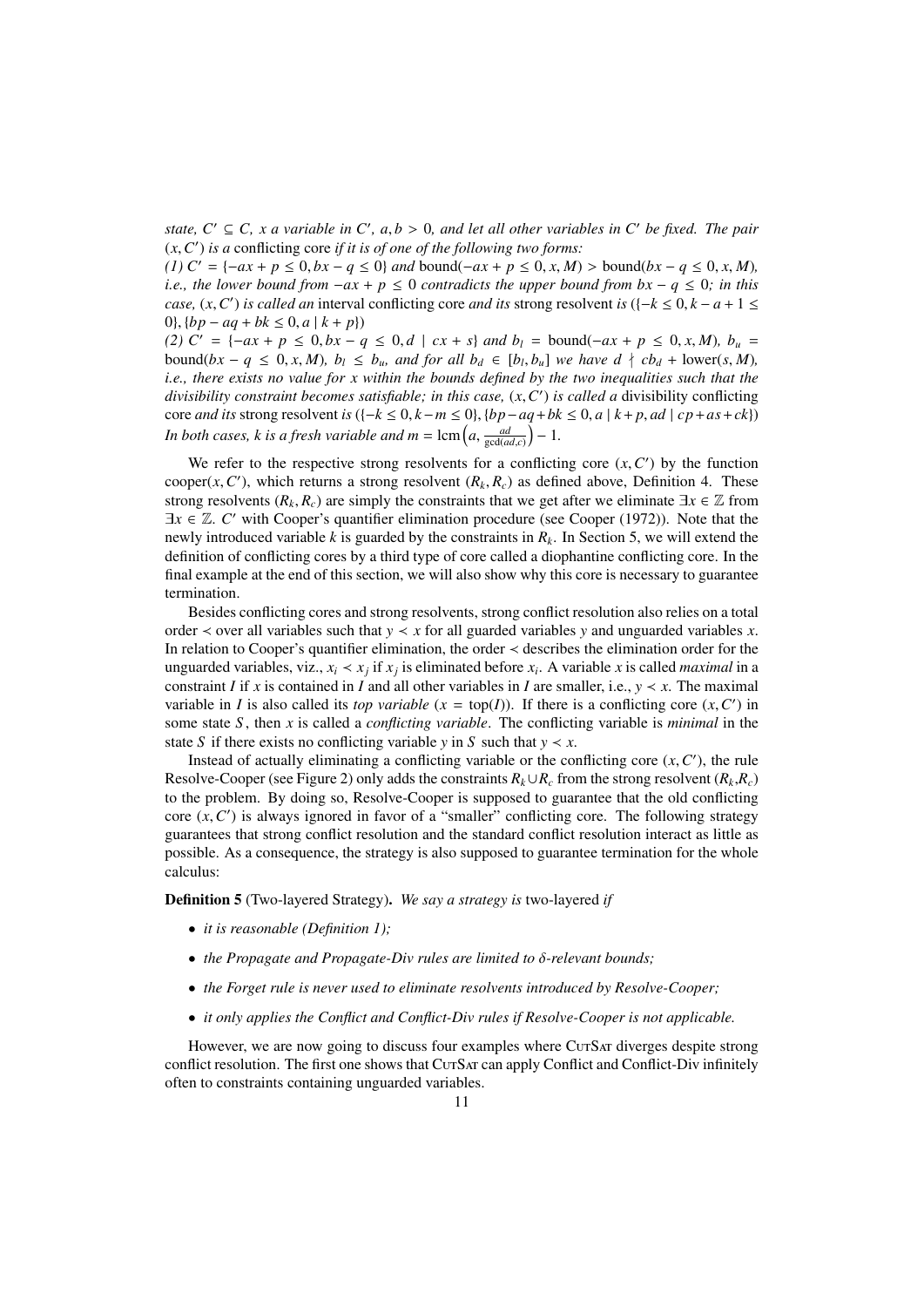*state, $C' \subseteq C$, $x$ a variable in $C'$, $a, b > 0$, and let all other variables in $C'$ be fixed. The pair $(x, C')$ is a* conflicting core *if it is of one of the following two forms:*

*(1) $C' = \{-ax + p \leq 0, bx - q \leq 0\}$ and $\text{bound}(-ax + p \leq 0, x, M) > \text{bound}(bx - q \leq 0, x, M)$, i.e., the lower bound from $-ax + p \leq 0$ contradicts the upper bound from $bx - q \leq 0$; in this case, $(x, C')$ is called an* interval conflicting core *and its* strong resolvent *is* $(\{-k \leq 0, k - a + 1 \leq 0\}, \{bp - aq + bk \leq 0, a \mid k + p\})$

*(2) $C' = \{-ax + p \leq 0, bx - q \leq 0, d \mid cx + s\}$ and $b_l = \text{bound}(-ax + p \leq 0, x, M)$, $b_u = \text{bound}(bx - q \leq 0, x, M)$, $b_l \leq b_u$, and for all $b_d \in [b_l, b_u]$ we have $d \nmid cb_d + \text{lower}(s, M)$, i.e., there exists no value for $x$ within the bounds defined by the two inequalities such that the divisibility constraint becomes satisfiable; in this case, $(x, C')$ is called a* divisibility conflicting core *and its* strong resolvent *is* $(\{-k \leq 0, k - m \leq 0\}, \{bp - aq + bk \leq 0, a \mid k + p, ad \mid cp + as + ck\})$
*In both cases, $k$ is a fresh variable and $m = \text{lcm}\left(a, \frac{ad}{\gcd(ad,c)}\right) - 1$.*

We refer to the respective strong resolvents for a conflicting core $(x, C')$ by the function $\text{cooper}(x, C')$, which returns a strong resolvent $(R_k, R_c)$ as defined above, Definition 4. These strong resolvents $(R_k, R_c)$ are simply the constraints that we get after we eliminate $\exists x \in \mathbb{Z}$ from $\exists x \in \mathbb{Z}.\ C'$ with Cooper's quantifier elimination procedure (see Cooper (1972)). Note that the newly introduced variable $k$ is guarded by the constraints in $R_k$. In Section 5, we will extend the definition of conflicting cores by a third type of core called a diophantine conflicting core. In the final example at the end of this section, we will also show why this core is necessary to guarantee termination.

Besides conflicting cores and strong resolvents, strong conflict resolution also relies on a total order $\prec$ over all variables such that $y \prec x$ for all guarded variables $y$ and unguarded variables $x$. In relation to Cooper's quantifier elimination, the order $\prec$ describes the elimination order for the unguarded variables, viz., $x_i \prec x_j$ if $x_j$ is eliminated before $x_i$. A variable $x$ is called *maximal* in a constraint $I$ if $x$ is contained in $I$ and all other variables in $I$ are smaller, i.e., $y \prec x$. The maximal variable in $I$ is also called its *top variable* ($x = \text{top}(I)$). If there is a conflicting core $(x, C')$ in some state $S$, then $x$ is called a *conflicting variable*. The conflicting variable is *minimal* in the state $S$ if there exists no conflicting variable $y$ in $S$ such that $y \prec x$.

Instead of actually eliminating a conflicting variable or the conflicting core $(x, C')$, the rule Resolve-Cooper (see Figure 2) only adds the constraints $R_k \cup R_c$ from the strong resolvent $(R_k, R_c)$ to the problem. By doing so, Resolve-Cooper is supposed to guarantee that the old conflicting core $(x, C')$ is always ignored in favor of a "smaller" conflicting core. The following strategy guarantees that strong conflict resolution and the standard conflict resolution interact as little as possible. As a consequence, the strategy is also supposed to guarantee termination for the whole calculus:

**Definition 5** (Two-layered Strategy). *We say a strategy is* two-layered *if*

- *it is reasonable (Definition 1);*
- *the Propagate and Propagate-Div rules are limited to $\delta$-relevant bounds;*
- *the Forget rule is never used to eliminate resolvents introduced by Resolve-Cooper;*
- *it only applies the Conflict and Conflict-Div rules if Resolve-Cooper is not applicable.*

However, we are now going to discuss four examples where CutSat diverges despite strong conflict resolution. The first one shows that CutSat can apply Conflict and Conflict-Div infinitely often to constraints containing unguarded variables.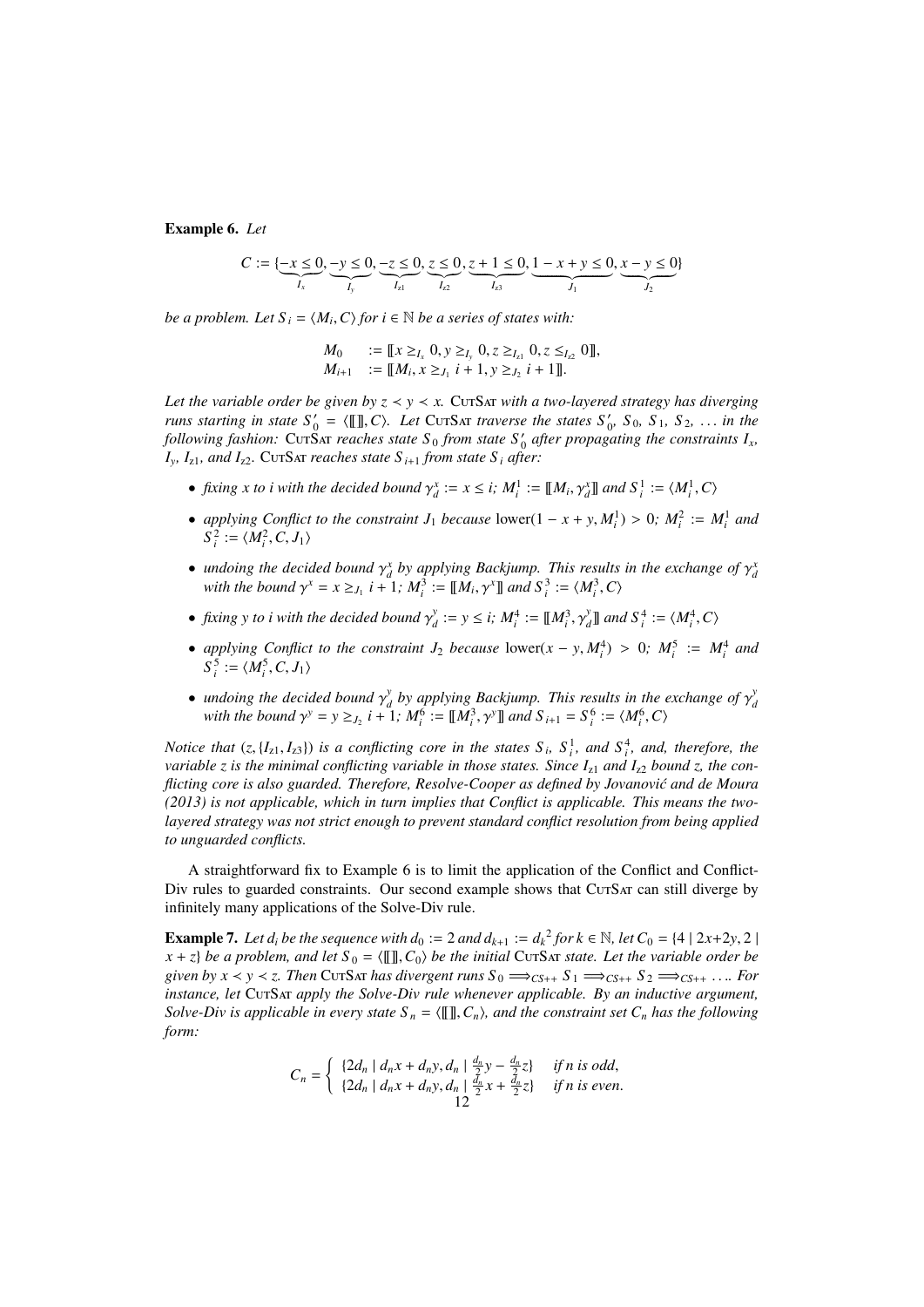**Example 6.** *Let*

$$C := \{\underbrace{-x \leq 0}_{I_x}, \underbrace{-y \leq 0}_{I_y}, \underbrace{-z \leq 0}_{I_{z1}}, \underbrace{z \leq 0}_{I_{z2}}, \underbrace{z + 1 \leq 0}_{I_{z3}}, \underbrace{1 - x + y \leq 0}_{J_1}, \underbrace{x - y \leq 0}_{J_2}\}$$

*be a problem. Let $S_i = \langle M_i, C\rangle$ for $i \in \mathbb{N}$ be a series of states with:*

$$\begin{array}{ll} M_0 & := [\![x \geq_{I_x} 0, y \geq_{I_y} 0, z \geq_{I_{z1}} 0, z \leq_{I_{z2}} 0]\!], \\ M_{i+1} & := [\![M_i, x \geq_{J_1} i+1, y \geq_{J_2} i+1]\!]. \end{array}$$

*Let the variable order be given by $z \prec y \prec x$. CutSat with a two-layered strategy has diverging runs starting in state $S'_0 = \langle [\![]\!], C\rangle$. Let CutSat traverse the states $S'_0$, $S_0$, $S_1$, $S_2$, ... in the following fashion: CutSat reaches state $S_0$ from state $S'_0$ after propagating the constraints $I_x$, $I_y$, $I_{z1}$, and $I_{z2}$. CutSat reaches state $S_{i+1}$ from state $S_i$ after:*

- *fixing $x$ to $i$ with the decided bound $\gamma^x_d := x \leq i$; $M^1_i := [\![M_i, \gamma^x_d]\!]$ and $S^1_i := \langle M^1_i, C\rangle$*
- *applying Conflict to the constraint $J_1$ because $\text{lower}(1 - x + y, M^1_i) > 0$; $M^2_i := M^1_i$ and $S^2_i := \langle M^2_i, C, J_1\rangle$*
- *undoing the decided bound $\gamma^x_d$ by applying Backjump. This results in the exchange of $\gamma^x_d$ with the bound $\gamma^x = x \geq_{J_1} i+1$; $M^3_i := [\![M_i, \gamma^x]\!]$ and $S^3_i := \langle M^3_i, C\rangle$*
- *fixing $y$ to $i$ with the decided bound $\gamma^y_d := y \leq i$; $M^4_i := [\![M^3_i, \gamma^y_d]\!]$ and $S^4_i := \langle M^4_i, C\rangle$*
- *applying Conflict to the constraint $J_2$ because $\text{lower}(x - y, M^4_i) > 0$; $M^5_i := M^4_i$ and $S^5_i := \langle M^5_i, C, J_1\rangle$*
- *undoing the decided bound $\gamma^y_d$ by applying Backjump. This results in the exchange of $\gamma^y_d$ with the bound $\gamma^y = y \geq_{J_2} i+1$; $M^6_i := [\![M^3_i, \gamma^y]\!]$ and $S_{i+1} = S^6_i := \langle M^6_i, C\rangle$*

*Notice that $(z, \{I_{z1}, I_{z3}\})$ is a conflicting core in the states $S_i$, $S^1_i$, and $S^4_i$, and, therefore, the variable $z$ is the minimal conflicting variable in those states. Since $I_{z1}$ and $I_{z2}$ bound $z$, the conflicting core is also guarded. Therefore, Resolve-Cooper as defined by Jovanović and de Moura (2013) is not applicable, which in turn implies that Conflict is applicable. This means the two-layered strategy was not strict enough to prevent standard conflict resolution from being applied to unguarded conflicts.*

A straightforward fix to Example 6 is to limit the application of the Conflict and Conflict-Div rules to guarded constraints. Our second example shows that CutSat can still diverge by infinitely many applications of the Solve-Div rule.

**Example 7.** *Let $d_i$ be the sequence with $d_0 := 2$ and $d_{k+1} := {d_k}^2$ for $k \in \mathbb{N}$, let $C_0 = \{4 \mid 2x+2y, 2 \mid x+z\}$ be a problem, and let $S_0 = \langle [\![]\!], C_0\rangle$ be the initial CutSat state. Let the variable order be given by $x \prec y \prec z$. Then CutSat has divergent runs $S_0 \Longrightarrow_{CS++} S_1 \Longrightarrow_{CS++} S_2 \Longrightarrow_{CS++} \ldots$. For instance, let CutSat apply the Solve-Div rule whenever applicable. By an inductive argument, Solve-Div is applicable in every state $S_n = \langle [\![]\!], C_n\rangle$, and the constraint set $C_n$ has the following form:*

$$C_n = \begin{cases} \{2d_n \mid d_n x + d_n y, d_n \mid \frac{d_n}{2} y - \frac{d_n}{2} z\} & \text{if } n \text{ is odd}, \\ \{2d_n \mid d_n x + d_n y, d_n \mid \frac{d_n}{2} x + \frac{d_n}{2} z\} & \text{if } n \text{ is even}. \end{cases}$$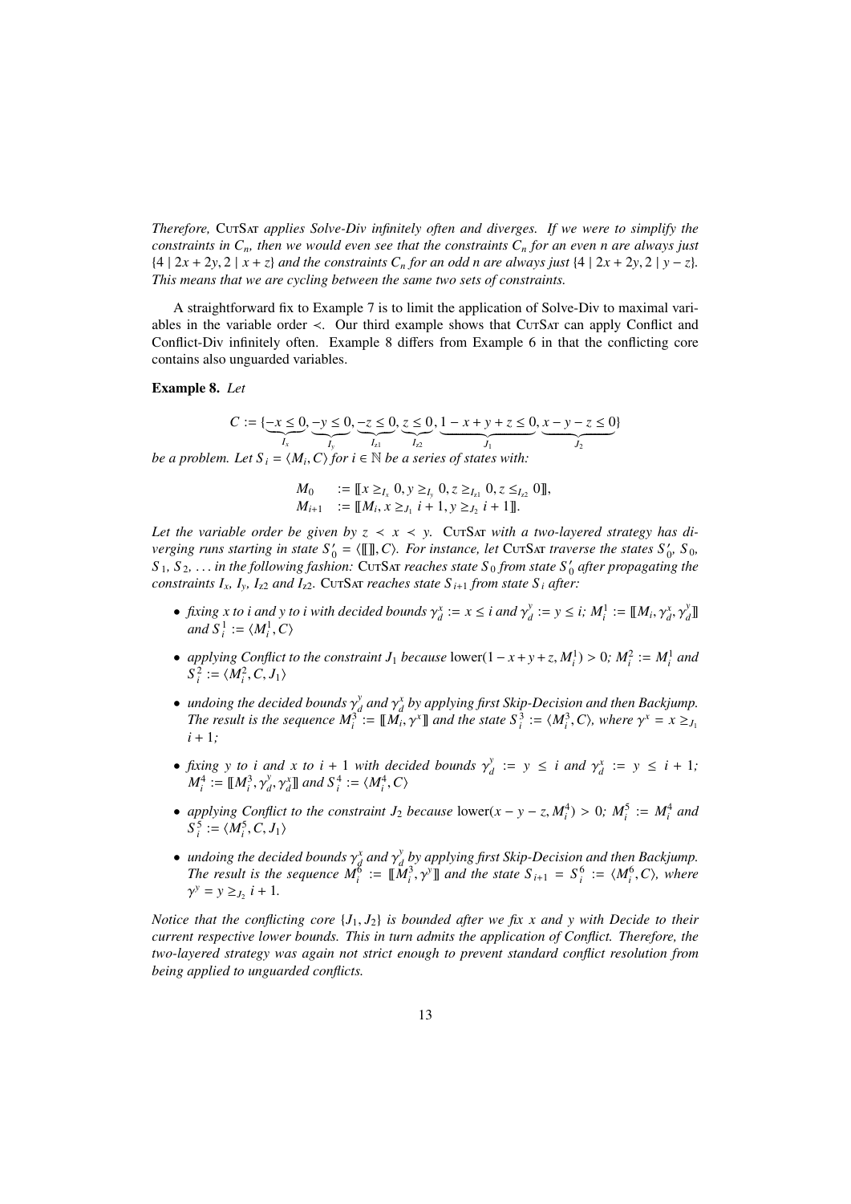*Therefore,* CutSat *applies Solve-Div infinitely often and diverges. If we were to simplify the constraints in $C_n$, then we would even see that the constraints $C_n$ for an even $n$ are always just $\{4 \mid 2x + 2y, 2 \mid x + z\}$ and the constraints $C_n$ for an odd $n$ are always just $\{4 \mid 2x + 2y, 2 \mid y - z\}$. This means that we are cycling between the same two sets of constraints.*

A straightforward fix to Example 7 is to limit the application of Solve-Div to maximal variables in the variable order $\prec$. Our third example shows that CutSat can apply Conflict and Conflict-Div infinitely often. Example 8 differs from Example 6 in that the conflicting core contains also unguarded variables.

**Example 8.** *Let*

$$C := \{\underbrace{-x \leq 0}_{I_x}, \underbrace{-y \leq 0}_{I_y}, \underbrace{-z \leq 0}_{I_{z1}}, \underbrace{z \leq 0}_{I_{z2}}, \underbrace{1 - x + y + z \leq 0}_{J_1}, \underbrace{x - y - z \leq 0}_{J_2}\}$$

*be a problem. Let $S_i = \langle M_i, C\rangle$ for $i \in \mathbb{N}$ be a series of states with:*

$$\begin{aligned} M_0 &:= [\![x \geq_{I_x} 0, y \geq_{I_y} 0, z \geq_{I_{z1}} 0, z \leq_{I_{z2}} 0]\!], \\ M_{i+1} &:= [\![M_i, x \geq_{J_1} i + 1, y \geq_{J_2} i + 1]\!]. \end{aligned}$$

*Let the variable order be given by $z \prec x \prec y$.* CutSat *with a two-layered strategy has diverging runs starting in state $S'_0 = \langle [\![]\!], C\rangle$. For instance, let* CutSat *traverse the states $S'_0$, $S_0$, $S_1$, $S_2$, ... in the following fashion:* CutSat *reaches state $S_0$ from state $S'_0$ after propagating the constraints $I_x$, $I_y$, $I_{z2}$ and $I_{z2}$.* CutSat *reaches state $S_{i+1}$ from state $S_i$ after:*

- *fixing $x$ to $i$ and $y$ to $i$ with decided bounds $\gamma_d^x := x \leq i$ and $\gamma_d^y := y \leq i$; $M_i^1 := [\![M_i, \gamma_d^x, \gamma_d^y]\!]$ and $S_i^1 := \langle M_i^1, C\rangle$*
- *applying Conflict to the constraint $J_1$ because $\text{lower}(1 - x + y + z, M_i^1) > 0$; $M_i^2 := M_i^1$ and $S_i^2 := \langle M_i^2, C, J_1\rangle$*
- *undoing the decided bounds $\gamma_d^y$ and $\gamma_d^x$ by applying first Skip-Decision and then Backjump. The result is the sequence $M_i^3 := [\![M_i, \gamma^x]\!]$ and the state $S_i^3 := \langle M_i^3, C\rangle$, where $\gamma^x = x \geq_{J_1} i + 1$;*
- *fixing $y$ to $i$ and $x$ to $i + 1$ with decided bounds $\gamma_d^y := y \leq i$ and $\gamma_d^x := y \leq i + 1$; $M_i^4 := [\![M_i^3, \gamma_d^y, \gamma_d^x]\!]$ and $S_i^4 := \langle M_i^4, C\rangle$*
- *applying Conflict to the constraint $J_2$ because $\text{lower}(x - y - z, M_i^4) > 0$; $M_i^5 := M_i^4$ and $S_i^5 := \langle M_i^5, C, J_1\rangle$*
- *undoing the decided bounds $\gamma_d^x$ and $\gamma_d^y$ by applying first Skip-Decision and then Backjump. The result is the sequence $M_i^6 := [\![M_i^3, \gamma^y]\!]$ and the state $S_{i+1} = S_i^6 := \langle M_i^6, C\rangle$, where $\gamma^y = y \geq_{J_2} i + 1$.*

*Notice that the conflicting core $\{J_1, J_2\}$ is bounded after we fix $x$ and $y$ with Decide to their current respective lower bounds. This in turn admits the application of Conflict. Therefore, the two-layered strategy was again not strict enough to prevent standard conflict resolution from being applied to unguarded conflicts.*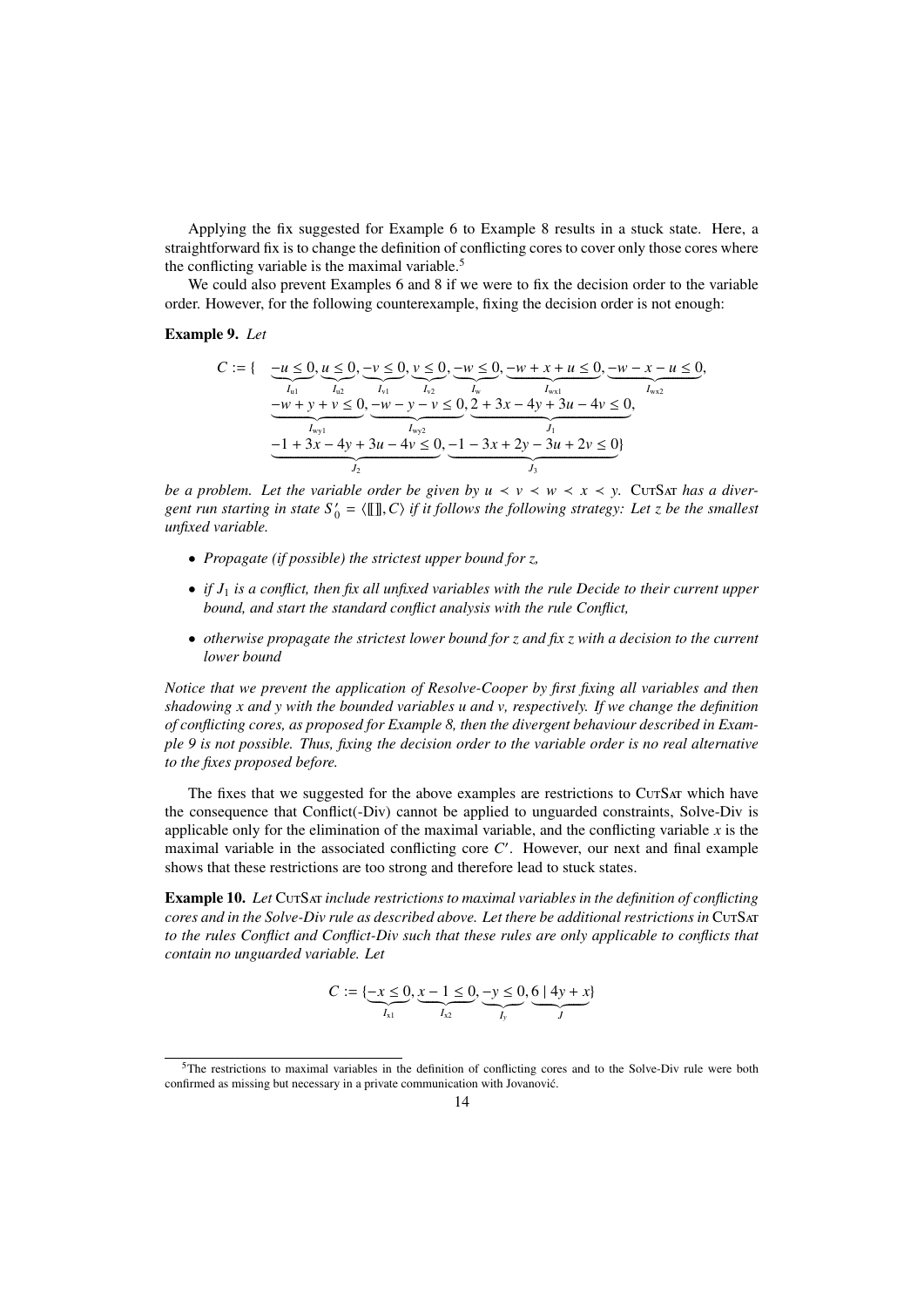Applying the fix suggested for Example 6 to Example 8 results in a stuck state. Here, a straightforward fix is to change the definition of conflicting cores to cover only those cores where the conflicting variable is the maximal variable.[5]

We could also prevent Examples 6 and 8 if we were to fix the decision order to the variable order. However, for the following counterexample, fixing the decision order is not enough:

**Example 9.** *Let*

$$
\begin{aligned}
C := \{ \quad & \underbrace{-u \leq 0}_{I_{u1}}, \underbrace{u \leq 0}_{I_{u2}}, \underbrace{-v \leq 0}_{I_{v1}}, \underbrace{v \leq 0}_{I_{v2}}, \underbrace{-w \leq 0}_{I_{w}}, \underbrace{-w + x + u \leq 0}_{I_{wx1}}, \underbrace{-w - x - u \leq 0}_{I_{wx2}}, \\
& \underbrace{-w + y + v \leq 0}_{I_{wy1}}, \underbrace{-w - y - v \leq 0}_{I_{wy2}}, \underbrace{2 + 3x - 4y + 3u - 4v \leq 0}_{J_1}, \\
& \underbrace{-1 + 3x - 4y + 3u - 4v \leq 0}_{J_2}, \underbrace{-1 - 3x + 2y - 3u + 2v \leq 0}_{J_3} \}
\end{aligned}
$$

*be a problem. Let the variable order be given by $u \prec v \prec w \prec x \prec y$.* CutSat *has a divergent run starting in state $S'_0 = \langle [\![ ]\!], C \rangle$ if it follows the following strategy: Let $z$ be the smallest unfixed variable.*

- *Propagate (if possible) the strictest upper bound for $z$,*
- *if $J_1$ is a conflict, then fix all unfixed variables with the rule Decide to their current upper bound, and start the standard conflict analysis with the rule Conflict,*
- *otherwise propagate the strictest lower bound for $z$ and fix $z$ with a decision to the current lower bound*

*Notice that we prevent the application of Resolve-Cooper by first fixing all variables and then shadowing $x$ and $y$ with the bounded variables $u$ and $v$, respectively. If we change the definition of conflicting cores, as proposed for Example 8, then the divergent behaviour described in Example 9 is not possible. Thus, fixing the decision order to the variable order is no real alternative to the fixes proposed before.*

The fixes that we suggested for the above examples are restrictions to CutSat which have the consequence that Conflict(-Div) cannot be applied to unguarded constraints, Solve-Div is applicable only for the elimination of the maximal variable, and the conflicting variable $x$ is the maximal variable in the associated conflicting core $C'$. However, our next and final example shows that these restrictions are too strong and therefore lead to stuck states.

**Example 10.** *Let* CutSat *include restrictions to maximal variables in the definition of conflicting cores and in the Solve-Div rule as described above. Let there be additional restrictions in* CutSat *to the rules Conflict and Conflict-Div such that these rules are only applicable to conflicts that contain no unguarded variable. Let*

$$
C := \{ \underbrace{-x \leq 0}_{I_{x1}}, \underbrace{x - 1 \leq 0}_{I_{x2}}, \underbrace{-y \leq 0}_{I_{y}}, \underbrace{6 \mid 4y + x}_{J} \}
$$

[5] The restrictions to maximal variables in the definition of conflicting cores and to the Solve-Div rule were both confirmed as missing but necessary in a private communication with Jovanović.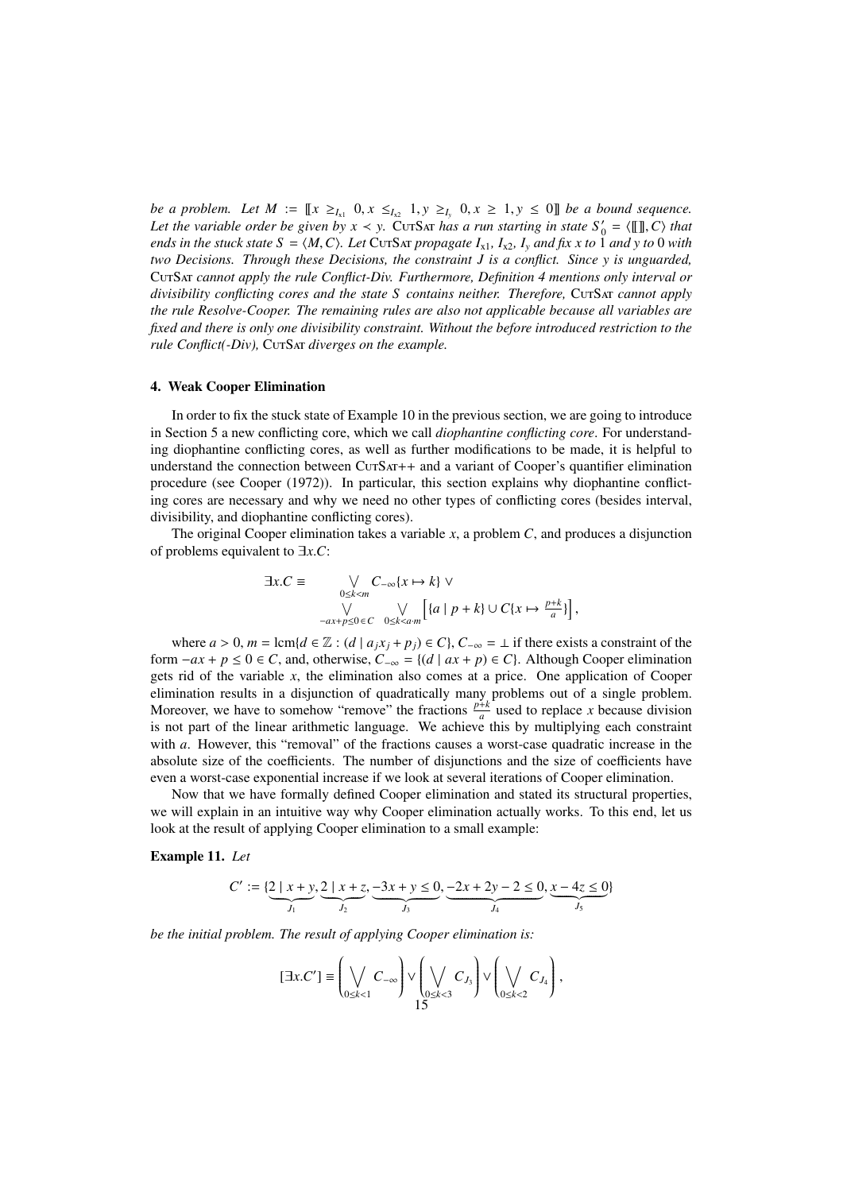*be a problem. Let $M := [\![x \geq_{I_{x1}} 0, x \leq_{I_{x2}} 1, y \geq_{I_y} 0, x \geq 1, y \leq 0]\!]$ be a bound sequence. Let the variable order be given by $x \prec y$.* CutSat *has a run starting in state $S'_0 = \langle [\![]\!], C\rangle$ that ends in the stuck state $S = \langle M, C\rangle$. Let* CutSat *propagate $I_{x1}$, $I_{x2}$, $I_y$ and fix $x$ to 1 and $y$ to 0 with two Decisions. Through these Decisions, the constraint $J$ is a conflict. Since $y$ is unguarded,* CutSat *cannot apply the rule Conflict-Div. Furthermore, Definition 4 mentions only interval or divisibility conflicting cores and the state $S$ contains neither. Therefore,* CutSat *cannot apply the rule Resolve-Cooper. The remaining rules are also not applicable because all variables are fixed and there is only one divisibility constraint. Without the before introduced restriction to the rule Conflict(-Div),* CutSat *diverges on the example.*

## 4. Weak Cooper Elimination

In order to fix the stuck state of Example 10 in the previous section, we are going to introduce in Section 5 a new conflicting core, which we call *diophantine conflicting core*. For understanding diophantine conflicting cores, as well as further modifications to be made, it is helpful to understand the connection between CutSat++ and a variant of Cooper's quantifier elimination procedure (see Cooper (1972)). In particular, this section explains why diophantine conflicting cores are necessary and why we need no other types of conflicting cores (besides interval, divisibility, and diophantine conflicting cores).

The original Cooper elimination takes a variable $x$, a problem $C$, and produces a disjunction of problems equivalent to $\exists x.C$:

$$\exists x.C \equiv \bigvee_{0\leq k<m} C_{-\infty}\{x \mapsto k\} \vee \bigvee_{-ax+p\leq 0\in C} \bigvee_{0\leq k<a\cdot m} \left[\{a \mid p+k\} \cup C\{x \mapsto \tfrac{p+k}{a}\}\right],$$

where $a > 0$, $m = \operatorname{lcm}\{d \in \mathbb{Z} : (d \mid a_j x_j + p_j) \in C\}$, $C_{-\infty} = \bot$ if there exists a constraint of the form $-ax + p \leq 0 \in C$, and, otherwise, $C_{-\infty} = \{(d \mid ax + p) \in C\}$. Although Cooper elimination gets rid of the variable $x$, the elimination also comes at a price. One application of Cooper elimination results in a disjunction of quadratically many problems out of a single problem. Moreover, we have to somehow "remove" the fractions $\frac{p+k}{a}$ used to replace $x$ because division is not part of the linear arithmetic language. We achieve this by multiplying each constraint with $a$. However, this "removal" of the fractions causes a worst-case quadratic increase in the absolute size of the coefficients. The number of disjunctions and the size of coefficients have even a worst-case exponential increase if we look at several iterations of Cooper elimination.

Now that we have formally defined Cooper elimination and stated its structural properties, we will explain in an intuitive way why Cooper elimination actually works. To this end, let us look at the result of applying Cooper elimination to a small example:

**Example 11.** *Let*

$$C' := \{\underbrace{2 \mid x+y}_{J_1}, \underbrace{2 \mid x+z}_{J_2}, \underbrace{-3x+y\leq 0}_{J_3}, \underbrace{-2x+2y-2\leq 0}_{J_4}, \underbrace{x-4z\leq 0}_{J_5}\}$$

*be the initial problem. The result of applying Cooper elimination is:*

$$[\exists x.C'] \equiv \left(\bigvee_{0\leq k<1} C_{-\infty}\right) \vee \left(\bigvee_{0\leq k<3} C_{J_3}\right) \vee \left(\bigvee_{0\leq k<2} C_{J_4}\right),$$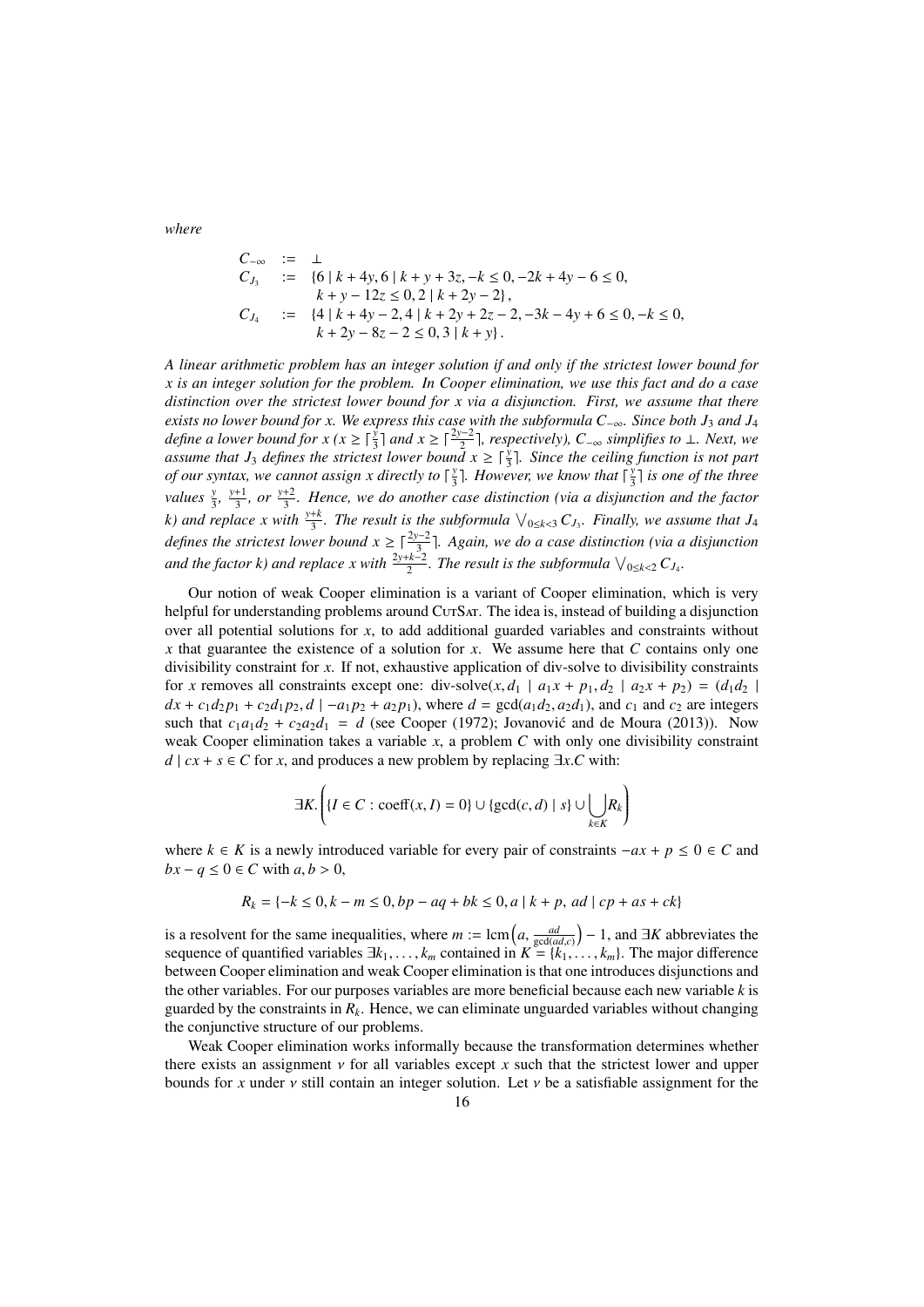*where*

$$
\begin{aligned}
C_{-\infty} &:= \bot \\
C_{J_3} &:= \{6 \mid k + 4y, 6 \mid k + y + 3z, -k \leq 0, -2k + 4y - 6 \leq 0, \\
&\qquad k + y - 12z \leq 0, 2 \mid k + 2y - 2\}, \\
C_{J_4} &:= \{4 \mid k + 4y - 2, 4 \mid k + 2y + 2z - 2, -3k - 4y + 6 \leq 0, -k \leq 0, \\
&\qquad k + 2y - 8z - 2 \leq 0, 3 \mid k + y\}.
\end{aligned}
$$

*A linear arithmetic problem has an integer solution if and only if the strictest lower bound for $x$ is an integer solution for the problem. In Cooper elimination, we use this fact and do a case distinction over the strictest lower bound for $x$ via a disjunction. First, we assume that there exists no lower bound for $x$. We express this case with the subformula $C_{-\infty}$. Since both $J_3$ and $J_4$ define a lower bound for $x$ ($x \geq \lceil \frac{y}{3} \rceil$ and $x \geq \lceil \frac{2y-2}{2} \rceil$, respectively), $C_{-\infty}$ simplifies to $\bot$. Next, we assume that $J_3$ defines the strictest lower bound $x \geq \lceil \frac{y}{3} \rceil$. Since the ceiling function is not part of our syntax, we cannot assign $x$ directly to $\lceil \frac{y}{3} \rceil$. However, we know that $\lceil \frac{y}{3} \rceil$ is one of the three values $\frac{y}{3}$, $\frac{y+1}{3}$, or $\frac{y+2}{3}$. Hence, we do another case distinction (via a disjunction and the factor $k$) and replace $x$ with $\frac{y+k}{3}$. The result is the subformula $\bigvee_{0 \leq k < 3} C_{J_3}$. Finally, we assume that $J_4$ defines the strictest lower bound $x \geq \lceil \frac{2y-2}{3} \rceil$. Again, we do a case distinction (via a disjunction and the factor $k$) and replace $x$ with $\frac{2y+k-2}{2}$. The result is the subformula $\bigvee_{0 \leq k < 2} C_{J_4}$.*

Our notion of weak Cooper elimination is a variant of Cooper elimination, which is very helpful for understanding problems around CutSat. The idea is, instead of building a disjunction over all potential solutions for $x$, to add additional guarded variables and constraints without $x$ that guarantee the existence of a solution for $x$. We assume here that $C$ contains only one divisibility constraint for $x$. If not, exhaustive application of div-solve to divisibility constraints for $x$ removes all constraints except one: div-solve$(x, d_1 \mid a_1 x + p_1, d_2 \mid a_2 x + p_2) = (d_1 d_2 \mid dx + c_1 d_2 p_1 + c_2 d_1 p_2, d \mid -a_1 p_2 + a_2 p_1)$, where $d = \gcd(a_1 d_2, a_2 d_1)$, and $c_1$ and $c_2$ are integers such that $c_1 a_1 d_2 + c_2 a_2 d_1 = d$ (see Cooper (1972); Jovanović and de Moura (2013)). Now weak Cooper elimination takes a variable $x$, a problem $C$ with only one divisibility constraint $d \mid cx + s \in C$ for $x$, and produces a new problem by replacing $\exists x.C$ with:

$$
\exists K. \left( \{I \in C : \text{coeff}(x, I) = 0\} \cup \{\gcd(c, d) \mid s\} \cup \bigcup_{k \in K} R_k \right)
$$

where $k \in K$ is a newly introduced variable for every pair of constraints $-ax + p \leq 0 \in C$ and $bx - q \leq 0 \in C$ with $a, b > 0$,

$$
R_k = \{-k \leq 0, k - m \leq 0, bp - aq + bk \leq 0, a \mid k + p, ad \mid cp + as + ck\}
$$

is a resolvent for the same inequalities, where $m := \text{lcm}\left(a, \frac{ad}{\gcd(ad,c)}\right) - 1$, and $\exists K$ abbreviates the sequence of quantified variables $\exists k_1, \ldots, k_m$ contained in $K = \{k_1, \ldots, k_m\}$. The major difference between Cooper elimination and weak Cooper elimination is that one introduces disjunctions and the other variables. For our purposes variables are more beneficial because each new variable $k$ is guarded by the constraints in $R_k$. Hence, we can eliminate unguarded variables without changing the conjunctive structure of our problems.

Weak Cooper elimination works informally because the transformation determines whether there exists an assignment $\nu$ for all variables except $x$ such that the strictest lower and upper bounds for $x$ under $\nu$ still contain an integer solution. Let $\nu$ be a satisfiable assignment for the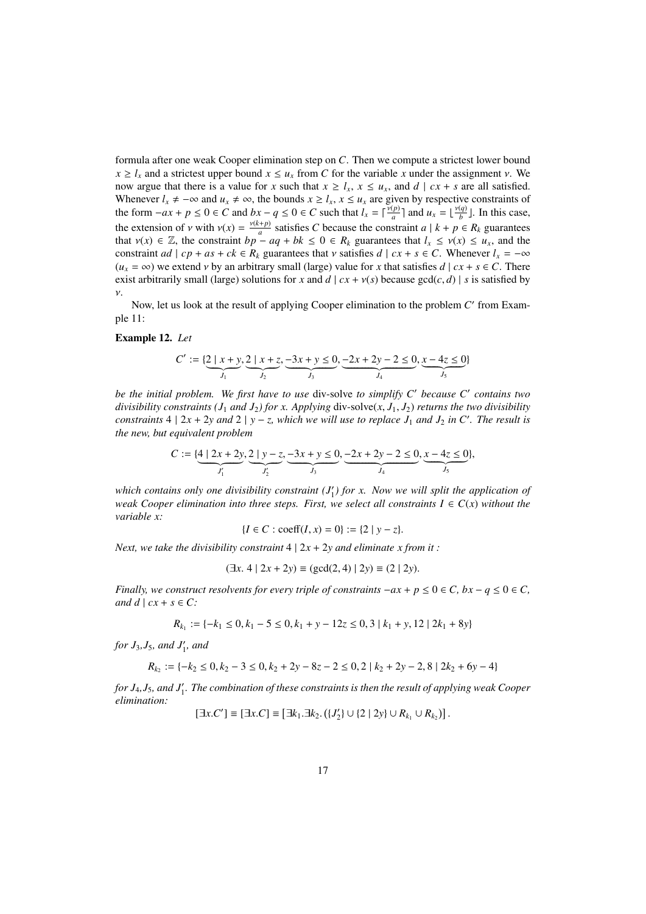formula after one weak Cooper elimination step on $C$. Then we compute a strictest lower bound $x \geq l_x$ and a strictest upper bound $x \leq u_x$ from $C$ for the variable $x$ under the assignment $\nu$. We now argue that there is a value for $x$ such that $x \geq l_x$, $x \leq u_x$, and $d \mid cx + s$ are all satisfied. Whenever $l_x \neq -\infty$ and $u_x \neq \infty$, the bounds $x \geq l_x$, $x \leq u_x$ are given by respective constraints of the form $-ax + p \leq 0 \in C$ and $bx - q \leq 0 \in C$ such that $l_x = \lceil \frac{\nu(p)}{a} \rceil$ and $u_x = \lfloor \frac{\nu(q)}{b} \rfloor$. In this case, the extension of $\nu$ with $\nu(x) = \frac{\nu(k+p)}{a}$ satisfies $C$ because the constraint $a \mid k + p \in R_k$ guarantees that $\nu(x) \in \mathbb{Z}$, the constraint $bp - aq + bk \leq 0 \in R_k$ guarantees that $l_x \leq \nu(x) \leq u_x$, and the constraint $ad \mid cp + as + ck \in R_k$ guarantees that $\nu$ satisfies $d \mid cx + s \in C$. Whenever $l_x = -\infty$ ($u_x = \infty$) we extend $\nu$ by an arbitrary small (large) value for $x$ that satisfies $d \mid cx + s \in C$. There exist arbitrarily small (large) solutions for $x$ and $d \mid cx + \nu(s)$ because $\gcd(c, d) \mid s$ is satisfied by $\nu$.

Now, let us look at the result of applying Cooper elimination to the problem $C'$ from Example 11:

**Example 12.** *Let*

$$C' := \{\underbrace{2 \mid x + y}_{J_1}, \underbrace{2 \mid x + z}_{J_2}, \underbrace{-3x + y \leq 0}_{J_3}, \underbrace{-2x + 2y - 2 \leq 0}_{J_4}, \underbrace{x - 4z \leq 0}_{J_5}\}$$

*be the initial problem. We first have to use* div-solve *to simplify $C'$ because $C'$ contains two divisibility constraints ($J_1$ and $J_2$) for $x$. Applying* div-solve$(x, J_1, J_2)$ *returns the two divisibility constraints $4 \mid 2x + 2y$ and $2 \mid y - z$, which we will use to replace $J_1$ and $J_2$ in $C'$. The result is the new, but equivalent problem*

$$C := \{\underbrace{4 \mid 2x + 2y}_{J_1'}, \underbrace{2 \mid y - z}_{J_2'}, \underbrace{-3x + y \leq 0}_{J_3}, \underbrace{-2x + 2y - 2 \leq 0}_{J_4}, \underbrace{x - 4z \leq 0}_{J_5}\},$$

*which contains only one divisibility constraint ($J_1'$) for $x$. Now we will split the application of weak Cooper elimination into three steps. First, we select all constraints $I \in C(x)$ without the variable $x$:*

$$\{I \in C : \mathrm{coeff}(I, x) = 0\} := \{2 \mid y - z\}.$$

*Next, we take the divisibility constraint $4 \mid 2x + 2y$ and eliminate $x$ from it :*

$$(\exists x.\ 4 \mid 2x + 2y) \equiv (\gcd(2, 4) \mid 2y) \equiv (2 \mid 2y).$$

*Finally, we construct resolvents for every triple of constraints $-ax + p \leq 0 \in C$, $bx - q \leq 0 \in C$, and $d \mid cx + s \in C$:*

$$R_{k_1} := \{-k_1 \leq 0, k_1 - 5 \leq 0, k_1 + y - 12z \leq 0, 3 \mid k_1 + y, 12 \mid 2k_1 + 8y\}$$

*for $J_3, J_5$, and $J_1'$, and*

$$R_{k_2} := \{-k_2 \leq 0, k_2 - 3 \leq 0, k_2 + 2y - 8z - 2 \leq 0, 2 \mid k_2 + 2y - 2, 8 \mid 2k_2 + 6y - 4\}$$

*for $J_4, J_5$, and $J_1'$. The combination of these constraints is then the result of applying weak Cooper elimination:*

$$[\exists x.C'] \equiv [\exists x.C] \equiv \left[\exists k_1.\exists k_2.\left(\{J_2'\} \cup \{2 \mid 2y\} \cup R_{k_1} \cup R_{k_2}\right)\right].$$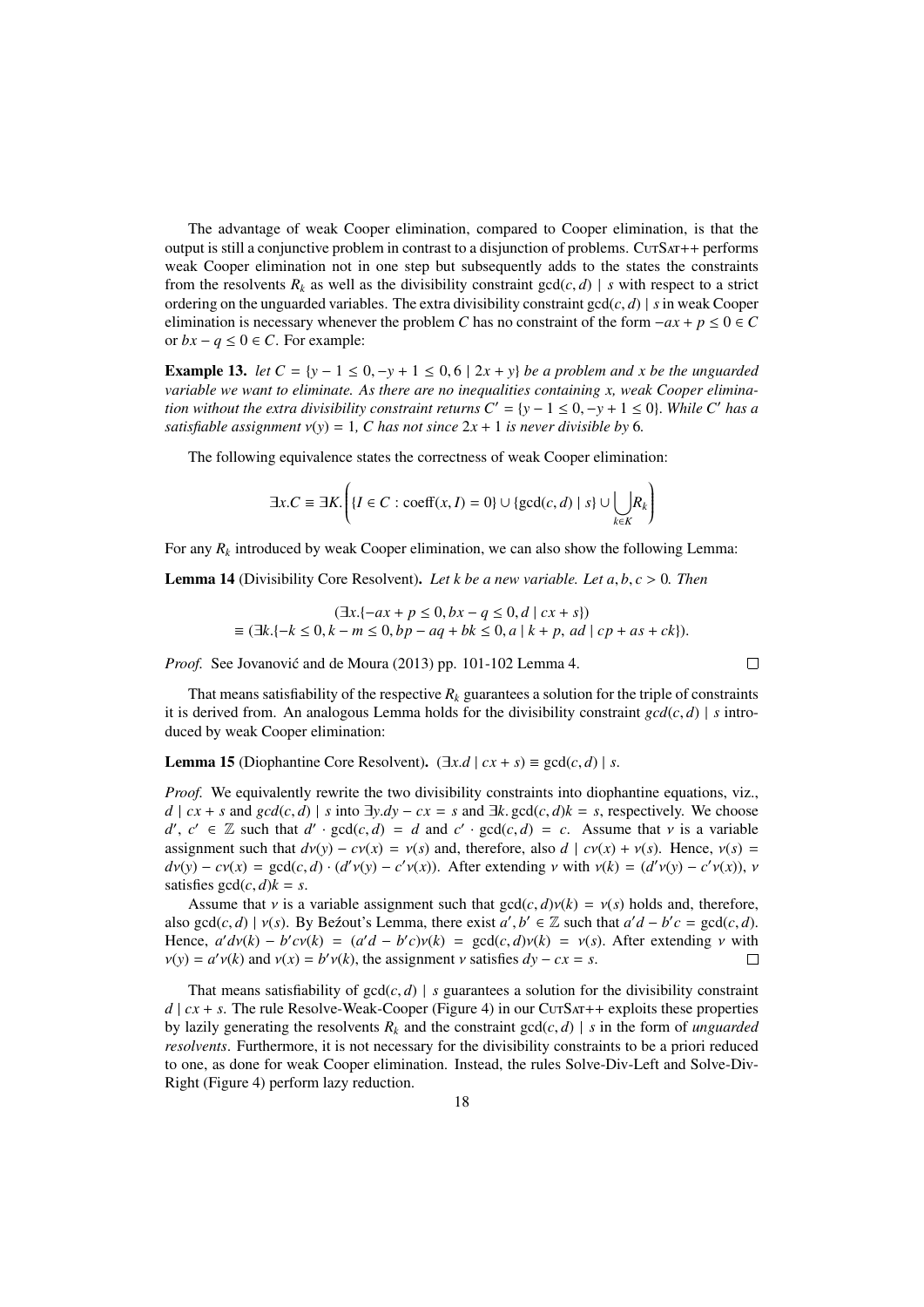The advantage of weak Cooper elimination, compared to Cooper elimination, is that the output is still a conjunctive problem in contrast to a disjunction of problems. CutSat++ performs weak Cooper elimination not in one step but subsequently adds to the states the constraints from the resolvents $R_k$ as well as the divisibility constraint $\gcd(c, d) \mid s$ with respect to a strict ordering on the unguarded variables. The extra divisibility constraint $\gcd(c, d) \mid s$ in weak Cooper elimination is necessary whenever the problem $C$ has no constraint of the form $-ax + p \leq 0 \in C$ or $bx - q \leq 0 \in C$. For example:

**Example 13.** *let $C = \{y - 1 \leq 0, -y + 1 \leq 0, 6 \mid 2x + y\}$ be a problem and $x$ be the unguarded variable we want to eliminate. As there are no inequalities containing $x$, weak Cooper elimination without the extra divisibility constraint returns $C' = \{y - 1 \leq 0, -y + 1 \leq 0\}$. While $C'$ has a satisfiable assignment $\nu(y) = 1$, $C$ has not since $2x + 1$ is never divisible by 6.*

The following equivalence states the correctness of weak Cooper elimination:

$$\exists x.C \equiv \exists K. \left( \{I \in C : \text{coeff}(x, I) = 0\} \cup \{\gcd(c, d) \mid s\} \cup \bigcup_{k \in K} R_k \right)$$

For any $R_k$ introduced by weak Cooper elimination, we can also show the following Lemma:

**Lemma 14** (Divisibility Core Resolvent)**.** *Let $k$ be a new variable. Let $a, b, c > 0$. Then*

$$(\exists x.\{-ax + p \leq 0, bx - q \leq 0, d \mid cx + s\})$$
$$\equiv (\exists k.\{-k \leq 0, k - m \leq 0, bp - aq + bk \leq 0, a \mid k + p,\ ad \mid cp + as + ck\}).$$

*Proof.* See Jovanović and de Moura (2013) pp. 101-102 Lemma 4. □

That means satisfiability of the respective $R_k$ guarantees a solution for the triple of constraints it is derived from. An analogous Lemma holds for the divisibility constraint $gcd(c, d) \mid s$ introduced by weak Cooper elimination:

**Lemma 15** (Diophantine Core Resolvent)**.** $(\exists x.d \mid cx + s) \equiv \gcd(c, d) \mid s$.

*Proof.* We equivalently rewrite the two divisibility constraints into diophantine equations, viz., $d \mid cx + s$ and $gcd(c, d) \mid s$ into $\exists y.dy - cx = s$ and $\exists k.\gcd(c, d)k = s$, respectively. We choose $d'$, $c' \in \mathbb{Z}$ such that $d' \cdot \gcd(c, d) = d$ and $c' \cdot \gcd(c, d) = c$. Assume that $\nu$ is a variable assignment such that $d\nu(y) - c\nu(x) = \nu(s)$ and, therefore, also $d \mid c\nu(x) + \nu(s)$. Hence, $\nu(s) = d\nu(y) - c\nu(x) = \gcd(c, d) \cdot (d'\nu(y) - c'\nu(x))$. After extending $\nu$ with $\nu(k) = (d'\nu(y) - c'\nu(x))$, $\nu$ satisfies $\gcd(c, d)k = s$.

Assume that $\nu$ is a variable assignment such that $\gcd(c, d)\nu(k) = \nu(s)$ holds and, therefore, also $\gcd(c, d) \mid \nu(s)$. By Beźout's Lemma, there exist $a', b' \in \mathbb{Z}$ such that $a'd - b'c = \gcd(c, d)$. Hence, $a'd\nu(k) - b'c\nu(k) = (a'd - b'c)\nu(k) = \gcd(c, d)\nu(k) = \nu(s)$. After extending $\nu$ with $\nu(y) = a'\nu(k)$ and $\nu(x) = b'\nu(k)$, the assignment $\nu$ satisfies $dy - cx = s$. □

That means satisfiability of $\gcd(c, d) \mid s$ guarantees a solution for the divisibility constraint $d \mid cx + s$. The rule Resolve-Weak-Cooper (Figure 4) in our CutSat++ exploits these properties by lazily generating the resolvents $R_k$ and the constraint $\gcd(c, d) \mid s$ in the form of *unguarded resolvents*. Furthermore, it is not necessary for the divisibility constraints to be a priori reduced to one, as done for weak Cooper elimination. Instead, the rules Solve-Div-Left and Solve-Div-Right (Figure 4) perform lazy reduction.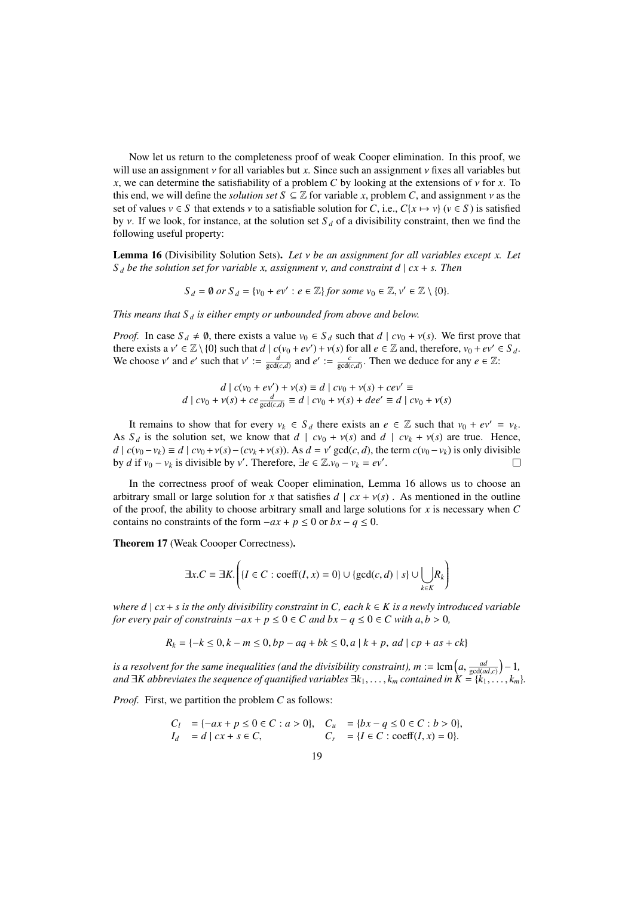Now let us return to the completeness proof of weak Cooper elimination. In this proof, we will use an assignment $\nu$ for all variables but $x$. Since such an assignment $\nu$ fixes all variables but $x$, we can determine the satisfiability of a problem $C$ by looking at the extensions of $\nu$ for $x$. To this end, we will define the *solution set* $S \subseteq \mathbb{Z}$ for variable $x$, problem $C$, and assignment $\nu$ as the set of values $v \in S$ that extends $\nu$ to a satisfiable solution for $C$, i.e., $C\{x \mapsto v\}$ $(v \in S)$ is satisfied by $\nu$. If we look, for instance, at the solution set $S_d$ of a divisibility constraint, then we find the following useful property:

**Lemma 16** (Divisibility Solution Sets). *Let $\nu$ be an assignment for all variables except $x$. Let $S_d$ be the solution set for variable $x$, assignment $\nu$, and constraint $d \mid cx + s$. Then*

$$S_d = \emptyset \text{ or } S_d = \{v_0 + ev' : e \in \mathbb{Z}\} \text{ for some } v_0 \in \mathbb{Z}, v' \in \mathbb{Z} \setminus \{0\}.$$

*This means that $S_d$ is either empty or unbounded from above and below.*

*Proof.* In case $S_d \neq \emptyset$, there exists a value $v_0 \in S_d$ such that $d \mid cv_0 + \nu(s)$. We first prove that there exists a $v' \in \mathbb{Z} \setminus \{0\}$ such that $d \mid c(v_0 + ev') + \nu(s)$ for all $e \in \mathbb{Z}$ and, therefore, $v_0 + ev' \in S_d$. We choose $v'$ and $e'$ such that $v' := \frac{d}{\gcd(c,d)}$ and $e' := \frac{c}{\gcd(c,d)}$. Then we deduce for any $e \in \mathbb{Z}$:

$$\begin{aligned} d \mid c(v_0 + ev') + \nu(s) &\equiv d \mid cv_0 + \nu(s) + cev' \equiv \\ d \mid cv_0 + \nu(s) + ce\tfrac{d}{\gcd(c,d)} &\equiv d \mid cv_0 + \nu(s) + dee' \equiv d \mid cv_0 + \nu(s) \end{aligned}$$

It remains to show that for every $v_k \in S_d$ there exists an $e \in \mathbb{Z}$ such that $v_0 + ev' = v_k$. As $S_d$ is the solution set, we know that $d \mid cv_0 + \nu(s)$ and $d \mid cv_k + \nu(s)$ are true. Hence, $d \mid c(v_0 - v_k) \equiv d \mid cv_0 + \nu(s) - (cv_k + \nu(s))$. As $d = v' \gcd(c, d)$, the term $c(v_0 - v_k)$ is only divisible by $d$ if $v_0 - v_k$ is divisible by $v'$. Therefore, $\exists e \in \mathbb{Z}. v_0 - v_k = ev'$. $\square$

In the correctness proof of weak Cooper elimination, Lemma 16 allows us to choose an arbitrary small or large solution for $x$ that satisfies $d \mid cx + \nu(s)$ . As mentioned in the outline of the proof, the ability to choose arbitrary small and large solutions for $x$ is necessary when $C$ contains no constraints of the form $-ax + p \leq 0$ or $bx - q \leq 0$.

**Theorem 17** (Weak Coooper Correctness).

$$\exists x.C \equiv \exists K. \left( \{I \in C : \operatorname{coeff}(I, x) = 0\} \cup \{\gcd(c, d) \mid s\} \cup \bigcup_{k \in K} R_k \right)$$

*where $d \mid cx + s$ is the only divisibility constraint in $C$, each $k \in K$ is a newly introduced variable for every pair of constraints $-ax + p \leq 0 \in C$ and $bx - q \leq 0 \in C$ with $a, b > 0$,*

$$R_k = \{-k \leq 0, k - m \leq 0, bp - aq + bk \leq 0, a \mid k + p,\ ad \mid cp + as + ck\}$$

*is a resolvent for the same inequalities (and the divisibility constraint), $m := \operatorname{lcm}\left(a, \frac{ad}{\gcd(ad,c)}\right) - 1$, and $\exists K$ abbreviates the sequence of quantified variables $\exists k_1, \ldots, k_m$ contained in $K = \{k_1, \ldots, k_m\}$.*

*Proof.* First, we partition the problem $C$ as follows:

$$\begin{aligned} C_l &= \{-ax + p \leq 0 \in C : a > 0\}, & C_u &= \{bx - q \leq 0 \in C : b > 0\}, \\ I_d &= d \mid cx + s \in C, & C_r &= \{I \in C : \operatorname{coeff}(I, x) = 0\}. \end{aligned}$$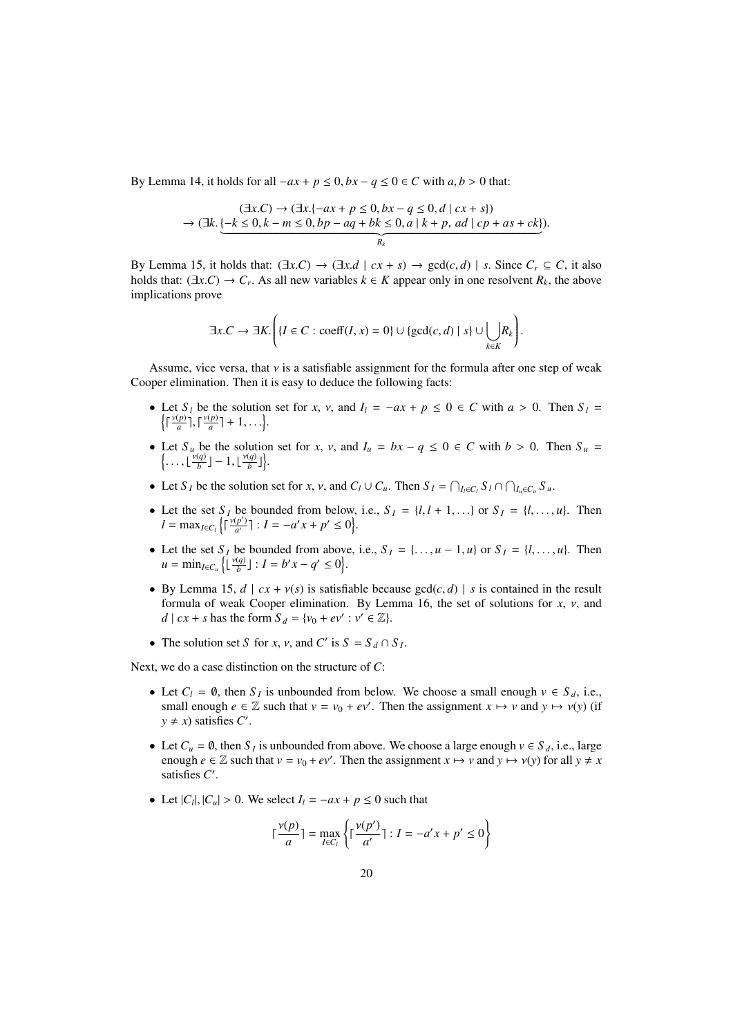By Lemma 14, it holds for all $-ax + p \leq 0, bx - q \leq 0 \in C$ with $a, b > 0$ that:

$$
\begin{aligned}
&(\exists x.C) \rightarrow (\exists x.\{-ax + p \leq 0, bx - q \leq 0, d \mid cx + s\}) \\
\rightarrow (\exists k.&\underbrace{\{-k \leq 0, k - m \leq 0, bp - aq + bk \leq 0, a \mid k + p, ad \mid cp + as + ck\}}_{R_k}).
\end{aligned}
$$

By Lemma 15, it holds that: $(\exists x.C) \rightarrow (\exists x.d \mid cx + s) \rightarrow \gcd(c, d) \mid s$. Since $C_r \subseteq C$, it also holds that: $(\exists x.C) \rightarrow C_r$. As all new variables $k \in K$ appear only in one resolvent $R_k$, the above implications prove

$$
\exists x.C \rightarrow \exists K.\left(\{I \in C : \mathrm{coeff}(I, x) = 0\} \cup \{\gcd(c, d) \mid s\} \cup \bigcup_{k \in K} R_k\right).
$$

Assume, vice versa, that $\nu$ is a satisfiable assignment for the formula after one step of weak Cooper elimination. Then it is easy to deduce the following facts:

- Let $S_l$ be the solution set for $x$, $\nu$, and $I_l = -ax + p \leq 0 \in C$ with $a > 0$. Then $S_l = \left\{\lceil \frac{\nu(p)}{a} \rceil, \lceil \frac{\nu(p)}{a} \rceil + 1, \ldots\right\}$.
- Let $S_u$ be the solution set for $x$, $\nu$, and $I_u = bx - q \leq 0 \in C$ with $b > 0$. Then $S_u = \left\{\ldots, \lfloor \frac{\nu(q)}{b} \rfloor - 1, \lfloor \frac{\nu(q)}{b} \rfloor\right\}$.
- Let $S_I$ be the solution set for $x$, $\nu$, and $C_l \cup C_u$. Then $S_I = \bigcap_{I_l \in C_l} S_l \cap \bigcap_{I_u \in C_u} S_u$.
- Let the set $S_I$ be bounded from below, i.e., $S_I = \{l, l + 1, \ldots\}$ or $S_I = \{l, \ldots, u\}$. Then $l = \max_{I \in C_l} \left\{\lceil \frac{\nu(p')}{a'} \rceil : I = -a'x + p' \leq 0\right\}$.
- Let the set $S_I$ be bounded from above, i.e., $S_I = \{\ldots, u - 1, u\}$ or $S_I = \{l, \ldots, u\}$. Then $u = \min_{I \in C_u} \left\{\lfloor \frac{\nu(q)}{b} \rfloor : I = b'x - q' \leq 0\right\}$.
- By Lemma 15, $d \mid cx + \nu(s)$ is satisfiable because $\gcd(c, d) \mid s$ is contained in the result formula of weak Cooper elimination. By Lemma 16, the set of solutions for $x$, $\nu$, and $d \mid cx + s$ has the form $S_d = \{v_0 + ev' : v' \in \mathbb{Z}\}$.
- The solution set $S$ for $x$, $\nu$, and $C'$ is $S = S_d \cap S_I$.

Next, we do a case distinction on the structure of $C$:

- Let $C_l = \emptyset$, then $S_I$ is unbounded from below. We choose a small enough $v \in S_d$, i.e., small enough $e \in \mathbb{Z}$ such that $v = v_0 + ev'$. Then the assignment $x \mapsto v$ and $y \mapsto \nu(y)$ (if $y \neq x$) satisfies $C'$.
- Let $C_u = \emptyset$, then $S_I$ is unbounded from above. We choose a large enough $v \in S_d$, i.e., large enough $e \in \mathbb{Z}$ such that $v = v_0 + ev'$. Then the assignment $x \mapsto v$ and $y \mapsto \nu(y)$ for all $y \neq x$ satisfies $C'$.
- Let $|C_l|, |C_u| > 0$. We select $I_l = -ax + p \leq 0$ such that

$$
\lceil \frac{\nu(p)}{a} \rceil = \max_{I \in C_l} \left\{\lceil \frac{\nu(p')}{a'} \rceil : I = -a'x + p' \leq 0\right\}
$$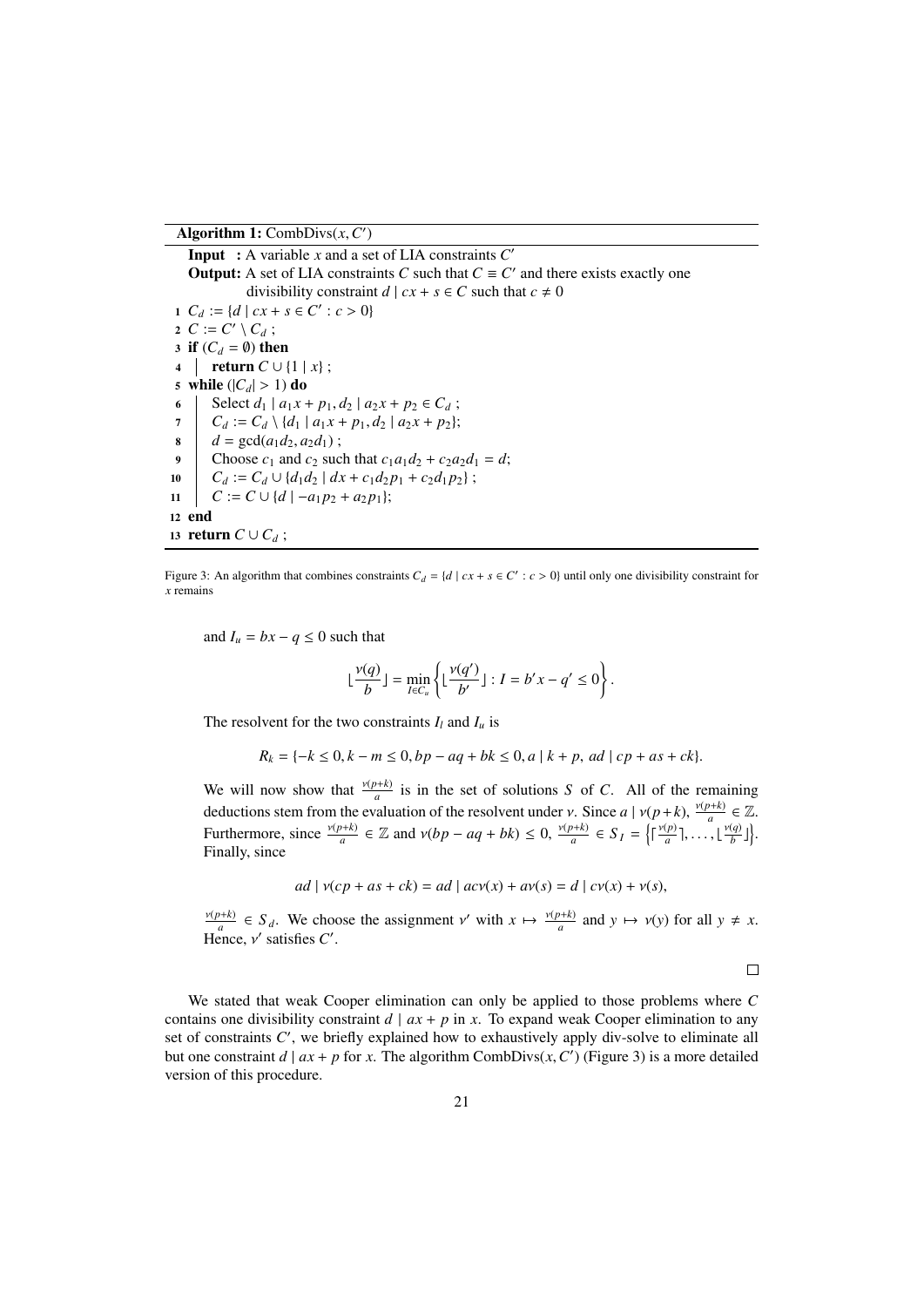**Algorithm 1:** CombDivs$(x, C')$

```
Input  : A variable x and a set of LIA constraints C'
Output: A set of LIA constraints C such that C ≡ C' and there exists exactly one
        divisibility constraint d | cx + s ∈ C such that c ≠ 0
1  C_d := {d | cx + s ∈ C' : c > 0}
2  C := C' \ C_d ;
3  if (C_d = ∅) then
4  |   return C ∪ {1 | x} ;
5  while (|C_d| > 1) do
6  |   Select d_1 | a_1 x + p_1, d_2 | a_2 x + p_2 ∈ C_d ;
7  |   C_d := C_d \ {d_1 | a_1 x + p_1, d_2 | a_2 x + p_2};
8  |   d = gcd(a_1 d_2, a_2 d_1) ;
9  |   Choose c_1 and c_2 such that c_1 a_1 d_2 + c_2 a_2 d_1 = d;
10 |   C_d := C_d ∪ {d_1 d_2 | dx + c_1 d_2 p_1 + c_2 d_1 p_2} ;
11 |   C := C ∪ {d | −a_1 p_2 + a_2 p_1};
12 end
13 return C ∪ C_d ;
```

Figure 3: An algorithm that combines constraints $C_d = \{d \mid cx + s \in C' : c > 0\}$ until only one divisibility constraint for $x$ remains

and $I_u = bx - q \leq 0$ such that

$$\lfloor \frac{\nu(q)}{b} \rfloor = \min_{I \in C_u} \left\{ \lfloor \frac{\nu(q')}{b'} \rfloor : I = b'x - q' \leq 0 \right\}.$$

The resolvent for the two constraints $I_l$ and $I_u$ is

$$R_k = \{-k \leq 0, k - m \leq 0, bp - aq + bk \leq 0, a \mid k + p,\ ad \mid cp + as + ck\}.$$

We will now show that $\frac{\nu(p+k)}{a}$ is in the set of solutions $S$ of $C$. All of the remaining deductions stem from the evaluation of the resolvent under $\nu$. Since $a \mid \nu(p+k)$, $\frac{\nu(p+k)}{a} \in \mathbb{Z}$. Furthermore, since $\frac{\nu(p+k)}{a} \in \mathbb{Z}$ and $\nu(bp - aq + bk) \leq 0$, $\frac{\nu(p+k)}{a} \in S_I = \left\{ \lceil \frac{\nu(p)}{a} \rceil, \ldots, \lfloor \frac{\nu(q)}{b} \rfloor \right\}$. Finally, since

$$ad \mid \nu(cp + as + ck) = ad \mid ac\nu(x) + a\nu(s) = d \mid c\nu(x) + \nu(s),$$

$\frac{\nu(p+k)}{a} \in S_d$. We choose the assignment $\nu'$ with $x \mapsto \frac{\nu(p+k)}{a}$ and $y \mapsto \nu(y)$ for all $y \neq x$. Hence, $\nu'$ satisfies $C'$.

□

We stated that weak Cooper elimination can only be applied to those problems where $C$ contains one divisibility constraint $d \mid ax + p$ in $x$. To expand weak Cooper elimination to any set of constraints $C'$, we briefly explained how to exhaustively apply div-solve to eliminate all but one constraint $d \mid ax + p$ for $x$. The algorithm CombDivs$(x, C')$ (Figure 3) is a more detailed version of this procedure.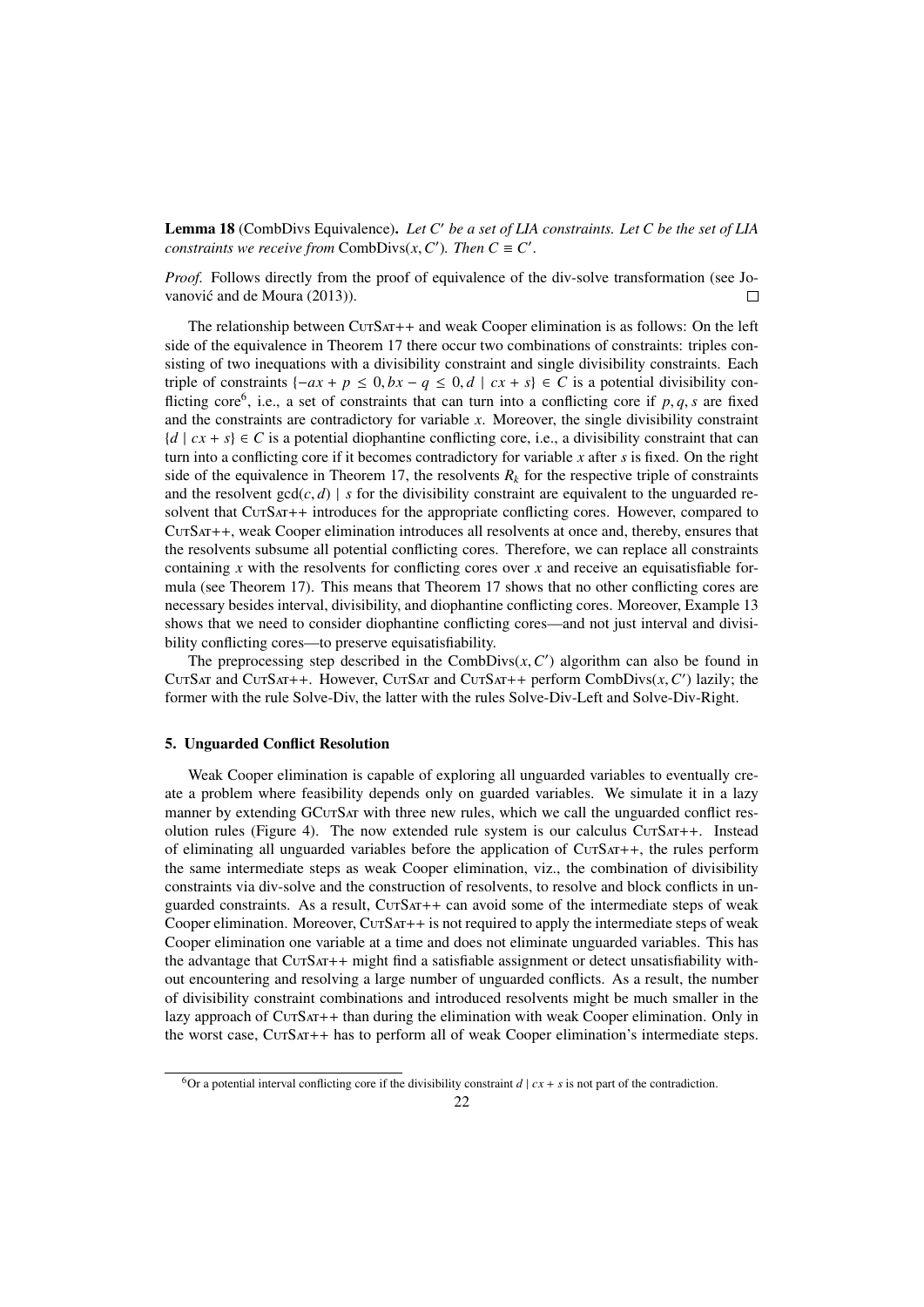**Lemma 18** (CombDivs Equivalence)**.** *Let $C'$ be a set of LIA constraints. Let $C$ be the set of LIA constraints we receive from* $\text{CombDivs}(x, C')$*. Then $C \equiv C'$.*

*Proof.* Follows directly from the proof of equivalence of the div-solve transformation (see Jovanović and de Moura (2013)). ◻

The relationship between CutSat++ and weak Cooper elimination is as follows: On the left side of the equivalence in Theorem 17 there occur two combinations of constraints: triples consisting of two inequations with a divisibility constraint and single divisibility constraints. Each triple of constraints $\{-ax + p \leq 0, bx - q \leq 0, d \mid cx + s\} \in C$ is a potential divisibility conflicting core[6], i.e., a set of constraints that can turn into a conflicting core if $p, q, s$ are fixed and the constraints are contradictory for variable $x$. Moreover, the single divisibility constraint $\{d \mid cx + s\} \in C$ is a potential diophantine conflicting core, i.e., a divisibility constraint that can turn into a conflicting core if it becomes contradictory for variable $x$ after $s$ is fixed. On the right side of the equivalence in Theorem 17, the resolvents $R_k$ for the respective triple of constraints and the resolvent $\gcd(c, d) \mid s$ for the divisibility constraint are equivalent to the unguarded resolvent that CutSat++ introduces for the appropriate conflicting cores. However, compared to CutSat++, weak Cooper elimination introduces all resolvents at once and, thereby, ensures that the resolvents subsume all potential conflicting cores. Therefore, we can replace all constraints containing $x$ with the resolvents for conflicting cores over $x$ and receive an equisatisfiable formula (see Theorem 17). This means that Theorem 17 shows that no other conflicting cores are necessary besides interval, divisibility, and diophantine conflicting cores. Moreover, Example 13 shows that we need to consider diophantine conflicting cores—and not just interval and divisibility conflicting cores—to preserve equisatisfiability.

The preprocessing step described in the $\text{CombDivs}(x, C')$ algorithm can also be found in CutSat and CutSat++. However, CutSat and CutSat++ perform $\text{CombDivs}(x, C')$ lazily; the former with the rule Solve-Div, the latter with the rules Solve-Div-Left and Solve-Div-Right.

## 5. Unguarded Conflict Resolution

Weak Cooper elimination is capable of exploring all unguarded variables to eventually create a problem where feasibility depends only on guarded variables. We simulate it in a lazy manner by extending GCutSat with three new rules, which we call the unguarded conflict resolution rules (Figure 4). The now extended rule system is our calculus CutSat++. Instead of eliminating all unguarded variables before the application of CutSat++, the rules perform the same intermediate steps as weak Cooper elimination, viz., the combination of divisibility constraints via div-solve and the construction of resolvents, to resolve and block conflicts in unguarded constraints. As a result, CutSat++ can avoid some of the intermediate steps of weak Cooper elimination. Moreover, CutSat++ is not required to apply the intermediate steps of weak Cooper elimination one variable at a time and does not eliminate unguarded variables. This has the advantage that CutSat++ might find a satisfiable assignment or detect unsatisfiability without encountering and resolving a large number of unguarded conflicts. As a result, the number of divisibility constraint combinations and introduced resolvents might be much smaller in the lazy approach of CutSat++ than during the elimination with weak Cooper elimination. Only in the worst case, CutSat++ has to perform all of weak Cooper elimination's intermediate steps.

[6] Or a potential interval conflicting core if the divisibility constraint $d \mid cx + s$ is not part of the contradiction.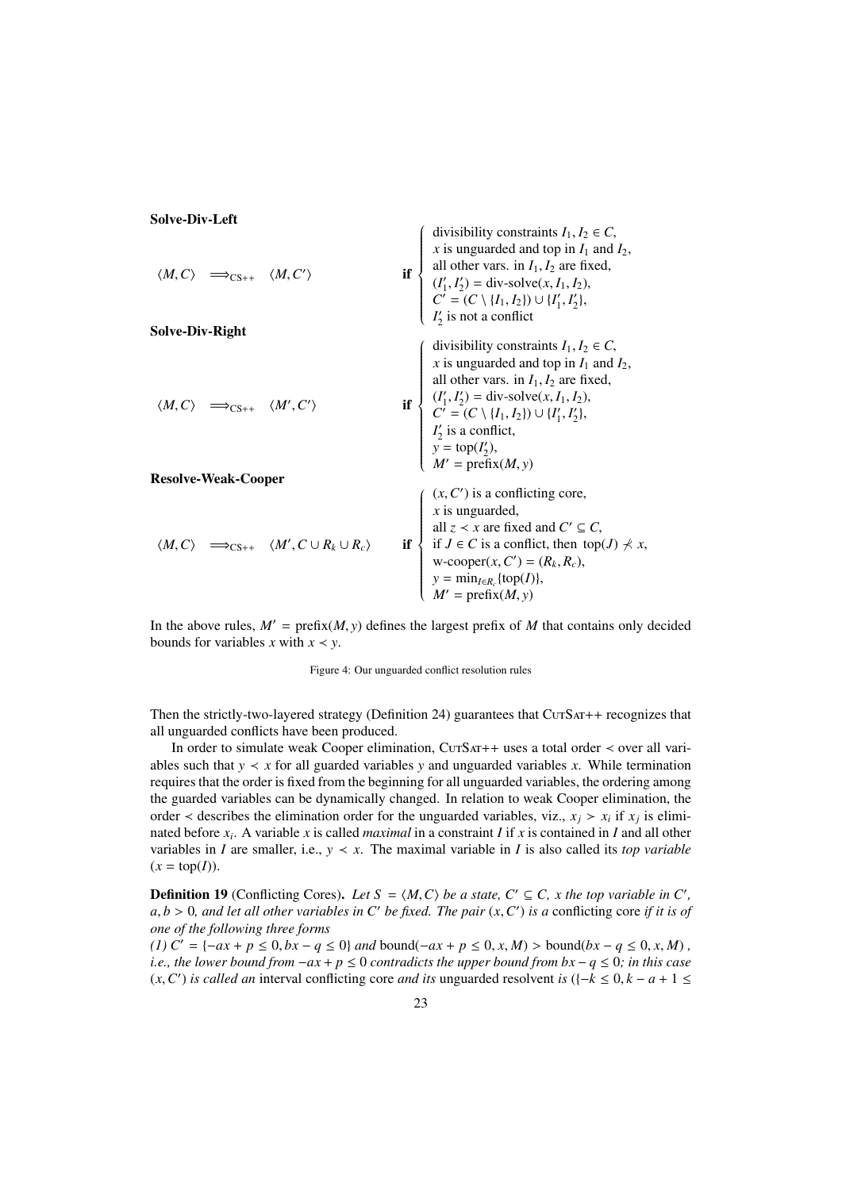**Solve-Div-Left**

$$\langle M, C\rangle \implies_{\text{CS++}} \langle M, C'\rangle \qquad \textbf{if} \begin{cases} \text{divisibility constraints } I_1, I_2 \in C, \\ x \text{ is unguarded and top in } I_1 \text{ and } I_2, \\ \text{all other vars. in } I_1, I_2 \text{ are fixed}, \\ (I_1', I_2') = \text{div-solve}(x, I_1, I_2), \\ C' = (C \setminus \{I_1, I_2\}) \cup \{I_1', I_2'\}, \\ I_2' \text{ is not a conflict} \end{cases}$$

**Solve-Div-Right**

$$\langle M, C\rangle \implies_{\text{CS++}} \langle M', C'\rangle \qquad \textbf{if} \begin{cases} \text{divisibility constraints } I_1, I_2 \in C, \\ x \text{ is unguarded and top in } I_1 \text{ and } I_2, \\ \text{all other vars. in } I_1, I_2 \text{ are fixed}, \\ (I_1', I_2') = \text{div-solve}(x, I_1, I_2), \\ C' = (C \setminus \{I_1, I_2\}) \cup \{I_1', I_2'\}, \\ I_2' \text{ is a conflict}, \\ y = \text{top}(I_2'), \\ M' = \text{prefix}(M, y) \end{cases}$$

**Resolve-Weak-Cooper**

$$\langle M, C\rangle \implies_{\text{CS++}} \langle M', C \cup R_k \cup R_c\rangle \qquad \textbf{if} \begin{cases} (x, C') \text{ is a conflicting core}, \\ x \text{ is unguarded}, \\ \text{all } z \prec x \text{ are fixed and } C' \subseteq C, \\ \text{if } J \in C \text{ is a conflict, then } \text{top}(J) \not\prec x, \\ \text{w-cooper}(x, C') = (R_k, R_c), \\ y = \min_{I \in R_c}\{\text{top}(I)\}, \\ M' = \text{prefix}(M, y) \end{cases}$$

In the above rules, $M' = \text{prefix}(M, y)$ defines the largest prefix of $M$ that contains only decided bounds for variables $x$ with $x \prec y$.

Figure 4: Our unguarded conflict resolution rules

Then the strictly-two-layered strategy (Definition 24) guarantees that CutSat++ recognizes that all unguarded conflicts have been produced.

In order to simulate weak Cooper elimination, CutSat++ uses a total order $\prec$ over all variables such that $y \prec x$ for all guarded variables $y$ and unguarded variables $x$. While termination requires that the order is fixed from the beginning for all unguarded variables, the ordering among the guarded variables can be dynamically changed. In relation to weak Cooper elimination, the order $\prec$ describes the elimination order for the unguarded variables, viz., $x_j \succ x_i$ if $x_j$ is eliminated before $x_i$. A variable $x$ is called *maximal* in a constraint $I$ if $x$ is contained in $I$ and all other variables in $I$ are smaller, i.e., $y \prec x$. The maximal variable in $I$ is also called its *top variable* ($x = \text{top}(I)$).

**Definition 19** (Conflicting Cores)**.** *Let $S = \langle M, C\rangle$ be a state, $C' \subseteq C$, $x$ the top variable in $C'$, $a, b > 0$, and let all other variables in $C'$ be fixed. The pair $(x, C')$ is a* conflicting core *if it is of one of the following three forms*

*(1) $C' = \{-ax + p \leq 0, bx - q \leq 0\}$ and $\text{bound}(-ax + p \leq 0, x, M) > \text{bound}(bx - q \leq 0, x, M)$, i.e., the lower bound from $-ax + p \leq 0$ contradicts the upper bound from $bx - q \leq 0$; in this case $(x, C')$ is called an* interval conflicting core *and its* unguarded resolvent *is* $(\{-k \leq 0, k - a + 1 \leq$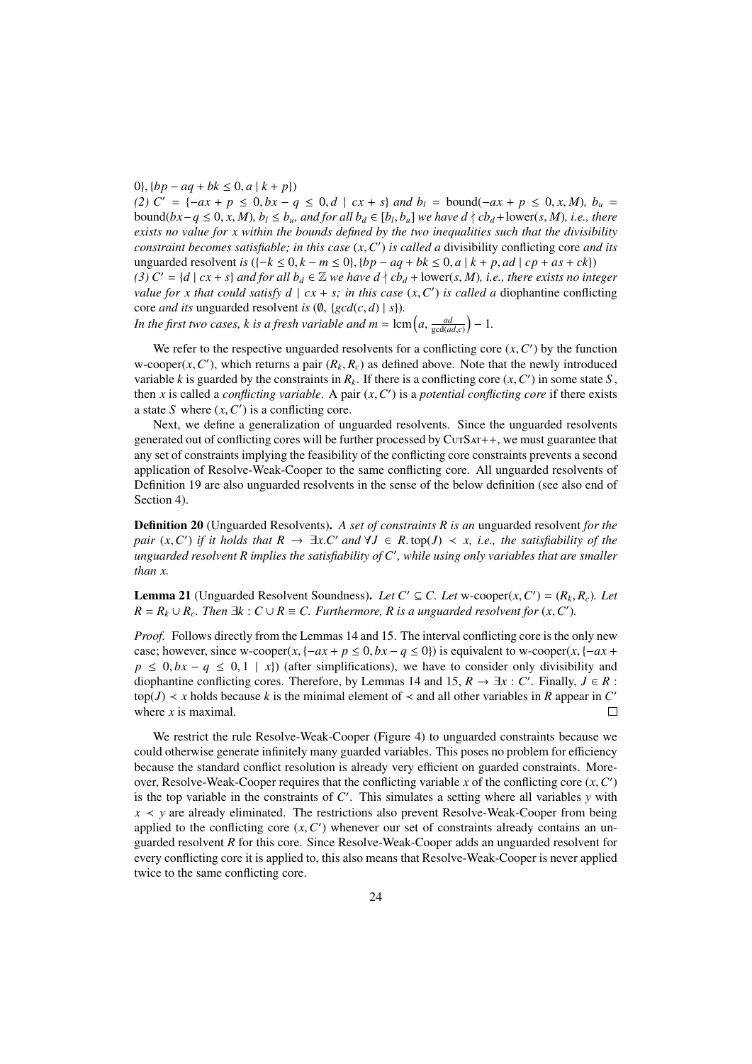$0\}, \{bp - aq + bk \leq 0, a \mid k + p\})$
*(2) $C' = \{-ax + p \leq 0, bx - q \leq 0, d \mid cx + s\}$ and $b_l = \text{bound}(-ax + p \leq 0, x, M)$, $b_u = \text{bound}(bx - q \leq 0, x, M)$, $b_l \leq b_u$, and for all $b_d \in [b_l, b_u]$ we have $d \nmid cb_d + \text{lower}(s, M)$, i.e., there exists no value for $x$ within the bounds defined by the two inequalities such that the divisibility constraint becomes satisfiable; in this case $(x, C')$ is called a* divisibility conflicting core *and its* unguarded resolvent *is* $(\{-k \leq 0, k - m \leq 0\}, \{bp - aq + bk \leq 0, a \mid k + p, ad \mid cp + as + ck\})$
*(3) $C' = \{d \mid cx + s\}$ and for all $b_d \in \mathbb{Z}$ we have $d \nmid cb_d + \text{lower}(s, M)$, i.e., there exists no integer value for $x$ that could satisfy $d \mid cx + s$; in this case $(x, C')$ is called a* diophantine conflicting core *and its* unguarded resolvent *is* $(\emptyset, \{gcd(c, d) \mid s\})$.
*In the first two cases, $k$ is a fresh variable and $m = \text{lcm}\left(a, \frac{ad}{\gcd(ad,c)}\right) - 1$.*

We refer to the respective unguarded resolvents for a conflicting core $(x, C')$ by the function w-cooper$(x, C')$, which returns a pair $(R_k, R_c)$ as defined above. Note that the newly introduced variable $k$ is guarded by the constraints in $R_k$. If there is a conflicting core $(x, C')$ in some state $S$, then $x$ is called a *conflicting variable*. A pair $(x, C')$ is a *potential conflicting core* if there exists a state $S$ where $(x, C')$ is a conflicting core.

Next, we define a generalization of unguarded resolvents. Since the unguarded resolvents generated out of conflicting cores will be further processed by CutSat++, we must guarantee that any set of constraints implying the feasibility of the conflicting core constraints prevents a second application of Resolve-Weak-Cooper to the same conflicting core. All unguarded resolvents of Definition 19 are also unguarded resolvents in the sense of the below definition (see also end of Section 4).

**Definition 20** (Unguarded Resolvents). *A set of constraints $R$ is an* unguarded resolvent *for the pair $(x, C')$ if it holds that $R \rightarrow \exists x.C'$ and $\forall J \in R.\, \text{top}(J) \prec x$, i.e., the satisfiability of the unguarded resolvent $R$ implies the satisfiability of $C'$, while using only variables that are smaller than $x$.*

**Lemma 21** (Unguarded Resolvent Soundness). *Let $C' \subseteq C$. Let* w-cooper$(x, C') = (R_k, R_c)$. *Let $R = R_k \cup R_c$. Then $\exists k : C \cup R \equiv C$. Furthermore, $R$ is a unguarded resolvent for $(x, C')$.*

*Proof.* Follows directly from the Lemmas 14 and 15. The interval conflicting core is the only new case; however, since w-cooper$(x, \{-ax + p \leq 0, bx - q \leq 0\})$ is equivalent to w-cooper$(x, \{-ax + p \leq 0, bx - q \leq 0, 1 \mid x\})$ (after simplifications), we have to consider only divisibility and diophantine conflicting cores. Therefore, by Lemmas 14 and 15, $R \rightarrow \exists x : C'$. Finally, $J \in R$ : $\text{top}(J) \prec x$ holds because $k$ is the minimal element of $\prec$ and all other variables in $R$ appear in $C'$ where $x$ is maximal. □

We restrict the rule Resolve-Weak-Cooper (Figure 4) to unguarded constraints because we could otherwise generate infinitely many guarded variables. This poses no problem for efficiency because the standard conflict resolution is already very efficient on guarded constraints. Moreover, Resolve-Weak-Cooper requires that the conflicting variable $x$ of the conflicting core $(x, C')$ is the top variable in the constraints of $C'$. This simulates a setting where all variables $y$ with $x \prec y$ are already eliminated. The restrictions also prevent Resolve-Weak-Cooper from being applied to the conflicting core $(x, C')$ whenever our set of constraints already contains an unguarded resolvent $R$ for this core. Since Resolve-Weak-Cooper adds an unguarded resolvent for every conflicting core it is applied to, this also means that Resolve-Weak-Cooper is never applied twice to the same conflicting core.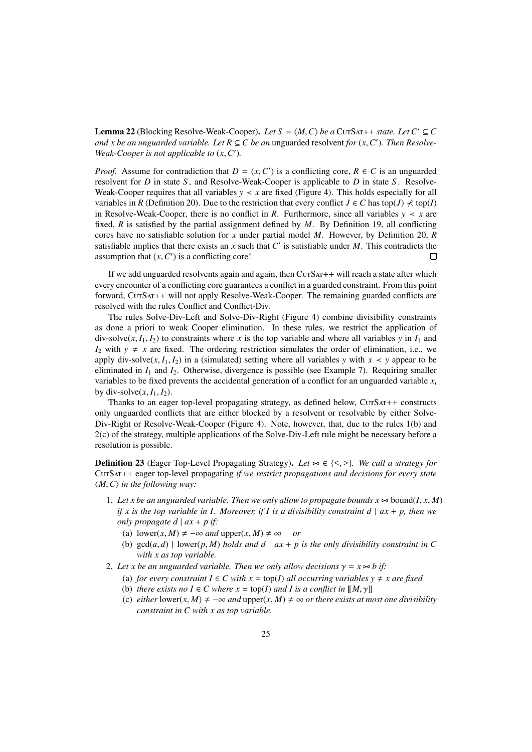**Lemma 22** (Blocking Resolve-Weak-Cooper)**.** *Let $S = \langle M, C\rangle$ be a* CutSat++ *state. Let $C' \subseteq C$ and $x$ be an unguarded variable. Let $R \subseteq C$ be an* unguarded resolvent *for $(x, C')$. Then Resolve-Weak-Cooper is not applicable to $(x, C')$.*

*Proof.* Assume for contradiction that $D = (x, C')$ is a conflicting core, $R \in C$ is an unguarded resolvent for $D$ in state $S$, and Resolve-Weak-Cooper is applicable to $D$ in state $S$. Resolve-Weak-Cooper requires that all variables $y \prec x$ are fixed (Figure 4). This holds especially for all variables in $R$ (Definition 20). Due to the restriction that every conflict $J \in C$ has $\text{top}(J) \not\prec \text{top}(I)$ in Resolve-Weak-Cooper, there is no conflict in $R$. Furthermore, since all variables $y \prec x$ are fixed, $R$ is satisfied by the partial assignment defined by $M$. By Definition 19, all conflicting cores have no satisfiable solution for $x$ under partial model $M$. However, by Definition 20, $R$ satisfiable implies that there exists an $x$ such that $C'$ is satisfiable under $M$. This contradicts the assumption that $(x, C')$ is a conflicting core! □

If we add unguarded resolvents again and again, then CutSat++ will reach a state after which every encounter of a conflicting core guarantees a conflict in a guarded constraint. From this point forward, CutSat++ will not apply Resolve-Weak-Cooper. The remaining guarded conflicts are resolved with the rules Conflict and Conflict-Div.

The rules Solve-Div-Left and Solve-Div-Right (Figure 4) combine divisibility constraints as done a priori to weak Cooper elimination. In these rules, we restrict the application of $\text{div-solve}(x, I_1, I_2)$ to constraints where $x$ is the top variable and where all variables $y$ in $I_1$ and $I_2$ with $y \neq x$ are fixed. The ordering restriction simulates the order of elimination, i.e., we apply $\text{div-solve}(x, I_1, I_2)$ in a (simulated) setting where all variables $y$ with $x \prec y$ appear to be eliminated in $I_1$ and $I_2$. Otherwise, divergence is possible (see Example 7). Requiring smaller variables to be fixed prevents the accidental generation of a conflict for an unguarded variable $x_i$ by $\text{div-solve}(x, I_1, I_2)$.

Thanks to an eager top-level propagating strategy, as defined below, CutSat++ constructs only unguarded conflicts that are either blocked by a resolvent or resolvable by either Solve-Div-Right or Resolve-Weak-Cooper (Figure 4). Note, however, that, due to the rules 1(b) and 2(c) of the strategy, multiple applications of the Solve-Div-Left rule might be necessary before a resolution is possible.

**Definition 23** (Eager Top-Level Propagating Strategy)**.** *Let $\bowtie \in \{\leq, \geq\}$. We call a strategy for* CutSat++ *eager top-level propagating if we restrict propagations and decisions for every state $\langle M, C\rangle$ in the following way:*

1. *Let $x$ be an unguarded variable. Then we only allow to propagate bounds $x \bowtie \text{bound}(I, x, M)$ if $x$ is the top variable in $I$. Moreover, if $I$ is a divisibility constraint $d \mid ax + p$, then we only propagate $d \mid ax + p$ if:*
   (a) *$\text{lower}(x, M) \neq -\infty$ and $\text{upper}(x, M) \neq \infty$ or*
   (b) *$\gcd(a, d) \mid \text{lower}(p, M)$ holds and $d \mid ax + p$ is the only divisibility constraint in $C$ with $x$ as top variable.*
2. *Let $x$ be an unguarded variable. Then we only allow decisions $\gamma = x \bowtie b$ if:*
   (a) *for every constraint $I \in C$ with $x = \text{top}(I)$ all occurring variables $y \neq x$ are fixed*
   (b) *there exists no $I \in C$ where $x = \text{top}(I)$ and $I$ is a conflict in $[\![M, \gamma]\!]$*
   (c) *either $\text{lower}(x, M) \neq -\infty$ and $\text{upper}(x, M) \neq \infty$ or there exists at most one divisibility constraint in $C$ with $x$ as top variable.*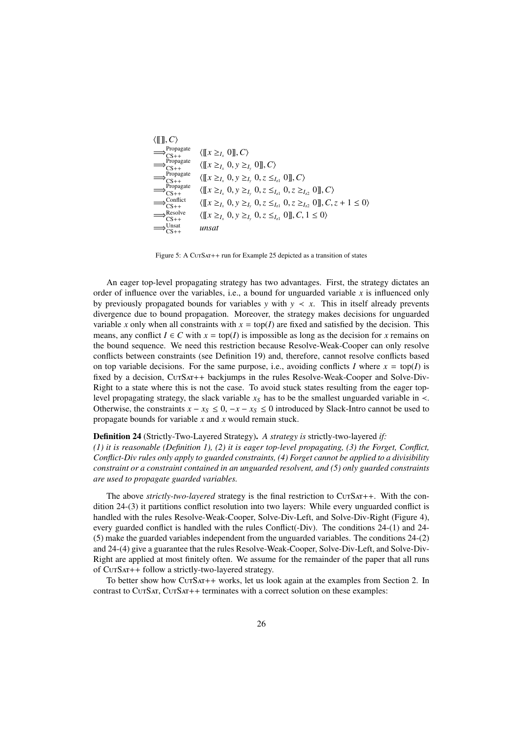$$
\begin{aligned}
&\langle [\![]\!], C\rangle \\
&\Longrightarrow^{\text{Propagate}}_{\text{CS++}} \quad \langle [\![x \geq_{I_x} 0]\!], C\rangle \\
&\Longrightarrow^{\text{Propagate}}_{\text{CS++}} \quad \langle [\![x \geq_{I_x} 0, y \geq_{I_y} 0]\!], C\rangle \\
&\Longrightarrow^{\text{Propagate}}_{\text{CS++}} \quad \langle [\![x \geq_{I_x} 0, y \geq_{I_y} 0, z \leq_{I_{z1}} 0]\!], C\rangle \\
&\Longrightarrow^{\text{Propagate}}_{\text{CS++}} \quad \langle [\![x \geq_{I_x} 0, y \geq_{I_y} 0, z \leq_{I_{z1}} 0, z \geq_{I_{z2}} 0]\!], C\rangle \\
&\Longrightarrow^{\text{Conflict}}_{\text{CS++}} \quad \langle [\![x \geq_{I_x} 0, y \geq_{I_y} 0, z \leq_{I_{z1}} 0, z \geq_{I_{z2}} 0]\!], C, z + 1 \leq 0\rangle \\
&\Longrightarrow^{\text{Resolve}}_{\text{CS++}} \quad \langle [\![x \geq_{I_x} 0, y \geq_{I_y} 0, z \leq_{I_{z1}} 0]\!], C, 1 \leq 0\rangle \\
&\Longrightarrow^{\text{Unsat}}_{\text{CS++}} \quad \textit{unsat}
\end{aligned}
$$

Figure 5: A CutSat++ run for Example 25 depicted as a transition of states

An eager top-level propagating strategy has two advantages. First, the strategy dictates an order of influence over the variables, i.e., a bound for unguarded variable $x$ is influenced only by previously propagated bounds for variables $y$ with $y \prec x$. This in itself already prevents divergence due to bound propagation. Moreover, the strategy makes decisions for unguarded variable $x$ only when all constraints with $x = \text{top}(I)$ are fixed and satisfied by the decision. This means, any conflict $I \in C$ with $x = \text{top}(I)$ is impossible as long as the decision for $x$ remains on the bound sequence. We need this restriction because Resolve-Weak-Cooper can only resolve conflicts between constraints (see Definition 19) and, therefore, cannot resolve conflicts based on top variable decisions. For the same purpose, i.e., avoiding conflicts $I$ where $x = \text{top}(I)$ is fixed by a decision, CutSat++ backjumps in the rules Resolve-Weak-Cooper and Solve-Div-Right to a state where this is not the case. To avoid stuck states resulting from the eager top-level propagating strategy, the slack variable $x_S$ has to be the smallest unguarded variable in $\prec$. Otherwise, the constraints $x - x_S \leq 0, -x - x_S \leq 0$ introduced by Slack-Intro cannot be used to propagate bounds for variable $x$ and $x$ would remain stuck.

**Definition 24** (Strictly-Two-Layered Strategy)**.** *A strategy is* strictly-two-layered *if: (1) it is reasonable (Definition 1), (2) it is eager top-level propagating, (3) the Forget, Conflict, Conflict-Div rules only apply to guarded constraints, (4) Forget cannot be applied to a divisibility constraint or a constraint contained in an unguarded resolvent, and (5) only guarded constraints are used to propagate guarded variables.*

The above *strictly-two-layered* strategy is the final restriction to CutSat++. With the condition 24-(3) it partitions conflict resolution into two layers: While every unguarded conflict is handled with the rules Resolve-Weak-Cooper, Solve-Div-Left, and Solve-Div-Right (Figure 4), every guarded conflict is handled with the rules Conflict(-Div). The conditions 24-(1) and 24-(5) make the guarded variables independent from the unguarded variables. The conditions 24-(2) and 24-(4) give a guarantee that the rules Resolve-Weak-Cooper, Solve-Div-Left, and Solve-Div-Right are applied at most finitely often. We assume for the remainder of the paper that all runs of CutSat++ follow a strictly-two-layered strategy.

To better show how CutSat++ works, let us look again at the examples from Section 2. In contrast to CutSat, CutSat++ terminates with a correct solution on these examples: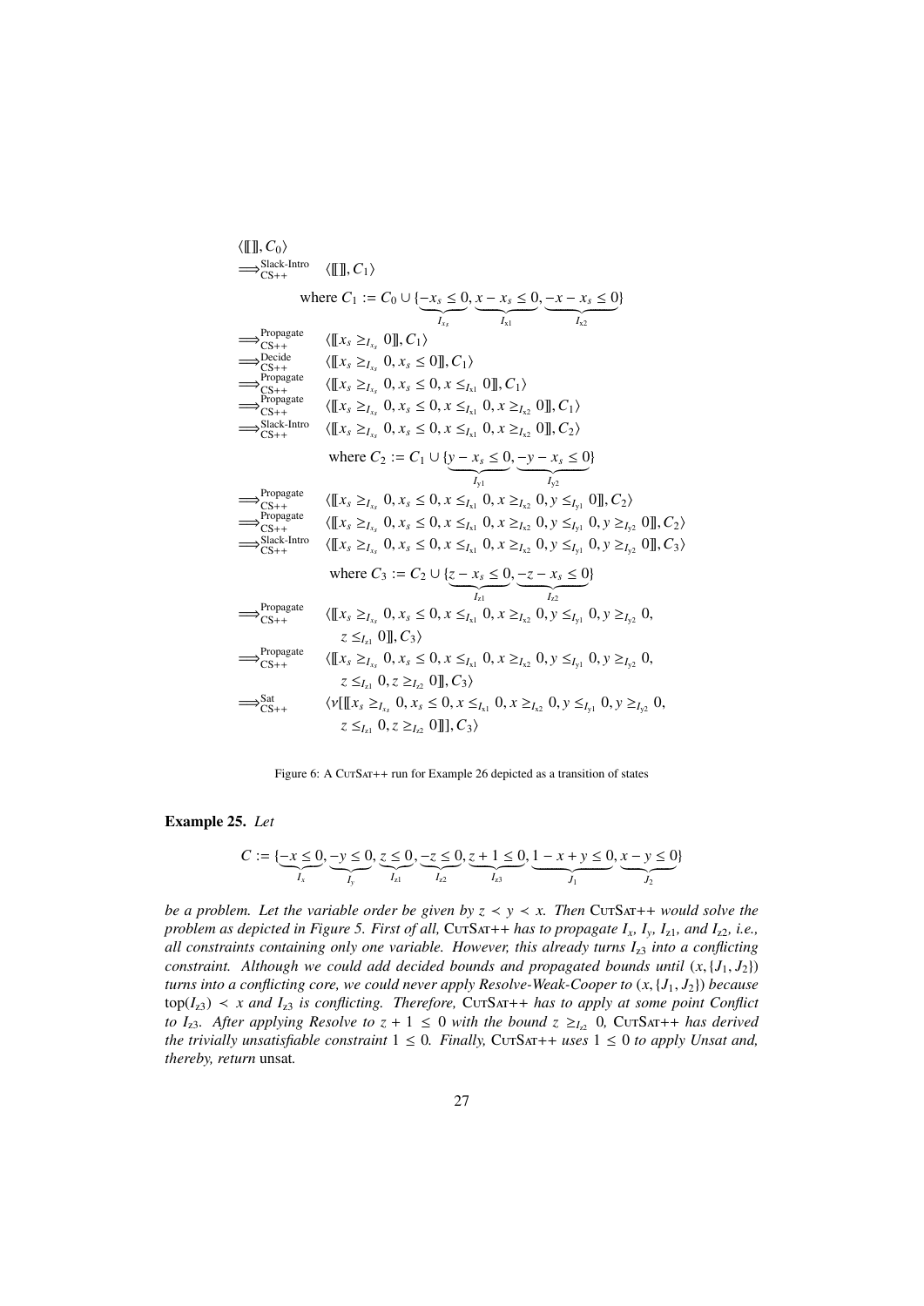$$\langle [\![]\!], C_0 \rangle$$

$$\Longrightarrow^{\text{Slack-Intro}}_{\text{CS++}} \quad \langle [\![]\!], C_1 \rangle$$

$$\text{where } C_1 := C_0 \cup \{\underbrace{-x_s \le 0}_{I_{x_s}}, \underbrace{x - x_s \le 0}_{I_{x1}}, \underbrace{-x - x_s \le 0}_{I_{x2}}\}$$

$$\Longrightarrow^{\text{Propagate}}_{\text{CS++}} \quad \langle [\![x_s \ge_{I_{x_s}} 0]\!], C_1 \rangle$$

$$\Longrightarrow^{\text{Decide}}_{\text{CS++}} \quad \langle [\![x_s \ge_{I_{x_s}} 0, x_s \le 0]\!], C_1 \rangle$$

$$\Longrightarrow^{\text{Propagate}}_{\text{CS++}} \quad \langle [\![x_s \ge_{I_{x_s}} 0, x_s \le 0, x \le_{I_{x1}} 0]\!], C_1 \rangle$$

$$\Longrightarrow^{\text{Propagate}}_{\text{CS++}} \quad \langle [\![x_s \ge_{I_{x_s}} 0, x_s \le 0, x \le_{I_{x1}} 0, x \ge_{I_{x2}} 0]\!], C_1 \rangle$$

$$\Longrightarrow^{\text{Slack-Intro}}_{\text{CS++}} \quad \langle [\![x_s \ge_{I_{x_s}} 0, x_s \le 0, x \le_{I_{x1}} 0, x \ge_{I_{x2}} 0]\!], C_2 \rangle$$

$$\text{where } C_2 := C_1 \cup \{\underbrace{y - x_s \le 0}_{I_{y1}}, \underbrace{-y - x_s \le 0}_{I_{y2}}\}$$

$$\Longrightarrow^{\text{Propagate}}_{\text{CS++}} \quad \langle [\![x_s \ge_{I_{x_s}} 0, x_s \le 0, x \le_{I_{x1}} 0, x \ge_{I_{x2}} 0, y \le_{I_{y1}} 0]\!], C_2 \rangle$$

$$\Longrightarrow^{\text{Propagate}}_{\text{CS++}} \quad \langle [\![x_s \ge_{I_{x_s}} 0, x_s \le 0, x \le_{I_{x1}} 0, x \ge_{I_{x2}} 0, y \le_{I_{y1}} 0, y \ge_{I_{y2}} 0]\!], C_2 \rangle$$

$$\Longrightarrow^{\text{Slack-Intro}}_{\text{CS++}} \quad \langle [\![x_s \ge_{I_{x_s}} 0, x_s \le 0, x \le_{I_{x1}} 0, x \ge_{I_{x2}} 0, y \le_{I_{y1}} 0, y \ge_{I_{y2}} 0]\!], C_3 \rangle$$

$$\text{where } C_3 := C_2 \cup \{\underbrace{z - x_s \le 0}_{I_{z1}}, \underbrace{-z - x_s \le 0}_{I_{z2}}\}$$

$$\Longrightarrow^{\text{Propagate}}_{\text{CS++}} \quad \langle [\![x_s \ge_{I_{x_s}} 0, x_s \le 0, x \le_{I_{x1}} 0, x \ge_{I_{x2}} 0, y \le_{I_{y1}} 0, y \ge_{I_{y2}} 0, z \le_{I_{z1}} 0]\!], C_3 \rangle$$

$$\Longrightarrow^{\text{Propagate}}_{\text{CS++}} \quad \langle [\![x_s \ge_{I_{x_s}} 0, x_s \le 0, x \le_{I_{x1}} 0, x \ge_{I_{x2}} 0, y \le_{I_{y1}} 0, y \ge_{I_{y2}} 0, z \le_{I_{z1}} 0, z \ge_{I_{z2}} 0]\!], C_3 \rangle$$

$$\Longrightarrow^{\text{Sat}}_{\text{CS++}} \quad \langle \nu[[\![x_s \ge_{I_{x_s}} 0, x_s \le 0, x \le_{I_{x1}} 0, x \ge_{I_{x2}} 0, y \le_{I_{y1}} 0, y \ge_{I_{y2}} 0, z \le_{I_{z1}} 0, z \ge_{I_{z2}} 0]\!]], C_3 \rangle$$

Figure 6: A CutSat++ run for Example 26 depicted as a transition of states

**Example 25.** *Let*

$$C := \{\underbrace{-x \le 0}_{I_x}, \underbrace{-y \le 0}_{I_y}, \underbrace{z \le 0}_{I_{z1}}, \underbrace{-z \le 0}_{I_{z2}}, \underbrace{z + 1 \le 0}_{I_{z3}}, \underbrace{1 - x + y \le 0}_{J_1}, \underbrace{x - y \le 0}_{J_2}\}$$

*be a problem. Let the variable order be given by $z \prec y \prec x$. Then* CutSat++ *would solve the problem as depicted in Figure 5. First of all,* CutSat++ *has to propagate $I_x$, $I_y$, $I_{z1}$, and $I_{z2}$, i.e., all constraints containing only one variable. However, this already turns $I_{z3}$ into a conflicting constraint. Although we could add decided bounds and propagated bounds until $(x, \{J_1, J_2\})$ turns into a conflicting core, we could never apply Resolve-Weak-Cooper to $(x, \{J_1, J_2\})$ because $\text{top}(I_{z3}) \prec x$ and $I_{z3}$ is conflicting. Therefore,* CutSat++ *has to apply at some point Conflict to $I_{z3}$. After applying Resolve to $z + 1 \le 0$ with the bound $z \ge_{I_{z2}} 0$,* CutSat++ *has derived the trivially unsatisfiable constraint $1 \le 0$. Finally,* CutSat++ *uses $1 \le 0$ to apply Unsat and, thereby, return* unsat.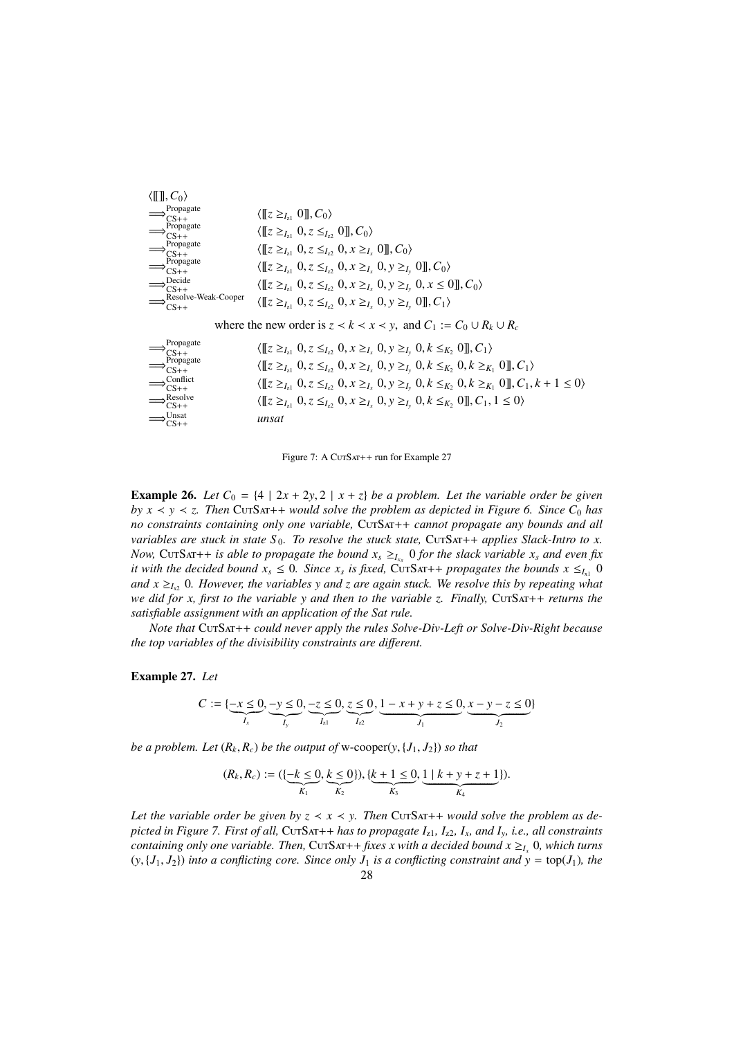$$
\begin{array}{ll}
\langle [\![]\!], C_0\rangle & \\
\Longrightarrow^{\text{Propagate}}_{\text{CS++}} & \langle [\![z \geq_{I_{z1}} 0]\!], C_0\rangle \\
\Longrightarrow^{\text{Propagate}}_{\text{CS++}} & \langle [\![z \geq_{I_{z1}} 0, z \leq_{I_{z2}} 0]\!], C_0\rangle \\
\Longrightarrow^{\text{Propagate}}_{\text{CS++}} & \langle [\![z \geq_{I_{z1}} 0, z \leq_{I_{z2}} 0, x \geq_{I_x} 0]\!], C_0\rangle \\
\Longrightarrow^{\text{Propagate}}_{\text{CS++}} & \langle [\![z \geq_{I_{z1}} 0, z \leq_{I_{z2}} 0, x \geq_{I_x} 0, y \geq_{I_y} 0]\!], C_0\rangle \\
\Longrightarrow^{\text{Decide}}_{\text{CS++}} & \langle [\![z \geq_{I_{z1}} 0, z \leq_{I_{z2}} 0, x \geq_{I_x} 0, y \geq_{I_y} 0, x \leq 0]\!], C_0\rangle \\
\Longrightarrow^{\text{Resolve-Weak-Cooper}}_{\text{CS++}} & \langle [\![z \geq_{I_{z1}} 0, z \leq_{I_{z2}} 0, x \geq_{I_x} 0, y \geq_{I_y} 0]\!], C_1\rangle
\end{array}
$$

where the new order is $z \prec k \prec x \prec y$, and $C_1 := C_0 \cup R_k \cup R_c$

$$
\begin{array}{ll}
\Longrightarrow^{\text{Propagate}}_{\text{CS++}} & \langle [\![z \geq_{I_{z1}} 0, z \leq_{I_{z2}} 0, x \geq_{I_x} 0, y \geq_{I_y} 0, k \leq_{K_2} 0]\!], C_1\rangle \\
\Longrightarrow^{\text{Propagate}}_{\text{CS++}} & \langle [\![z \geq_{I_{z1}} 0, z \leq_{I_{z2}} 0, x \geq_{I_x} 0, y \geq_{I_y} 0, k \leq_{K_2} 0, k \geq_{K_1} 0]\!], C_1\rangle \\
\Longrightarrow^{\text{Conflict}}_{\text{CS++}} & \langle [\![z \geq_{I_{z1}} 0, z \leq_{I_{z2}} 0, x \geq_{I_x} 0, y \geq_{I_y} 0, k \leq_{K_2} 0, k \geq_{K_1} 0]\!], C_1, k+1 \leq 0\rangle \\
\Longrightarrow^{\text{Resolve}}_{\text{CS++}} & \langle [\![z \geq_{I_{z1}} 0, z \leq_{I_{z2}} 0, x \geq_{I_x} 0, y \geq_{I_y} 0, k \leq_{K_2} 0]\!], C_1, 1 \leq 0\rangle \\
\Longrightarrow^{\text{Unsat}}_{\text{CS++}} & \textit{unsat}
\end{array}
$$

Figure 7: A CutSat++ run for Example 27

**Example 26.** *Let $C_0 = \{4 \mid 2x + 2y, 2 \mid x + z\}$ be a problem. Let the variable order be given by $x \prec y \prec z$. Then* CutSat++ *would solve the problem as depicted in Figure 6. Since $C_0$ has no constraints containing only one variable,* CutSat++ *cannot propagate any bounds and all variables are stuck in state $S_0$. To resolve the stuck state,* CutSat++ *applies Slack-Intro to x. Now,* CutSat++ *is able to propagate the bound $x_s \geq_{I_{xs}} 0$ for the slack variable $x_s$ and even fix it with the decided bound $x_s \leq 0$. Since $x_s$ is fixed,* CutSat++ *propagates the bounds $x \leq_{I_{x1}} 0$ and $x \geq_{I_{x2}} 0$. However, the variables y and z are again stuck. We resolve this by repeating what we did for x, first to the variable y and then to the variable z. Finally,* CutSat++ *returns the satisfiable assignment with an application of the Sat rule.*

*Note that* CutSat++ *could never apply the rules Solve-Div-Left or Solve-Div-Right because the top variables of the divisibility constraints are different.*

**Example 27.** *Let*

$$C := \{\underbrace{-x \leq 0}_{I_x}, \underbrace{-y \leq 0}_{I_y}, \underbrace{-z \leq 0}_{I_{z1}}, \underbrace{z \leq 0}_{I_{z2}}, \underbrace{1 - x + y + z \leq 0}_{J_1}, \underbrace{x - y - z \leq 0}_{J_2}\}$$

*be a problem. Let $(R_k, R_c)$ be the output of* w-cooper$(y, \{J_1, J_2\})$ *so that*

$$(R_k, R_c) := (\{\underbrace{-k \leq 0}_{K_1}, \underbrace{k \leq 0}_{K_2}\}), \{\underbrace{k + 1 \leq 0}_{K_3}, \underbrace{1 \mid k + y + z + 1}_{K_4}\}).$$

*Let the variable order be given by $z \prec x \prec y$. Then* CutSat++ *would solve the problem as depicted in Figure 7. First of all,* CutSat++ *has to propagate $I_{z1}$, $I_{z2}$, $I_x$, and $I_y$, i.e., all constraints containing only one variable. Then,* CutSat++ *fixes x with a decided bound $x \geq_{I_x} 0$, which turns $(y, \{J_1, J_2\})$ into a conflicting core. Since only $J_1$ is a conflicting constraint and $y = \text{top}(J_1)$, the*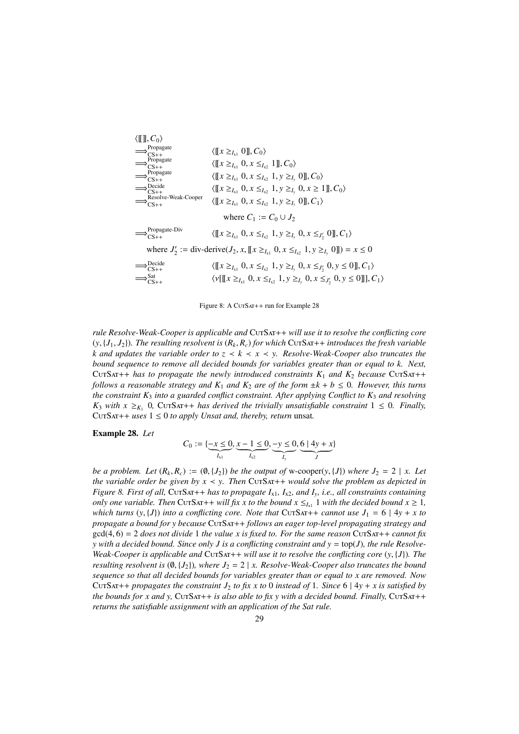$$
\begin{array}{ll}
\langle [\![]\!], C_0 \rangle & \\
\Longrightarrow^{\text{Propagate}}_{\text{CS++}} & \langle [\![ x \geq_{I_{x1}} 0 ]\!], C_0 \rangle \\
\Longrightarrow^{\text{Propagate}}_{\text{CS++}} & \langle [\![ x \geq_{I_{x1}} 0, x \leq_{I_{x2}} 1 ]\!], C_0 \rangle \\
\Longrightarrow^{\text{Propagate}}_{\text{CS++}} & \langle [\![ x \geq_{I_{x1}} 0, x \leq_{I_{x2}} 1, y \geq_{I_y} 0 ]\!], C_0 \rangle \\
\Longrightarrow^{\text{Decide}}_{\text{CS++}} & \langle [\![ x \geq_{I_{x1}} 0, x \leq_{I_{x2}} 1, y \geq_{I_y} 0, x \geq 1 ]\!], C_0 \rangle \\
\Longrightarrow^{\text{Resolve-Weak-Cooper}}_{\text{CS++}} & \langle [\![ x \geq_{I_{x1}} 0, x \leq_{I_{x2}} 1, y \geq_{I_y} 0 ]\!], C_1 \rangle \\
& \quad \text{where } C_1 := C_0 \cup J_2 \\
\Longrightarrow^{\text{Propagate-Div}}_{\text{CS++}} & \langle [\![ x \geq_{I_{x1}} 0, x \leq_{I_{x2}} 1, y \geq_{I_y} 0, x \leq_{J_2'} 0 ]\!], C_1 \rangle \\
\multicolumn{2}{l}{\quad \text{where } J_2' := \text{div-derive}(J_2, x, [\![ x \geq_{I_{x1}} 0, x \leq_{I_{x2}} 1, y \geq_{I_y} 0 ]\!]) = x \leq 0} \\
\Longrightarrow^{\text{Decide}}_{\text{CS++}} & \langle [\![ x \geq_{I_{x1}} 0, x \leq_{I_{x2}} 1, y \geq_{I_y} 0, x \leq_{J_2'} 0, y \leq 0 ]\!], C_1 \rangle \\
\Longrightarrow^{\text{Sat}}_{\text{CS++}} & \langle \nu [\![ x \geq_{I_{x1}} 0, x \leq_{I_{x2}} 1, y \geq_{I_y} 0, x \leq_{J_2'} 0, y \leq 0 ]\!], C_1 \rangle
\end{array}
$$

Figure 8: A CutSat++ run for Example 28

*rule Resolve-Weak-Cooper is applicable and* CutSat++ *will use it to resolve the conflicting core* $(y, \{J_1, J_2\})$*. The resulting resolvent is* $(R_k, R_c)$ *for which* CutSat++ *introduces the fresh variable* $k$ *and updates the variable order to* $z \prec k \prec x \prec y$*. Resolve-Weak-Cooper also truncates the bound sequence to remove all decided bounds for variables greater than or equal to* $k$*. Next,* CutSat++ *has to propagate the newly introduced constraints* $K_1$ *and* $K_2$ *because* CutSat++ *follows a reasonable strategy and* $K_1$ *and* $K_2$ *are of the form* $\pm k + b \leq 0$*. However, this turns the constraint* $K_3$ *into a guarded conflict constraint. After applying Conflict to* $K_3$ *and resolving* $K_3$ *with* $x \geq_{K_1} 0$*,* CutSat++ *has derived the trivially unsatisfiable constraint* $1 \leq 0$*. Finally,* CutSat++ *uses* $1 \leq 0$ *to apply Unsat and, thereby, return* unsat*.*

**Example 28.** *Let*

$$C_0 := \{\underbrace{-x \leq 0}_{I_{x1}}, \underbrace{x - 1 \leq 0}_{I_{x2}}, \underbrace{-y \leq 0}_{I_y}, \underbrace{6 \mid 4y + x}_{J}\}$$

*be a problem. Let* $(R_k, R_c) := (\emptyset, \{J_2\})$ *be the output of* w-cooper$(y, \{J\})$ *where* $J_2 = 2 \mid x$*. Let the variable order be given by* $x \prec y$*. Then* CutSat++ *would solve the problem as depicted in Figure 8. First of all,* CutSat++ *has to propagate* $I_{x1}$*,* $I_{x2}$*, and* $I_y$*, i.e., all constraints containing only one variable. Then* CutSat++ *will fix* $x$ *to the bound* $x \leq_{I_{x1}} 1$ *with the decided bound* $x \geq 1$*, which turns* $(y, \{J\})$ *into a conflicting core. Note that* CutSat++ *cannot use* $J_1 = 6 \mid 4y + x$ *to propagate a bound for* $y$ *because* CutSat++ *follows an eager top-level propagating strategy and* $\gcd(4, 6) = 2$ *does not divide* $1$ *the value* $x$ *is fixed to. For the same reason* CutSat++ *cannot fix* $y$ *with a decided bound. Since only* $J$ *is a conflicting constraint and* $y = \text{top}(J)$*, the rule Resolve-Weak-Cooper is applicable and* CutSat++ *will use it to resolve the conflicting core* $(y, \{J\})$*. The resulting resolvent is* $(\emptyset, \{J_2\})$*, where* $J_2 = 2 \mid x$*. Resolve-Weak-Cooper also truncates the bound sequence so that all decided bounds for variables greater than or equal to* $x$ *are removed. Now* CutSat++ *propagates the constraint* $J_2$ *to fix* $x$ *to* $0$ *instead of* $1$*. Since* $6 \mid 4y + x$ *is satisfied by the bounds for* $x$ *and* $y$*,* CutSat++ *is also able to fix* $y$ *with a decided bound. Finally,* CutSat++ *returns the satisfiable assignment with an application of the Sat rule.*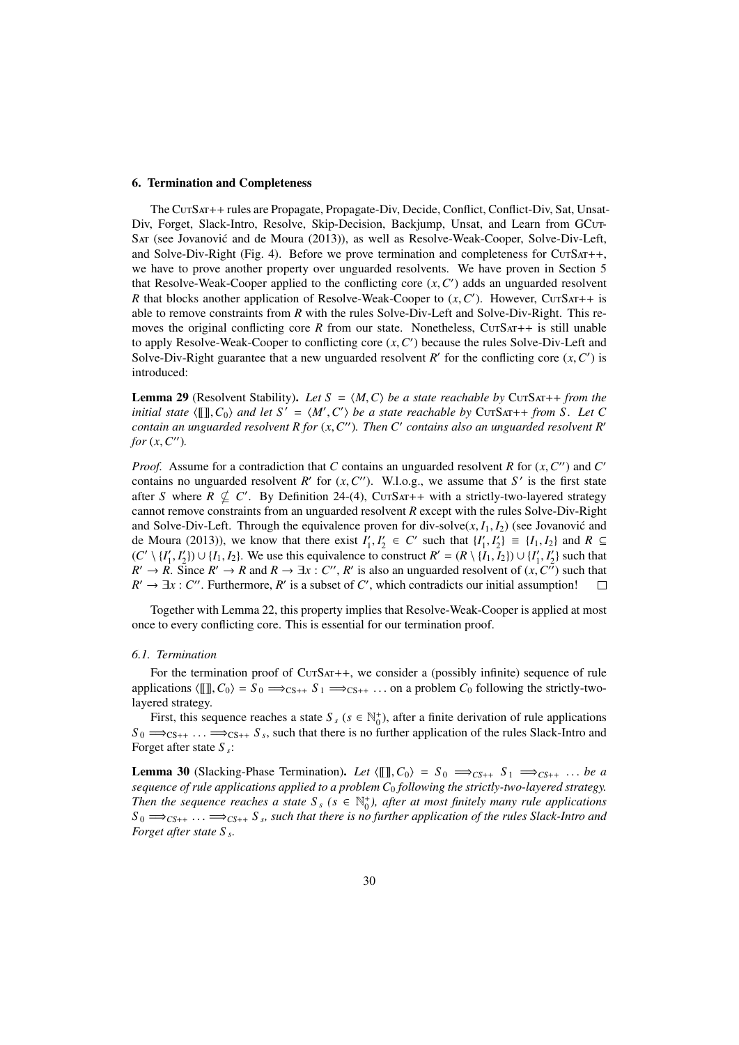## 6. Termination and Completeness

The CutSat++ rules are Propagate, Propagate-Div, Decide, Conflict, Conflict-Div, Sat, Unsat-Div, Forget, Slack-Intro, Resolve, Skip-Decision, Backjump, Unsat, and Learn from GCutSat (see Jovanović and de Moura (2013)), as well as Resolve-Weak-Cooper, Solve-Div-Left, and Solve-Div-Right (Fig. 4). Before we prove termination and completeness for CutSat++, we have to prove another property over unguarded resolvents. We have proven in Section 5 that Resolve-Weak-Cooper applied to the conflicting core $(x, C')$ adds an unguarded resolvent $R$ that blocks another application of Resolve-Weak-Cooper to $(x, C')$. However, CutSat++ is able to remove constraints from $R$ with the rules Solve-Div-Left and Solve-Div-Right. This removes the original conflicting core $R$ from our state. Nonetheless, CutSat++ is still unable to apply Resolve-Weak-Cooper to conflicting core $(x, C')$ because the rules Solve-Div-Left and Solve-Div-Right guarantee that a new unguarded resolvent $R'$ for the conflicting core $(x, C')$ is introduced:

**Lemma 29** (Resolvent Stability)**.** *Let $S = \langle M, C\rangle$ be a state reachable by CutSat++ from the initial state $\langle [\![]\!], C_0\rangle$ and let $S' = \langle M', C'\rangle$ be a state reachable by CutSat++ from $S$. Let $C$ contain an unguarded resolvent $R$ for $(x, C'')$. Then $C'$ contains also an unguarded resolvent $R'$ for $(x, C'')$.*

*Proof.* Assume for a contradiction that $C$ contains an unguarded resolvent $R$ for $(x, C'')$ and $C'$ contains no unguarded resolvent $R'$ for $(x, C'')$. W.l.o.g., we assume that $S'$ is the first state after $S$ where $R \nsubseteq C'$. By Definition 24-(4), CutSat++ with a strictly-two-layered strategy cannot remove constraints from an unguarded resolvent $R$ except with the rules Solve-Div-Right and Solve-Div-Left. Through the equivalence proven for div-solve$(x, I_1, I_2)$ (see Jovanović and de Moura (2013)), we know that there exist $I'_1, I'_2 \in C'$ such that $\{I'_1, I'_2\} \equiv \{I_1, I_2\}$ and $R \subseteq (C' \setminus \{I'_1, I'_2\}) \cup \{I_1, I_2\}$. We use this equivalence to construct $R' = (R \setminus \{I_1, I_2\}) \cup \{I'_1, I'_2\}$ such that $R' \rightarrow R$. Since $R' \rightarrow R$ and $R \rightarrow \exists x : C''$, $R'$ is also an unguarded resolvent of $(x, C'')$ such that $R' \rightarrow \exists x : C''$. Furthermore, $R'$ is a subset of $C'$, which contradicts our initial assumption! $\square$

Together with Lemma 22, this property implies that Resolve-Weak-Cooper is applied at most once to every conflicting core. This is essential for our termination proof.

### 6.1. Termination

For the termination proof of CutSat++, we consider a (possibly infinite) sequence of rule applications $\langle [\![]\!], C_0\rangle = S_0 \Longrightarrow_{\text{CS++}} S_1 \Longrightarrow_{\text{CS++}} \ldots$ on a problem $C_0$ following the strictly-two-layered strategy.

First, this sequence reaches a state $S_s$ ($s \in \mathbb{N}_0^+$), after a finite derivation of rule applications $S_0 \Longrightarrow_{\text{CS++}} \ldots \Longrightarrow_{\text{CS++}} S_s$, such that there is no further application of the rules Slack-Intro and Forget after state $S_s$:

**Lemma 30** (Slacking-Phase Termination)**.** *Let $\langle [\![]\!], C_0\rangle = S_0 \Longrightarrow_{CS++} S_1 \Longrightarrow_{CS++} \ldots$ be a sequence of rule applications applied to a problem $C_0$ following the strictly-two-layered strategy. Then the sequence reaches a state $S_s$ ($s \in \mathbb{N}_0^+$), after at most finitely many rule applications $S_0 \Longrightarrow_{CS++} \ldots \Longrightarrow_{CS++} S_s$, such that there is no further application of the rules Slack-Intro and Forget after state $S_s$.*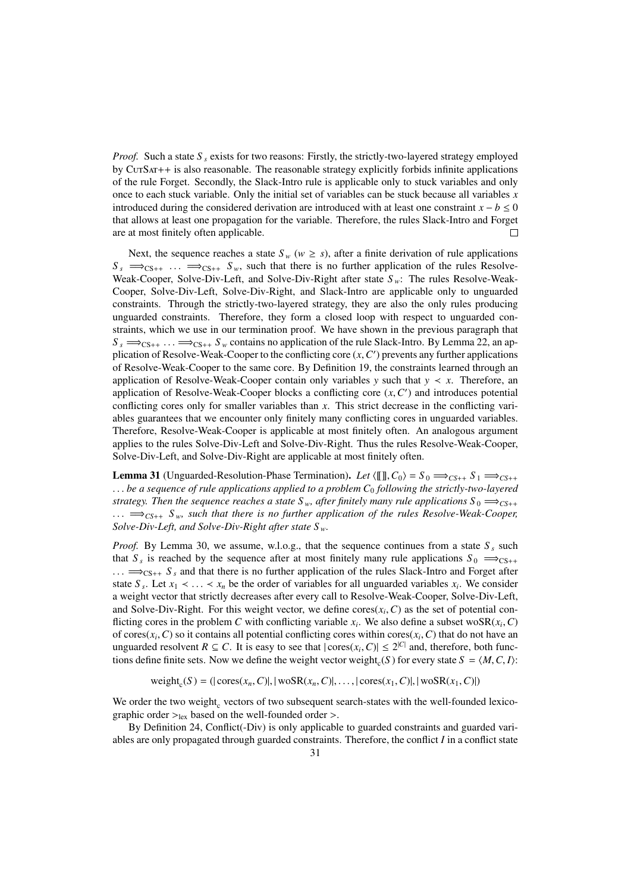*Proof.* Such a state $S_s$ exists for two reasons: Firstly, the strictly-two-layered strategy employed by CutSat++ is also reasonable. The reasonable strategy explicitly forbids infinite applications of the rule Forget. Secondly, the Slack-Intro rule is applicable only to stuck variables and only once to each stuck variable. Only the initial set of variables can be stuck because all variables $x$ introduced during the considered derivation are introduced with at least one constraint $x - b \leq 0$ that allows at least one propagation for the variable. Therefore, the rules Slack-Intro and Forget are at most finitely often applicable. □

Next, the sequence reaches a state $S_w$ ($w \geq s$), after a finite derivation of rule applications $S_s \Longrightarrow_{\text{CS++}} \ldots \Longrightarrow_{\text{CS++}} S_w$, such that there is no further application of the rules Resolve-Weak-Cooper, Solve-Div-Left, and Solve-Div-Right after state $S_w$: The rules Resolve-Weak-Cooper, Solve-Div-Left, Solve-Div-Right, and Slack-Intro are applicable only to unguarded constraints. Through the strictly-two-layered strategy, they are also the only rules producing unguarded constraints. Therefore, they form a closed loop with respect to unguarded constraints, which we use in our termination proof. We have shown in the previous paragraph that $S_s \Longrightarrow_{\text{CS++}} \ldots \Longrightarrow_{\text{CS++}} S_w$ contains no application of the rule Slack-Intro. By Lemma 22, an application of Resolve-Weak-Cooper to the conflicting core $(x, C')$ prevents any further applications of Resolve-Weak-Cooper to the same core. By Definition 19, the constraints learned through an application of Resolve-Weak-Cooper contain only variables $y$ such that $y \prec x$. Therefore, an application of Resolve-Weak-Cooper blocks a conflicting core $(x, C')$ and introduces potential conflicting cores only for smaller variables than $x$. This strict decrease in the conflicting variables guarantees that we encounter only finitely many conflicting cores in unguarded variables. Therefore, Resolve-Weak-Cooper is applicable at most finitely often. An analogous argument applies to the rules Solve-Div-Left and Solve-Div-Right. Thus the rules Resolve-Weak-Cooper, Solve-Div-Left, and Solve-Div-Right are applicable at most finitely often.

**Lemma 31** (Unguarded-Resolution-Phase Termination)**.** *Let $\langle [\![]\!], C_0\rangle = S_0 \Longrightarrow_{CS++} S_1 \Longrightarrow_{CS++} \ldots$ be a sequence of rule applications applied to a problem $C_0$ following the strictly-two-layered strategy. Then the sequence reaches a state $S_w$, after finitely many rule applications $S_0 \Longrightarrow_{CS++} \ldots \Longrightarrow_{CS++} S_w$, such that there is no further application of the rules Resolve-Weak-Cooper, Solve-Div-Left, and Solve-Div-Right after state $S_w$.*

*Proof.* By Lemma 30, we assume, w.l.o.g., that the sequence continues from a state $S_s$ such that $S_s$ is reached by the sequence after at most finitely many rule applications $S_0 \Longrightarrow_{\text{CS++}} \ldots \Longrightarrow_{\text{CS++}} S_s$ and that there is no further application of the rules Slack-Intro and Forget after state $S_s$. Let $x_1 \prec \ldots \prec x_n$ be the order of variables for all unguarded variables $x_i$. We consider a weight vector that strictly decreases after every call to Resolve-Weak-Cooper, Solve-Div-Left, and Solve-Div-Right. For this weight vector, we define $\text{cores}(x_i, C)$ as the set of potential conflicting cores in the problem $C$ with conflicting variable $x_i$. We also define a subset $\text{woSR}(x_i, C)$ of $\text{cores}(x_i, C)$ so it contains all potential conflicting cores within $\text{cores}(x_i, C)$ that do not have an unguarded resolvent $R \subseteq C$. It is easy to see that $|\text{cores}(x_i, C)| \leq 2^{|C|}$ and, therefore, both functions define finite sets. Now we define the weight vector $\text{weight}_c(S)$ for every state $S = \langle M, C, I\rangle$:

$$\text{weight}_c(S) = (|\text{cores}(x_n, C)|, |\text{woSR}(x_n, C)|, \ldots, |\text{cores}(x_1, C)|, |\text{woSR}(x_1, C)|)$$

We order the two $\text{weight}_c$ vectors of two subsequent search-states with the well-founded lexicographic order $>_{\text{lex}}$ based on the well-founded order $>$.

By Definition 24, Conflict(-Div) is only applicable to guarded constraints and guarded variables are only propagated through guarded constraints. Therefore, the conflict $I$ in a conflict state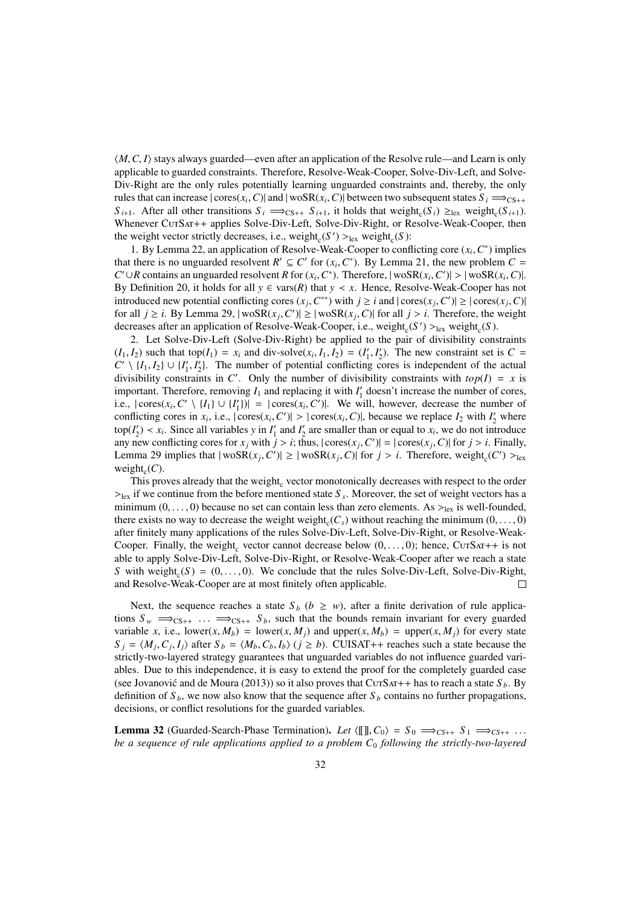$\langle M, C, I\rangle$ stays always guarded—even after an application of the Resolve rule—and Learn is only applicable to guarded constraints. Therefore, Resolve-Weak-Cooper, Solve-Div-Left, and Solve-Div-Right are the only rules potentially learning unguarded constraints and, thereby, the only rules that can increase $|\text{cores}(x_i, C)|$ and $|\text{woSR}(x_i, C)|$ between two subsequent states $S_i \Longrightarrow_{\text{CS++}} S_{i+1}$. After all other transitions $S_i \Longrightarrow_{\text{CS++}} S_{i+1}$, it holds that $\text{weight}_c(S_i) \geq_{\text{lex}} \text{weight}_c(S_{i+1})$. Whenever CutSat++ applies Solve-Div-Left, Solve-Div-Right, or Resolve-Weak-Cooper, then the weight vector strictly decreases, i.e., $\text{weight}_c(S') >_{\text{lex}} \text{weight}_c(S)$:

1. By Lemma 22, an application of Resolve-Weak-Cooper to conflicting core $(x_i, C^*)$ implies that there is no unguarded resolvent $R' \subseteq C'$ for $(x_i, C^*)$. By Lemma 21, the new problem $C = C' \cup R$ contains an unguarded resolvent $R$ for $(x_i, C^*)$. Therefore, $|\text{woSR}(x_i, C')| > |\text{woSR}(x_i, C)|$. By Definition 20, it holds for all $y \in \text{vars}(R)$ that $y \prec x$. Hence, Resolve-Weak-Cooper has not introduced new potential conflicting cores $(x_j, C^{**})$ with $j \geq i$ and $|\text{cores}(x_j, C')| \geq |\text{cores}(x_j, C)|$ for all $j \geq i$. By Lemma 29, $|\text{woSR}(x_j, C')| \geq |\text{woSR}(x_j, C)|$ for all $j > i$. Therefore, the weight decreases after an application of Resolve-Weak-Cooper, i.e., $\text{weight}_c(S') >_{\text{lex}} \text{weight}_c(S)$.

2. Let Solve-Div-Left (Solve-Div-Right) be applied to the pair of divisibility constraints $(I_1, I_2)$ such that $\text{top}(I_1) = x_i$ and $\text{div-solve}(x_i, I_1, I_2) = (I_1', I_2')$. The new constraint set is $C = C' \setminus \{I_1, I_2\} \cup \{I_1', I_2'\}$. The number of potential conflicting cores is independent of the actual divisibility constraints in $C'$. Only the number of divisibility constraints with $top(I) = x$ is important. Therefore, removing $I_1$ and replacing it with $I_1'$ doesn't increase the number of cores, i.e., $|\text{cores}(x_i, C' \setminus \{I_1\} \cup \{I_1'\})| = |\text{cores}(x_i, C')|$. We will, however, decrease the number of conflicting cores in $x_i$, i.e., $|\text{cores}(x_i, C')| > |\text{cores}(x_i, C)|$, because we replace $I_2$ with $I_2'$ where $\text{top}(I_2') \prec x_i$. Since all variables $y$ in $I_1'$ and $I_2'$ are smaller than or equal to $x_i$, we do not introduce any new conflicting cores for $x_j$ with $j > i$; thus, $|\text{cores}(x_j, C')| = |\text{cores}(x_j, C)|$ for $j > i$. Finally, Lemma 29 implies that $|\text{woSR}(x_j, C')| \geq |\text{woSR}(x_j, C)|$ for $j > i$. Therefore, $\text{weight}_c(C') >_{\text{lex}} \text{weight}_c(C)$.

This proves already that the $\text{weight}_c$ vector monotonically decreases with respect to the order $>_{\text{lex}}$ if we continue from the before mentioned state $S_s$. Moreover, the set of weight vectors has a minimum $(0, \ldots, 0)$ because no set can contain less than zero elements. As $>_{\text{lex}}$ is well-founded, there exists no way to decrease the weight $\text{weight}_c(C_s)$ without reaching the minimum $(0, \ldots, 0)$ after finitely many applications of the rules Solve-Div-Left, Solve-Div-Right, or Resolve-Weak-Cooper. Finally, the $\text{weight}_c$ vector cannot decrease below $(0, \ldots, 0)$; hence, CutSat++ is not able to apply Solve-Div-Left, Solve-Div-Right, or Resolve-Weak-Cooper after we reach a state $S$ with $\text{weight}_c(S) = (0, \ldots, 0)$. We conclude that the rules Solve-Div-Left, Solve-Div-Right, and Resolve-Weak-Cooper are at most finitely often applicable. □

Next, the sequence reaches a state $S_b$ ($b \geq w$), after a finite derivation of rule applications $S_w \Longrightarrow_{\text{CS++}} \ldots \Longrightarrow_{\text{CS++}} S_b$, such that the bounds remain invariant for every guarded variable $x$, i.e., $\text{lower}(x, M_b) = \text{lower}(x, M_j)$ and $\text{upper}(x, M_b) = \text{upper}(x, M_j)$ for every state $S_j = \langle M_j, C_j, I_j\rangle$ after $S_b = \langle M_b, C_b, I_b\rangle$ ($j \geq b$). CUISAT++ reaches such a state because the strictly-two-layered strategy guarantees that unguarded variables do not influence guarded variables. Due to this independence, it is easy to extend the proof for the completely guarded case (see Jovanović and de Moura (2013)) so it also proves that CutSat++ has to reach a state $S_b$. By definition of $S_b$, we now also know that the sequence after $S_b$ contains no further propagations, decisions, or conflict resolutions for the guarded variables.

**Lemma 32** (Guarded-Search-Phase Termination). *Let* $\langle [\![]\!], C_0\rangle = S_0 \Longrightarrow_{CS++} S_1 \Longrightarrow_{CS++} \ldots$ *be a sequence of rule applications applied to a problem* $C_0$ *following the strictly-two-layered*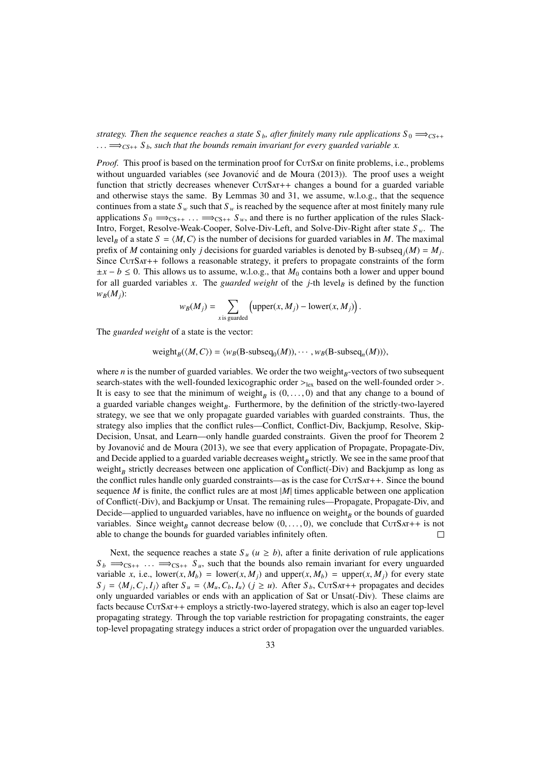*strategy. Then the sequence reaches a state $S_b$, after finitely many rule applications $S_0 \Longrightarrow_{CS++} \ldots \Longrightarrow_{CS++} S_b$, such that the bounds remain invariant for every guarded variable $x$.*

*Proof.* This proof is based on the termination proof for CutSat on finite problems, i.e., problems without unguarded variables (see Jovanović and de Moura (2013)). The proof uses a weight function that strictly decreases whenever CutSat++ changes a bound for a guarded variable and otherwise stays the same. By Lemmas 30 and 31, we assume, w.l.o.g., that the sequence continues from a state $S_w$ such that $S_w$ is reached by the sequence after at most finitely many rule applications $S_0 \Longrightarrow_{\text{CS++}} \ldots \Longrightarrow_{\text{CS++}} S_w$, and there is no further application of the rules Slack-Intro, Forget, Resolve-Weak-Cooper, Solve-Div-Left, and Solve-Div-Right after state $S_w$. The level$_B$ of a state $S = \langle M, C\rangle$ is the number of decisions for guarded variables in $M$. The maximal prefix of $M$ containing only $j$ decisions for guarded variables is denoted by B-subseq$_j(M) = M_j$. Since CutSat++ follows a reasonable strategy, it prefers to propagate constraints of the form $\pm x - b \leq 0$. This allows us to assume, w.l.o.g., that $M_0$ contains both a lower and upper bound for all guarded variables $x$. The *guarded weight* of the $j$-th level$_B$ is defined by the function $w_B(M_j)$:

$$w_B(M_j) = \sum_{x \text{ is guarded}} \left(\text{upper}(x, M_j) - \text{lower}(x, M_j)\right).$$

The *guarded weight* of a state is the vector:

$$\text{weight}_B(\langle M, C\rangle) = \langle w_B(\text{B-subseq}_0(M)), \cdots, w_B(\text{B-subseq}_n(M))\rangle,$$

where $n$ is the number of guarded variables. We order the two weight$_B$-vectors of two subsequent search-states with the well-founded lexicographic order $>_{\text{lex}}$ based on the well-founded order $>$. It is easy to see that the minimum of weight$_B$ is $(0, \ldots, 0)$ and that any change to a bound of a guarded variable changes weight$_B$. Furthermore, by the definition of the strictly-two-layered strategy, we see that we only propagate guarded variables with guarded constraints. Thus, the strategy also implies that the conflict rules—Conflict, Conflict-Div, Backjump, Resolve, Skip-Decision, Unsat, and Learn—only handle guarded constraints. Given the proof for Theorem 2 by Jovanović and de Moura (2013), we see that every application of Propagate, Propagate-Div, and Decide applied to a guarded variable decreases weight$_B$ strictly. We see in the same proof that weight$_B$ strictly decreases between one application of Conflict(-Div) and Backjump as long as the conflict rules handle only guarded constraints—as is the case for CutSat++. Since the bound sequence $M$ is finite, the conflict rules are at most $|M|$ times applicable between one application of Conflict(-Div), and Backjump or Unsat. The remaining rules—Propagate, Propagate-Div, and Decide—applied to unguarded variables, have no influence on weight$_B$ or the bounds of guarded variables. Since weight$_B$ cannot decrease below $(0, \ldots, 0)$, we conclude that CutSat++ is not able to change the bounds for guarded variables infinitely often. □

Next, the sequence reaches a state $S_u$ ($u \geq b$), after a finite derivation of rule applications $S_b \Longrightarrow_{\text{CS++}} \ldots \Longrightarrow_{\text{CS++}} S_u$, such that the bounds also remain invariant for every unguarded variable $x$, i.e., lower$(x, M_b)$ = lower$(x, M_j)$ and upper$(x, M_b)$ = upper$(x, M_j)$ for every state $S_j = \langle M_j, C_j, I_j\rangle$ after $S_u = \langle M_u, C_b, I_u\rangle$ ($j \geq u$). After $S_b$, CutSat++ propagates and decides only unguarded variables or ends with an application of Sat or Unsat(-Div). These claims are facts because CutSat++ employs a strictly-two-layered strategy, which is also an eager top-level propagating strategy. Through the top variable restriction for propagating constraints, the eager top-level propagating strategy induces a strict order of propagation over the unguarded variables.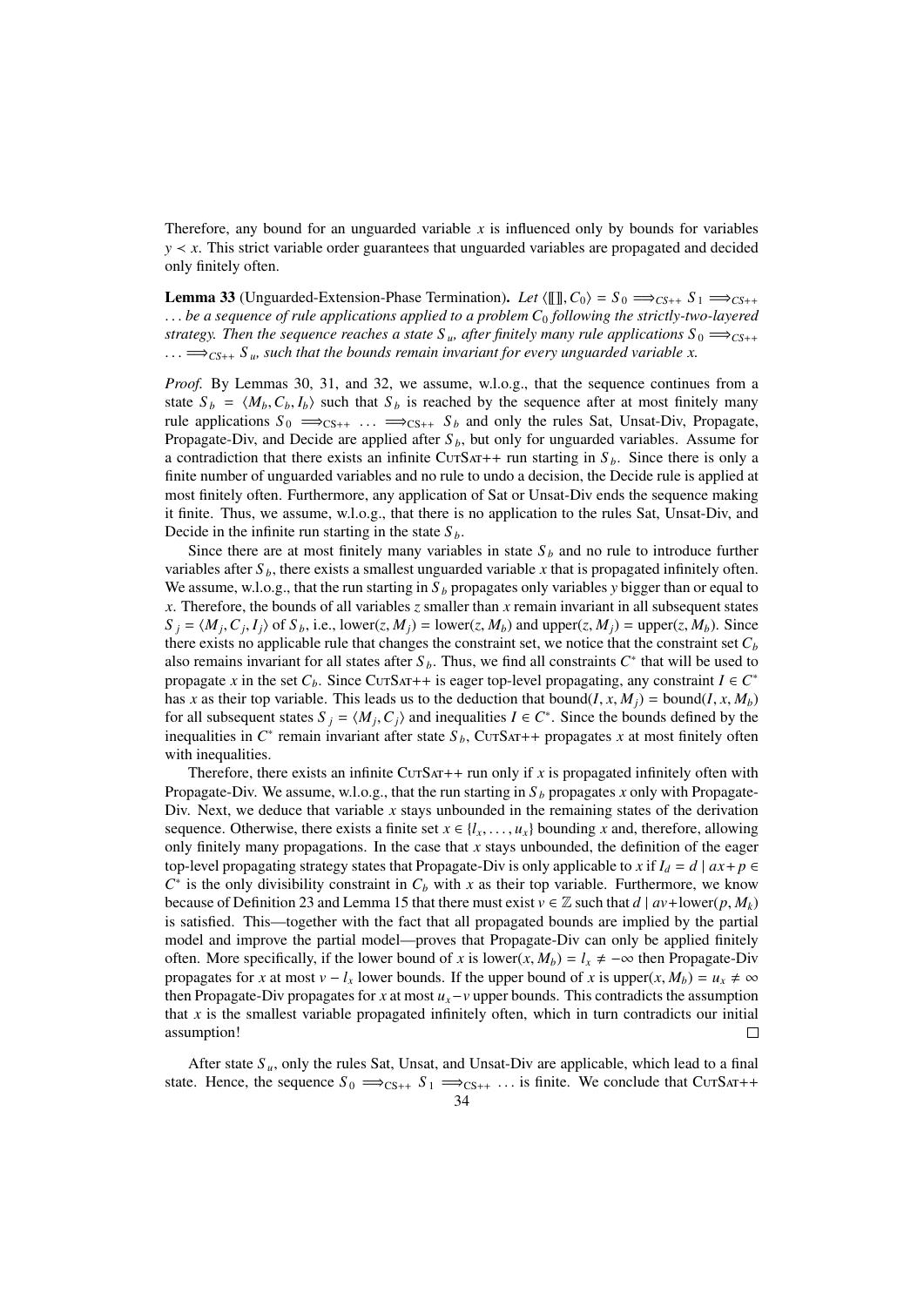Therefore, any bound for an unguarded variable $x$ is influenced only by bounds for variables $y \prec x$. This strict variable order guarantees that unguarded variables are propagated and decided only finitely often.

**Lemma 33** (Unguarded-Extension-Phase Termination)**.** *Let $\langle [\![]\!], C_0 \rangle = S_0 \Longrightarrow_{CS++} S_1 \Longrightarrow_{CS++} \ldots$ be a sequence of rule applications applied to a problem $C_0$ following the strictly-two-layered strategy. Then the sequence reaches a state $S_u$, after finitely many rule applications $S_0 \Longrightarrow_{CS++} \ldots \Longrightarrow_{CS++} S_u$, such that the bounds remain invariant for every unguarded variable $x$.*

*Proof.* By Lemmas 30, 31, and 32, we assume, w.l.o.g., that the sequence continues from a state $S_b = \langle M_b, C_b, I_b \rangle$ such that $S_b$ is reached by the sequence after at most finitely many rule applications $S_0 \Longrightarrow_{\text{CS++}} \ldots \Longrightarrow_{\text{CS++}} S_b$ and only the rules Sat, Unsat-Div, Propagate, Propagate-Div, and Decide are applied after $S_b$, but only for unguarded variables. Assume for a contradiction that there exists an infinite CutSat++ run starting in $S_b$. Since there is only a finite number of unguarded variables and no rule to undo a decision, the Decide rule is applied at most finitely often. Furthermore, any application of Sat or Unsat-Div ends the sequence making it finite. Thus, we assume, w.l.o.g., that there is no application to the rules Sat, Unsat-Div, and Decide in the infinite run starting in the state $S_b$.

Since there are at most finitely many variables in state $S_b$ and no rule to introduce further variables after $S_b$, there exists a smallest unguarded variable $x$ that is propagated infinitely often. We assume, w.l.o.g., that the run starting in $S_b$ propagates only variables $y$ bigger than or equal to $x$. Therefore, the bounds of all variables $z$ smaller than $x$ remain invariant in all subsequent states $S_j = \langle M_j, C_j, I_j \rangle$ of $S_b$, i.e., $\text{lower}(z, M_j) = \text{lower}(z, M_b)$ and $\text{upper}(z, M_j) = \text{upper}(z, M_b)$. Since there exists no applicable rule that changes the constraint set, we notice that the constraint set $C_b$ also remains invariant for all states after $S_b$. Thus, we find all constraints $C^*$ that will be used to propagate $x$ in the set $C_b$. Since CutSat++ is eager top-level propagating, any constraint $I \in C^*$ has $x$ as their top variable. This leads us to the deduction that $\text{bound}(I, x, M_j) = \text{bound}(I, x, M_b)$ for all subsequent states $S_j = \langle M_j, C_j \rangle$ and inequalities $I \in C^*$. Since the bounds defined by the inequalities in $C^*$ remain invariant after state $S_b$, CutSat++ propagates $x$ at most finitely often with inequalities.

Therefore, there exists an infinite CutSat++ run only if $x$ is propagated infinitely often with Propagate-Div. We assume, w.l.o.g., that the run starting in $S_b$ propagates $x$ only with Propagate-Div. Next, we deduce that variable $x$ stays unbounded in the remaining states of the derivation sequence. Otherwise, there exists a finite set $x \in \{l_x, \ldots, u_x\}$ bounding $x$ and, therefore, allowing only finitely many propagations. In the case that $x$ stays unbounded, the definition of the eager top-level propagating strategy states that Propagate-Div is only applicable to $x$ if $I_d = d \mid ax + p \in C^*$ is the only divisibility constraint in $C_b$ with $x$ as their top variable. Furthermore, we know because of Definition 23 and Lemma 15 that there must exist $v \in \mathbb{Z}$ such that $d \mid av + \text{lower}(p, M_k)$ is satisfied. This—together with the fact that all propagated bounds are implied by the partial model and improve the partial model—proves that Propagate-Div can only be applied finitely often. More specifically, if the lower bound of $x$ is $\text{lower}(x, M_b) = l_x \neq -\infty$ then Propagate-Div propagates for $x$ at most $v - l_x$ lower bounds. If the upper bound of $x$ is $\text{upper}(x, M_b) = u_x \neq \infty$ then Propagate-Div propagates for $x$ at most $u_x - v$ upper bounds. This contradicts the assumption that $x$ is the smallest variable propagated infinitely often, which in turn contradicts our initial assumption! $\square$

After state $S_u$, only the rules Sat, Unsat, and Unsat-Div are applicable, which lead to a final state. Hence, the sequence $S_0 \Longrightarrow_{\text{CS++}} S_1 \Longrightarrow_{\text{CS++}} \ldots$ is finite. We conclude that CutSat++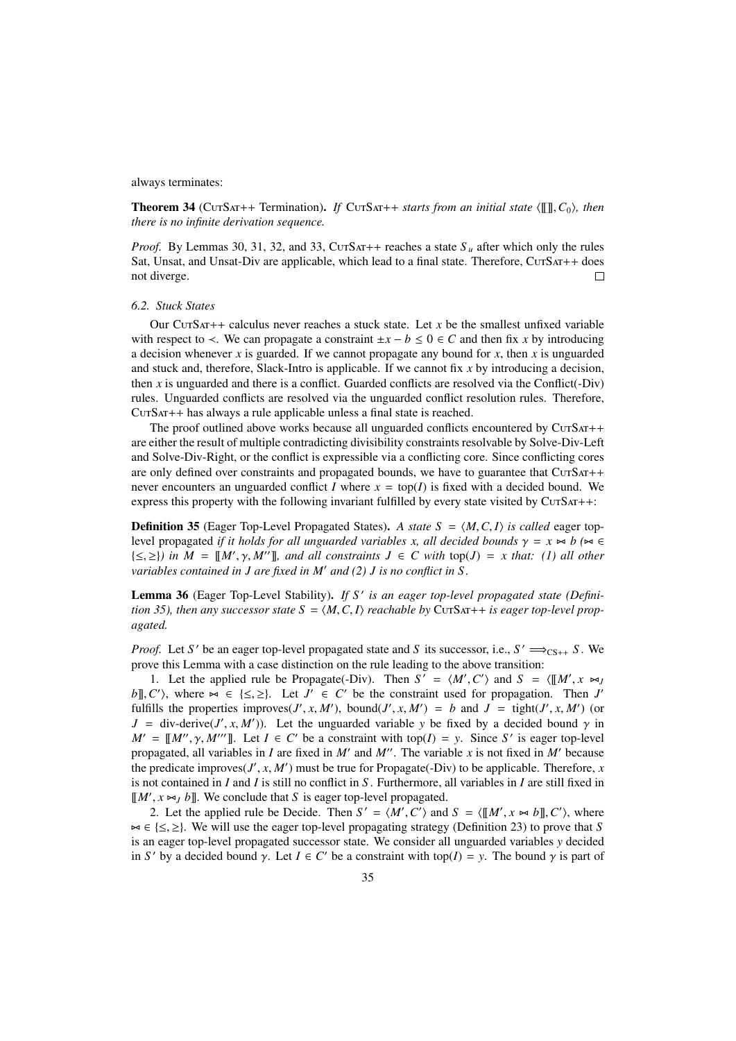always terminates:

**Theorem 34** (CutSat++ Termination)**.** *If* CutSat++ *starts from an initial state* $\langle [\![]\!], C_0\rangle$*, then there is no infinite derivation sequence.*

*Proof.* By Lemmas 30, 31, 32, and 33, CutSat++ reaches a state $S_u$ after which only the rules Sat, Unsat, and Unsat-Div are applicable, which lead to a final state. Therefore, CutSat++ does not diverge. □

### 6.2. Stuck States

Our CutSat++ calculus never reaches a stuck state. Let $x$ be the smallest unfixed variable with respect to $\prec$. We can propagate a constraint $\pm x - b \leq 0 \in C$ and then fix $x$ by introducing a decision whenever $x$ is guarded. If we cannot propagate any bound for $x$, then $x$ is unguarded and stuck and, therefore, Slack-Intro is applicable. If we cannot fix $x$ by introducing a decision, then $x$ is unguarded and there is a conflict. Guarded conflicts are resolved via the Conflict(-Div) rules. Unguarded conflicts are resolved via the unguarded conflict resolution rules. Therefore, CutSat++ has always a rule applicable unless a final state is reached.

The proof outlined above works because all unguarded conflicts encountered by CutSat++ are either the result of multiple contradicting divisibility constraints resolvable by Solve-Div-Left and Solve-Div-Right, or the conflict is expressible via a conflicting core. Since conflicting cores are only defined over constraints and propagated bounds, we have to guarantee that CutSat++ never encounters an unguarded conflict $I$ where $x = \text{top}(I)$ is fixed with a decided bound. We express this property with the following invariant fulfilled by every state visited by CutSat++:

**Definition 35** (Eager Top-Level Propagated States)**.** *A state* $S = \langle M, C, I\rangle$ *is called* eager top-level propagated *if it holds for all unguarded variables* $x$*, all decided bounds* $\gamma = x \bowtie b$ *(*$\bowtie \in \{\leq, \geq\}$*) in* $M = [\![M', \gamma, M'']\!]$*, and all constraints* $J \in C$ *with* $\text{top}(J) = x$ *that: (1) all other variables contained in* $J$ *are fixed in* $M'$ *and (2)* $J$ *is no conflict in* $S$*.*

**Lemma 36** (Eager Top-Level Stability)**.** *If* $S'$ *is an eager top-level propagated state (Definition 35), then any successor state* $S = \langle M, C, I\rangle$ *reachable by* CutSat++ *is eager top-level propagated.*

*Proof.* Let $S'$ be an eager top-level propagated state and $S$ its successor, i.e., $S' \Longrightarrow_{\text{CS++}} S$. We prove this Lemma with a case distinction on the rule leading to the above transition:

1. Let the applied rule be Propagate(-Div). Then $S' = \langle M', C'\rangle$ and $S = \langle [\![M', x \bowtie_J b]\!], C'\rangle$, where $\bowtie \in \{\leq, \geq\}$. Let $J' \in C'$ be the constraint used for propagation. Then $J'$ fulfills the properties $\text{improves}(J', x, M')$, $\text{bound}(J', x, M') = b$ and $J = \text{tight}(J', x, M')$ (or $J = \text{div-derive}(J', x, M')$). Let the unguarded variable $y$ be fixed by a decided bound $\gamma$ in $M' = [\![M'', \gamma, M''']\!]$. Let $I \in C'$ be a constraint with $\text{top}(I) = y$. Since $S'$ is eager top-level propagated, all variables in $I$ are fixed in $M'$ and $M''$. The variable $x$ is not fixed in $M'$ because the predicate $\text{improves}(J', x, M')$ must be true for Propagate(-Div) to be applicable. Therefore, $x$ is not contained in $I$ and $I$ is still no conflict in $S$. Furthermore, all variables in $I$ are still fixed in $[\![M', x \bowtie_J b]\!]$. We conclude that $S$ is eager top-level propagated.

2. Let the applied rule be Decide. Then $S' = \langle M', C'\rangle$ and $S = \langle [\![M', x \bowtie b]\!], C'\rangle$, where $\bowtie \in \{\leq, \geq\}$. We will use the eager top-level propagating strategy (Definition 23) to prove that $S$ is an eager top-level propagated successor state. We consider all unguarded variables $y$ decided in $S'$ by a decided bound $\gamma$. Let $I \in C'$ be a constraint with $\text{top}(I) = y$. The bound $\gamma$ is part of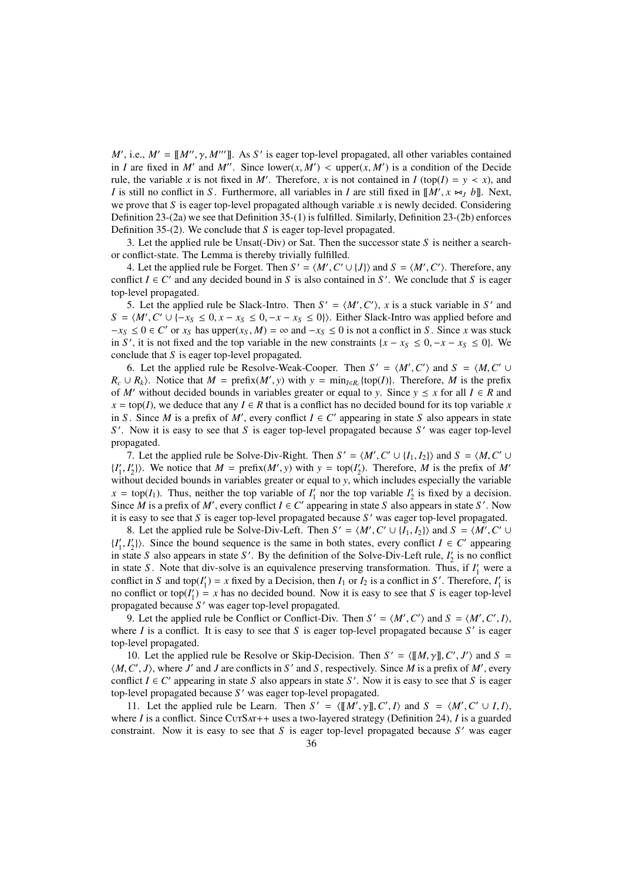$M'$, i.e., $M' = [\![M'', \gamma, M''']\!]$. As $S'$ is eager top-level propagated, all other variables contained in $I$ are fixed in $M'$ and $M''$. Since $\text{lower}(x, M') < \text{upper}(x, M')$ is a condition of the Decide rule, the variable $x$ is not fixed in $M'$. Therefore, $x$ is not contained in $I$ ($\text{top}(I) = y \prec x$), and $I$ is still no conflict in $S$. Furthermore, all variables in $I$ are still fixed in $[\![M', x \bowtie_J b]\!]$. Next, we prove that $S$ is eager top-level propagated although variable $x$ is newly decided. Considering Definition 23-(2a) we see that Definition 35-(1) is fulfilled. Similarly, Definition 23-(2b) enforces Definition 35-(2). We conclude that $S$ is eager top-level propagated.

3. Let the applied rule be Unsat(-Div) or Sat. Then the successor state $S$ is neither a search- or conflict-state. The Lemma is thereby trivially fulfilled.

4. Let the applied rule be Forget. Then $S' = \langle M', C' \cup \{J\}\rangle$ and $S = \langle M', C'\rangle$. Therefore, any conflict $I \in C'$ and any decided bound in $S$ is also contained in $S'$. We conclude that $S$ is eager top-level propagated.

5. Let the applied rule be Slack-Intro. Then $S' = \langle M', C'\rangle$, $x$ is a stuck variable in $S'$ and $S = \langle M', C' \cup \{-x_S \leq 0, x - x_S \leq 0, -x - x_S \leq 0\}\rangle$. Either Slack-Intro was applied before and $-x_S \leq 0 \in C'$ or $x_S$ has $\text{upper}(x_S, M) = \infty$ and $-x_S \leq 0$ is not a conflict in $S$. Since $x$ was stuck in $S'$, it is not fixed and the top variable in the new constraints $\{x - x_S \leq 0, -x - x_S \leq 0\}$. We conclude that $S$ is eager top-level propagated.

6. Let the applied rule be Resolve-Weak-Cooper. Then $S' = \langle M', C'\rangle$ and $S = \langle M, C' \cup R_c \cup R_k\rangle$. Notice that $M = \text{prefix}(M', y)$ with $y = \min_{I \in R_c}\{\text{top}(I)\}$. Therefore, $M$ is the prefix of $M'$ without decided bounds in variables greater or equal to $y$. Since $y \preceq x$ for all $I \in R$ and $x = \text{top}(I)$, we deduce that any $I \in R$ that is a conflict has no decided bound for its top variable $x$ in $S$. Since $M$ is a prefix of $M'$, every conflict $I \in C'$ appearing in state $S$ also appears in state $S'$. Now it is easy to see that $S$ is eager top-level propagated because $S'$ was eager top-level propagated.

7. Let the applied rule be Solve-Div-Right. Then $S' = \langle M', C' \cup \{I_1, I_2\}\rangle$ and $S = \langle M, C' \cup \{I'_1, I'_2\}\rangle$. We notice that $M = \text{prefix}(M', y)$ with $y = \text{top}(I'_2)$. Therefore, $M$ is the prefix of $M'$ without decided bounds in variables greater or equal to $y$, which includes especially the variable $x = \text{top}(I_1)$. Thus, neither the top variable of $I'_1$ nor the top variable $I'_2$ is fixed by a decision. Since $M$ is a prefix of $M'$, every conflict $I \in C'$ appearing in state $S$ also appears in state $S'$. Now it is easy to see that $S$ is eager top-level propagated because $S'$ was eager top-level propagated.

8. Let the applied rule be Solve-Div-Left. Then $S' = \langle M', C' \cup \{I_1, I_2\}\rangle$ and $S = \langle M', C' \cup \{I'_1, I'_2\}\rangle$. Since the bound sequence is the same in both states, every conflict $I \in C'$ appearing in state $S$ also appears in state $S'$. By the definition of the Solve-Div-Left rule, $I'_2$ is no conflict in state $S$. Note that div-solve is an equivalence preserving transformation. Thus, if $I'_1$ were a conflict in $S$ and $\text{top}(I'_1) = x$ fixed by a Decision, then $I_1$ or $I_2$ is a conflict in $S'$. Therefore, $I'_1$ is no conflict or $\text{top}(I'_1) = x$ has no decided bound. Now it is easy to see that $S$ is eager top-level propagated because $S'$ was eager top-level propagated.

9. Let the applied rule be Conflict or Conflict-Div. Then $S' = \langle M', C'\rangle$ and $S = \langle M', C', I\rangle$, where $I$ is a conflict. It is easy to see that $S$ is eager top-level propagated because $S'$ is eager top-level propagated.

10. Let the applied rule be Resolve or Skip-Decision. Then $S' = \langle [\![M, \gamma]\!], C', J'\rangle$ and $S = \langle M, C', J\rangle$, where $J'$ and $J$ are conflicts in $S'$ and $S$, respectively. Since $M$ is a prefix of $M'$, every conflict $I \in C'$ appearing in state $S$ also appears in state $S'$. Now it is easy to see that $S$ is eager top-level propagated because $S'$ was eager top-level propagated.

11. Let the applied rule be Learn. Then $S' = \langle [\![M', \gamma]\!], C', I\rangle$ and $S = \langle M', C' \cup I, I\rangle$, where $I$ is a conflict. Since CutSat++ uses a two-layered strategy (Definition 24), $I$ is a guarded constraint. Now it is easy to see that $S$ is eager top-level propagated because $S'$ was eager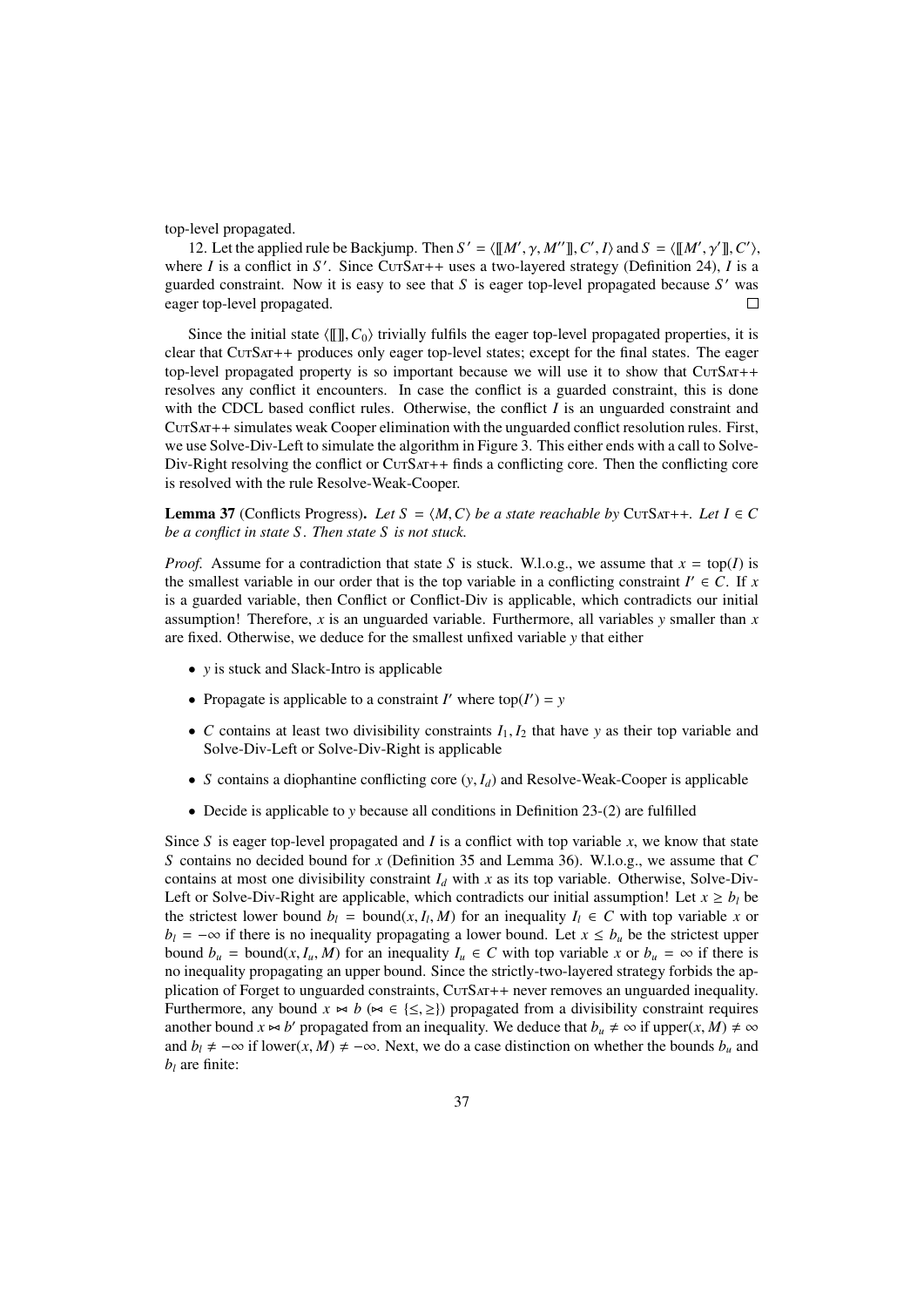top-level propagated.

12. Let the applied rule be Backjump. Then $S' = \langle [\![M', \gamma, M'']\!], C', I\rangle$ and $S = \langle [\![M', \gamma']\!], C'\rangle$, where $I$ is a conflict in $S'$. Since CutSat++ uses a two-layered strategy (Definition 24), $I$ is a guarded constraint. Now it is easy to see that $S$ is eager top-level propagated because $S'$ was eager top-level propagated. □

Since the initial state $\langle [\![]\!], C_0\rangle$ trivially fulfils the eager top-level propagated properties, it is clear that CutSat++ produces only eager top-level states; except for the final states. The eager top-level propagated property is so important because we will use it to show that CutSat++ resolves any conflict it encounters. In case the conflict is a guarded constraint, this is done with the CDCL based conflict rules. Otherwise, the conflict $I$ is an unguarded constraint and CutSat++ simulates weak Cooper elimination with the unguarded conflict resolution rules. First, we use Solve-Div-Left to simulate the algorithm in Figure 3. This either ends with a call to Solve-Div-Right resolving the conflict or CutSat++ finds a conflicting core. Then the conflicting core is resolved with the rule Resolve-Weak-Cooper.

**Lemma 37** (Conflicts Progress)**.** *Let $S = \langle M, C\rangle$ be a state reachable by* CutSat++*. Let $I \in C$ be a conflict in state $S$. Then state $S$ is not stuck.*

*Proof.* Assume for a contradiction that state $S$ is stuck. W.l.o.g., we assume that $x = \text{top}(I)$ is the smallest variable in our order that is the top variable in a conflicting constraint $I' \in C$. If $x$ is a guarded variable, then Conflict or Conflict-Div is applicable, which contradicts our initial assumption! Therefore, $x$ is an unguarded variable. Furthermore, all variables $y$ smaller than $x$ are fixed. Otherwise, we deduce for the smallest unfixed variable $y$ that either

- $y$ is stuck and Slack-Intro is applicable
- Propagate is applicable to a constraint $I'$ where $\text{top}(I') = y$
- $C$ contains at least two divisibility constraints $I_1, I_2$ that have $y$ as their top variable and Solve-Div-Left or Solve-Div-Right is applicable
- $S$ contains a diophantine conflicting core $(y, I_d)$ and Resolve-Weak-Cooper is applicable
- Decide is applicable to $y$ because all conditions in Definition 23-(2) are fulfilled

Since $S$ is eager top-level propagated and $I$ is a conflict with top variable $x$, we know that state $S$ contains no decided bound for $x$ (Definition 35 and Lemma 36). W.l.o.g., we assume that $C$ contains at most one divisibility constraint $I_d$ with $x$ as its top variable. Otherwise, Solve-Div-Left or Solve-Div-Right are applicable, which contradicts our initial assumption! Let $x \geq b_l$ be the strictest lower bound $b_l = \text{bound}(x, I_l, M)$ for an inequality $I_l \in C$ with top variable $x$ or $b_l = -\infty$ if there is no inequality propagating a lower bound. Let $x \leq b_u$ be the strictest upper bound $b_u = \text{bound}(x, I_u, M)$ for an inequality $I_u \in C$ with top variable $x$ or $b_u = \infty$ if there is no inequality propagating an upper bound. Since the strictly-two-layered strategy forbids the application of Forget to unguarded constraints, CutSat++ never removes an unguarded inequality. Furthermore, any bound $x \bowtie b$ ($\bowtie \in \{\leq, \geq\}$) propagated from a divisibility constraint requires another bound $x \bowtie b'$ propagated from an inequality. We deduce that $b_u \neq \infty$ if $\text{upper}(x, M) \neq \infty$ and $b_l \neq -\infty$ if $\text{lower}(x, M) \neq -\infty$. Next, we do a case distinction on whether the bounds $b_u$ and $b_l$ are finite: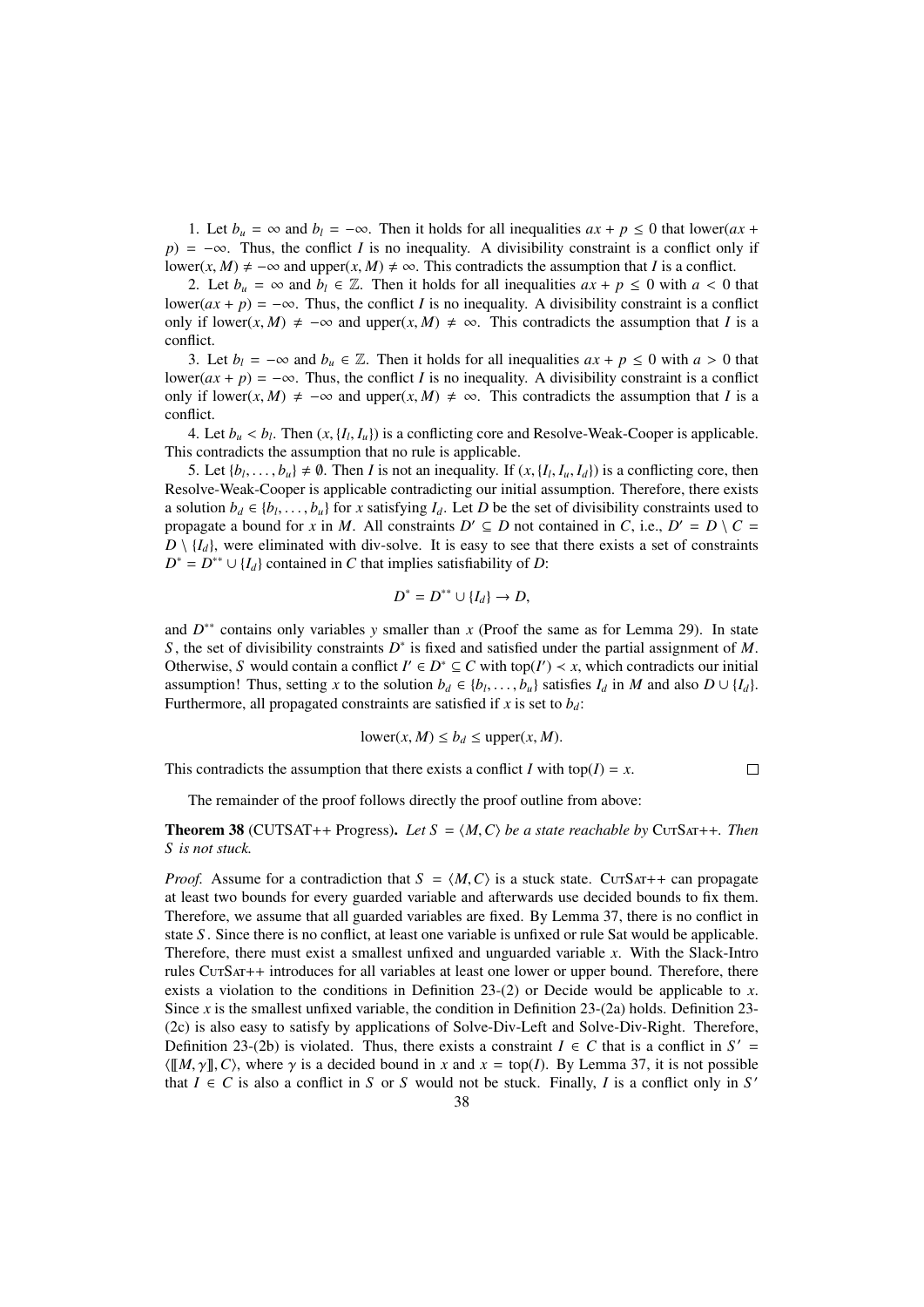1. Let $b_u = \infty$ and $b_l = -\infty$. Then it holds for all inequalities $ax + p \leq 0$ that $\text{lower}(ax + p) = -\infty$. Thus, the conflict $I$ is no inequality. A divisibility constraint is a conflict only if $\text{lower}(x, M) \neq -\infty$ and $\text{upper}(x, M) \neq \infty$. This contradicts the assumption that $I$ is a conflict.

2. Let $b_u = \infty$ and $b_l \in \mathbb{Z}$. Then it holds for all inequalities $ax + p \leq 0$ with $a < 0$ that $\text{lower}(ax + p) = -\infty$. Thus, the conflict $I$ is no inequality. A divisibility constraint is a conflict only if $\text{lower}(x, M) \neq -\infty$ and $\text{upper}(x, M) \neq \infty$. This contradicts the assumption that $I$ is a conflict.

3. Let $b_l = -\infty$ and $b_u \in \mathbb{Z}$. Then it holds for all inequalities $ax + p \leq 0$ with $a > 0$ that $\text{lower}(ax + p) = -\infty$. Thus, the conflict $I$ is no inequality. A divisibility constraint is a conflict only if $\text{lower}(x, M) \neq -\infty$ and $\text{upper}(x, M) \neq \infty$. This contradicts the assumption that $I$ is a conflict.

4. Let $b_u < b_l$. Then $(x, \{I_l, I_u\})$ is a conflicting core and Resolve-Weak-Cooper is applicable. This contradicts the assumption that no rule is applicable.

5. Let $\{b_l, \ldots, b_u\} \neq \emptyset$. Then $I$ is not an inequality. If $(x, \{I_l, I_u, I_d\})$ is a conflicting core, then Resolve-Weak-Cooper is applicable contradicting our initial assumption. Therefore, there exists a solution $b_d \in \{b_l, \ldots, b_u\}$ for $x$ satisfying $I_d$. Let $D$ be the set of divisibility constraints used to propagate a bound for $x$ in $M$. All constraints $D' \subseteq D$ not contained in $C$, i.e., $D' = D \setminus C = D \setminus \{I_d\}$, were eliminated with div-solve. It is easy to see that there exists a set of constraints $D^* = D^{**} \cup \{I_d\}$ contained in $C$ that implies satisfiability of $D$:

$$D^* = D^{**} \cup \{I_d\} \rightarrow D,$$

and $D^{**}$ contains only variables $y$ smaller than $x$ (Proof the same as for Lemma 29). In state $S$, the set of divisibility constraints $D^*$ is fixed and satisfied under the partial assignment of $M$. Otherwise, $S$ would contain a conflict $I' \in D^* \subseteq C$ with $\text{top}(I') \prec x$, which contradicts our initial assumption! Thus, setting $x$ to the solution $b_d \in \{b_l, \ldots, b_u\}$ satisfies $I_d$ in $M$ and also $D \cup \{I_d\}$. Furthermore, all propagated constraints are satisfied if $x$ is set to $b_d$:

$$\text{lower}(x, M) \leq b_d \leq \text{upper}(x, M).$$

This contradicts the assumption that there exists a conflict $I$ with $\text{top}(I) = x$. $\square$

The remainder of the proof follows directly the proof outline from above:

**Theorem 38** (CUTSAT++ Progress). *Let $S = \langle M, C \rangle$ be a state reachable by* CutSat++. *Then $S$ is not stuck.*

*Proof.* Assume for a contradiction that $S = \langle M, C \rangle$ is a stuck state. CutSat++ can propagate at least two bounds for every guarded variable and afterwards use decided bounds to fix them. Therefore, we assume that all guarded variables are fixed. By Lemma 37, there is no conflict in state $S$. Since there is no conflict, at least one variable is unfixed or rule Sat would be applicable. Therefore, there must exist a smallest unfixed and unguarded variable $x$. With the Slack-Intro rules CutSat++ introduces for all variables at least one lower or upper bound. Therefore, there exists a violation to the conditions in Definition 23-(2) or Decide would be applicable to $x$. Since $x$ is the smallest unfixed variable, the condition in Definition 23-(2a) holds. Definition 23-(2c) is also easy to satisfy by applications of Solve-Div-Left and Solve-Div-Right. Therefore, Definition 23-(2b) is violated. Thus, there exists a constraint $I \in C$ that is a conflict in $S' = \langle [\![M, \gamma]\!], C \rangle$, where $\gamma$ is a decided bound in $x$ and $x = \text{top}(I)$. By Lemma 37, it is not possible that $I \in C$ is also a conflict in $S$ or $S$ would not be stuck. Finally, $I$ is a conflict only in $S'$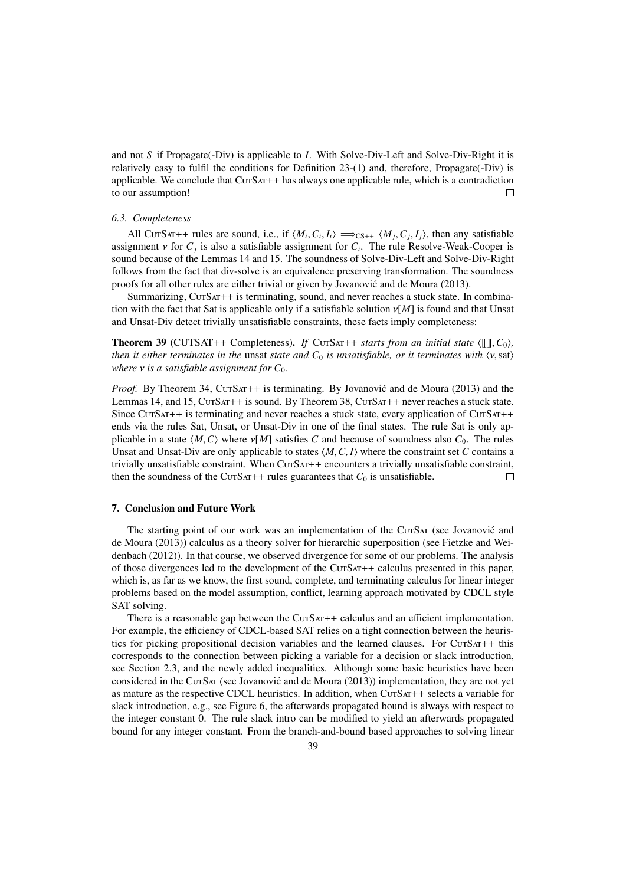and not $S$ if Propagate(-Div) is applicable to $I$. With Solve-Div-Left and Solve-Div-Right it is relatively easy to fulfil the conditions for Definition 23-(1) and, therefore, Propagate(-Div) is applicable. We conclude that CutSat++ has always one applicable rule, which is a contradiction to our assumption! □

### 6.3. Completeness

All CutSat++ rules are sound, i.e., if $\langle M_i, C_i, I_i \rangle \Longrightarrow_{\text{CS++}} \langle M_j, C_j, I_j \rangle$, then any satisfiable assignment $v$ for $C_j$ is also a satisfiable assignment for $C_i$. The rule Resolve-Weak-Cooper is sound because of the Lemmas 14 and 15. The soundness of Solve-Div-Left and Solve-Div-Right follows from the fact that div-solve is an equivalence preserving transformation. The soundness proofs for all other rules are either trivial or given by Jovanović and de Moura (2013).

Summarizing, CutSat++ is terminating, sound, and never reaches a stuck state. In combination with the fact that Sat is applicable only if a satisfiable solution $v[M]$ is found and that Unsat and Unsat-Div detect trivially unsatisfiable constraints, these facts imply completeness:

**Theorem 39** (CUTSAT++ Completeness). *If* CutSat++ *starts from an initial state* $\langle [\![ ]\!], C_0 \rangle$, *then it either terminates in the* unsat *state and* $C_0$ *is unsatisfiable, or it terminates with* $\langle v, \text{sat} \rangle$ *where* $v$ *is a satisfiable assignment for* $C_0$.

*Proof.* By Theorem 34, CutSat++ is terminating. By Jovanović and de Moura (2013) and the Lemmas 14, and 15, CutSat++ is sound. By Theorem 38, CutSat++ never reaches a stuck state. Since CutSat++ is terminating and never reaches a stuck state, every application of CutSat++ ends via the rules Sat, Unsat, or Unsat-Div in one of the final states. The rule Sat is only applicable in a state $\langle M, C \rangle$ where $v[M]$ satisfies $C$ and because of soundness also $C_0$. The rules Unsat and Unsat-Div are only applicable to states $\langle M, C, I \rangle$ where the constraint set $C$ contains a trivially unsatisfiable constraint. When CutSat++ encounters a trivially unsatisfiable constraint, then the soundness of the CutSat++ rules guarantees that $C_0$ is unsatisfiable. □

## 7. Conclusion and Future Work

The starting point of our work was an implementation of the CutSat (see Jovanović and de Moura (2013)) calculus as a theory solver for hierarchic superposition (see Fietzke and Weidenbach (2012)). In that course, we observed divergence for some of our problems. The analysis of those divergences led to the development of the CutSat++ calculus presented in this paper, which is, as far as we know, the first sound, complete, and terminating calculus for linear integer problems based on the model assumption, conflict, learning approach motivated by CDCL style SAT solving.

There is a reasonable gap between the CutSat++ calculus and an efficient implementation. For example, the efficiency of CDCL-based SAT relies on a tight connection between the heuristics for picking propositional decision variables and the learned clauses. For CutSat++ this corresponds to the connection between picking a variable for a decision or slack introduction, see Section 2.3, and the newly added inequalities. Although some basic heuristics have been considered in the CutSat (see Jovanović and de Moura (2013)) implementation, they are not yet as mature as the respective CDCL heuristics. In addition, when CutSat++ selects a variable for slack introduction, e.g., see Figure 6, the afterwards propagated bound is always with respect to the integer constant 0. The rule slack intro can be modified to yield an afterwards propagated bound for any integer constant. From the branch-and-bound based approaches to solving linear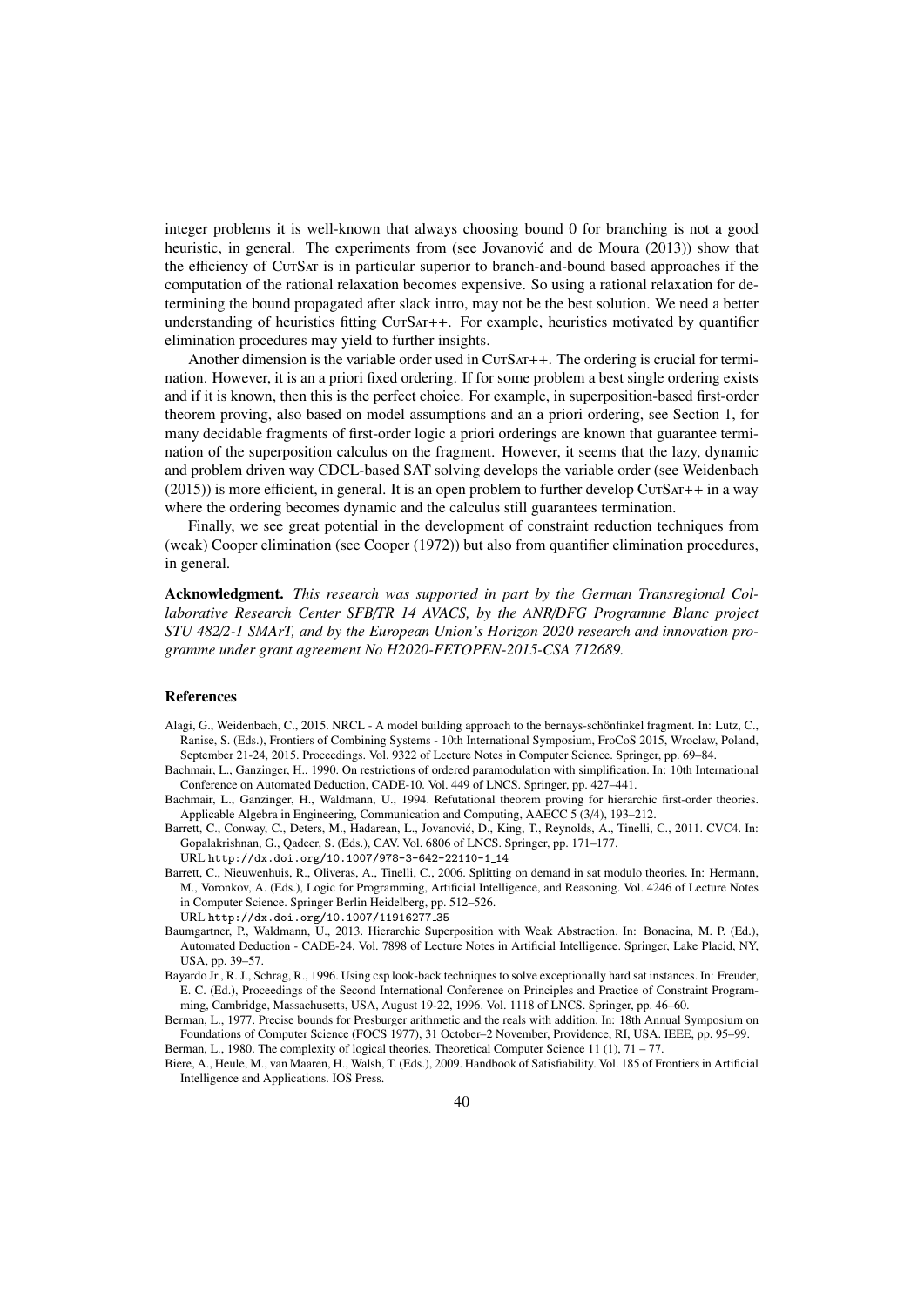integer problems it is well-known that always choosing bound 0 for branching is not a good heuristic, in general. The experiments from (see Jovanović and de Moura (2013)) show that the efficiency of CutSat is in particular superior to branch-and-bound based approaches if the computation of the rational relaxation becomes expensive. So using a rational relaxation for determining the bound propagated after slack intro, may not be the best solution. We need a better understanding of heuristics fitting CutSat++. For example, heuristics motivated by quantifier elimination procedures may yield to further insights.

Another dimension is the variable order used in CutSat++. The ordering is crucial for termination. However, it is an a priori fixed ordering. If for some problem a best single ordering exists and if it is known, then this is the perfect choice. For example, in superposition-based first-order theorem proving, also based on model assumptions and an a priori ordering, see Section 1, for many decidable fragments of first-order logic a priori orderings are known that guarantee termination of the superposition calculus on the fragment. However, it seems that the lazy, dynamic and problem driven way CDCL-based SAT solving develops the variable order (see Weidenbach (2015)) is more efficient, in general. It is an open problem to further develop CutSat++ in a way where the ordering becomes dynamic and the calculus still guarantees termination.

Finally, we see great potential in the development of constraint reduction techniques from (weak) Cooper elimination (see Cooper (1972)) but also from quantifier elimination procedures, in general.

**Acknowledgment.** *This research was supported in part by the German Transregional Collaborative Research Center SFB/TR 14 AVACS, by the ANR/DFG Programme Blanc project STU 482/2-1 SMArT, and by the European Union's Horizon 2020 research and innovation programme under grant agreement No H2020-FETOPEN-2015-CSA 712689.*

## References

Alagi, G., Weidenbach, C., 2015. NRCL - A model building approach to the bernays-schönfinkel fragment. In: Lutz, C., Ranise, S. (Eds.), Frontiers of Combining Systems - 10th International Symposium, FroCoS 2015, Wroclaw, Poland, September 21-24, 2015. Proceedings. Vol. 9322 of Lecture Notes in Computer Science. Springer, pp. 69–84.

Bachmair, L., Ganzinger, H., 1990. On restrictions of ordered paramodulation with simplification. In: 10th International Conference on Automated Deduction, CADE-10. Vol. 449 of LNCS. Springer, pp. 427–441.

Bachmair, L., Ganzinger, H., Waldmann, U., 1994. Refutational theorem proving for hierarchic first-order theories. Applicable Algebra in Engineering, Communication and Computing, AAECC 5 (3/4), 193–212.

Barrett, C., Conway, C., Deters, M., Hadarean, L., Jovanović, D., King, T., Reynolds, A., Tinelli, C., 2011. CVC4. In: Gopalakrishnan, G., Qadeer, S. (Eds.), CAV. Vol. 6806 of LNCS. Springer, pp. 171–177.
URL http://dx.doi.org/10.1007/978-3-642-22110-1_14

Barrett, C., Nieuwenhuis, R., Oliveras, A., Tinelli, C., 2006. Splitting on demand in sat modulo theories. In: Hermann, M., Voronkov, A. (Eds.), Logic for Programming, Artificial Intelligence, and Reasoning. Vol. 4246 of Lecture Notes in Computer Science. Springer Berlin Heidelberg, pp. 512–526.
URL http://dx.doi.org/10.1007/11916277_35

Baumgartner, P., Waldmann, U., 2013. Hierarchic Superposition with Weak Abstraction. In: Bonacina, M. P. (Ed.), Automated Deduction - CADE-24. Vol. 7898 of Lecture Notes in Artificial Intelligence. Springer, Lake Placid, NY, USA, pp. 39–57.

Bayardo Jr., R. J., Schrag, R., 1996. Using csp look-back techniques to solve exceptionally hard sat instances. In: Freuder, E. C. (Ed.), Proceedings of the Second International Conference on Principles and Practice of Constraint Programming, Cambridge, Massachusetts, USA, August 19-22, 1996. Vol. 1118 of LNCS. Springer, pp. 46–60.

Berman, L., 1977. Precise bounds for Presburger arithmetic and the reals with addition. In: 18th Annual Symposium on Foundations of Computer Science (FOCS 1977), 31 October–2 November, Providence, RI, USA. IEEE, pp. 95–99.

Berman, L., 1980. The complexity of logical theories. Theoretical Computer Science 11 (1), 71 – 77.

Biere, A., Heule, M., van Maaren, H., Walsh, T. (Eds.), 2009. Handbook of Satisfiability. Vol. 185 of Frontiers in Artificial Intelligence and Applications. IOS Press.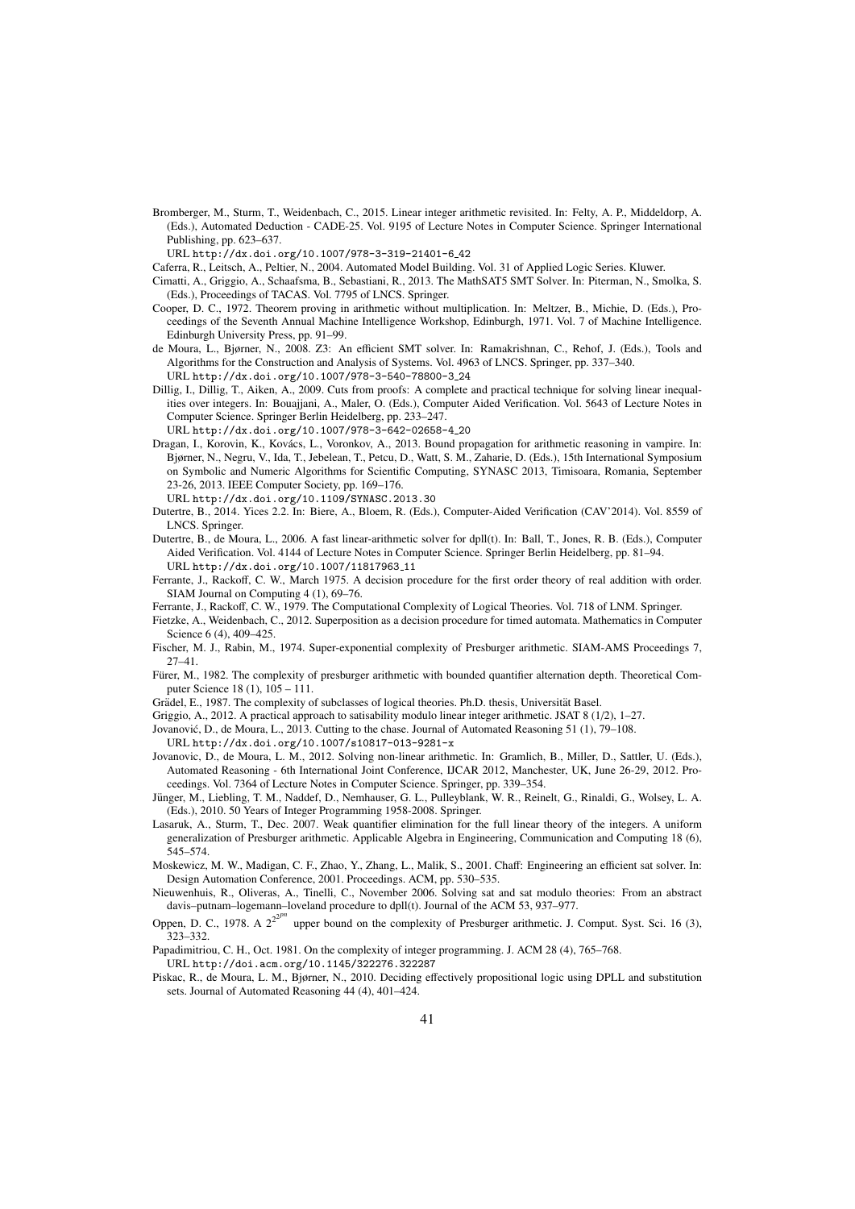Bromberger, M., Sturm, T., Weidenbach, C., 2015. Linear integer arithmetic revisited. In: Felty, A. P., Middeldorp, A. (Eds.), Automated Deduction - CADE-25. Vol. 9195 of Lecture Notes in Computer Science. Springer International Publishing, pp. 623–637.
URL http://dx.doi.org/10.1007/978-3-319-21401-6_42

Caferra, R., Leitsch, A., Peltier, N., 2004. Automated Model Building. Vol. 31 of Applied Logic Series. Kluwer.

Cimatti, A., Griggio, A., Schaafsma, B., Sebastiani, R., 2013. The MathSAT5 SMT Solver. In: Piterman, N., Smolka, S. (Eds.), Proceedings of TACAS. Vol. 7795 of LNCS. Springer.

Cooper, D. C., 1972. Theorem proving in arithmetic without multiplication. In: Meltzer, B., Michie, D. (Eds.), Proceedings of the Seventh Annual Machine Intelligence Workshop, Edinburgh, 1971. Vol. 7 of Machine Intelligence. Edinburgh University Press, pp. 91–99.

de Moura, L., Bjørner, N., 2008. Z3: An efficient SMT solver. In: Ramakrishnan, C., Rehof, J. (Eds.), Tools and Algorithms for the Construction and Analysis of Systems. Vol. 4963 of LNCS. Springer, pp. 337–340.
URL http://dx.doi.org/10.1007/978-3-540-78800-3_24

Dillig, I., Dillig, T., Aiken, A., 2009. Cuts from proofs: A complete and practical technique for solving linear inequalities over integers. In: Bouajjani, A., Maler, O. (Eds.), Computer Aided Verification. Vol. 5643 of Lecture Notes in Computer Science. Springer Berlin Heidelberg, pp. 233–247.
URL http://dx.doi.org/10.1007/978-3-642-02658-4_20

Dragan, I., Korovin, K., Kovács, L., Voronkov, A., 2013. Bound propagation for arithmetic reasoning in vampire. In: Bjørner, N., Negru, V., Ida, T., Jebelean, T., Petcu, D., Watt, S. M., Zaharie, D. (Eds.), 15th International Symposium on Symbolic and Numeric Algorithms for Scientific Computing, SYNASC 2013, Timisoara, Romania, September 23-26, 2013. IEEE Computer Society, pp. 169–176.
URL http://dx.doi.org/10.1109/SYNASC.2013.30

Dutertre, B., 2014. Yices 2.2. In: Biere, A., Bloem, R. (Eds.), Computer-Aided Verification (CAV'2014). Vol. 8559 of LNCS. Springer.

Dutertre, B., de Moura, L., 2006. A fast linear-arithmetic solver for dpll(t). In: Ball, T., Jones, R. B. (Eds.), Computer Aided Verification. Vol. 4144 of Lecture Notes in Computer Science. Springer Berlin Heidelberg, pp. 81–94.
URL http://dx.doi.org/10.1007/11817963_11

Ferrante, J., Rackoff, C. W., March 1975. A decision procedure for the first order theory of real addition with order. SIAM Journal on Computing 4 (1), 69–76.

Ferrante, J., Rackoff, C. W., 1979. The Computational Complexity of Logical Theories. Vol. 718 of LNM. Springer.

Fietzke, A., Weidenbach, C., 2012. Superposition as a decision procedure for timed automata. Mathematics in Computer Science 6 (4), 409–425.

Fischer, M. J., Rabin, M., 1974. Super-exponential complexity of Presburger arithmetic. SIAM-AMS Proceedings 7, 27–41.

Fürer, M., 1982. The complexity of presburger arithmetic with bounded quantifier alternation depth. Theoretical Computer Science 18 (1), 105 – 111.

Grädel, E., 1987. The complexity of subclasses of logical theories. Ph.D. thesis, Universität Basel.

Griggio, A., 2012. A practical approach to satisability modulo linear integer arithmetic. JSAT 8 (1/2), 1–27.

Jovanović, D., de Moura, L., 2013. Cutting to the chase. Journal of Automated Reasoning 51 (1), 79–108.
URL http://dx.doi.org/10.1007/s10817-013-9281-x

Jovanovic, D., de Moura, L. M., 2012. Solving non-linear arithmetic. In: Gramlich, B., Miller, D., Sattler, U. (Eds.), Automated Reasoning - 6th International Joint Conference, IJCAR 2012, Manchester, UK, June 26-29, 2012. Proceedings. Vol. 7364 of Lecture Notes in Computer Science. Springer, pp. 339–354.

Jünger, M., Liebling, T. M., Naddef, D., Nemhauser, G. L., Pulleyblank, W. R., Reinelt, G., Rinaldi, G., Wolsey, L. A. (Eds.), 2010. 50 Years of Integer Programming 1958-2008. Springer.

Lasaruk, A., Sturm, T., Dec. 2007. Weak quantifier elimination for the full linear theory of the integers. A uniform generalization of Presburger arithmetic. Applicable Algebra in Engineering, Communication and Computing 18 (6), 545–574.

Moskewicz, M. W., Madigan, C. F., Zhao, Y., Zhang, L., Malik, S., 2001. Chaff: Engineering an efficient sat solver. In: Design Automation Conference, 2001. Proceedings. ACM, pp. 530–535.

Nieuwenhuis, R., Oliveras, A., Tinelli, C., November 2006. Solving sat and sat modulo theories: From an abstract davis–putnam–logemann–loveland procedure to dpll(t). Journal of the ACM 53, 937–977.

Oppen, D. C., 1978. A $2^{2^{2^{pn}}}$ upper bound on the complexity of Presburger arithmetic. J. Comput. Syst. Sci. 16 (3), 323–332.

Papadimitriou, C. H., Oct. 1981. On the complexity of integer programming. J. ACM 28 (4), 765–768.
URL http://doi.acm.org/10.1145/322276.322287

Piskac, R., de Moura, L. M., Bjørner, N., 2010. Deciding effectively propositional logic using DPLL and substitution sets. Journal of Automated Reasoning 44 (4), 401–424.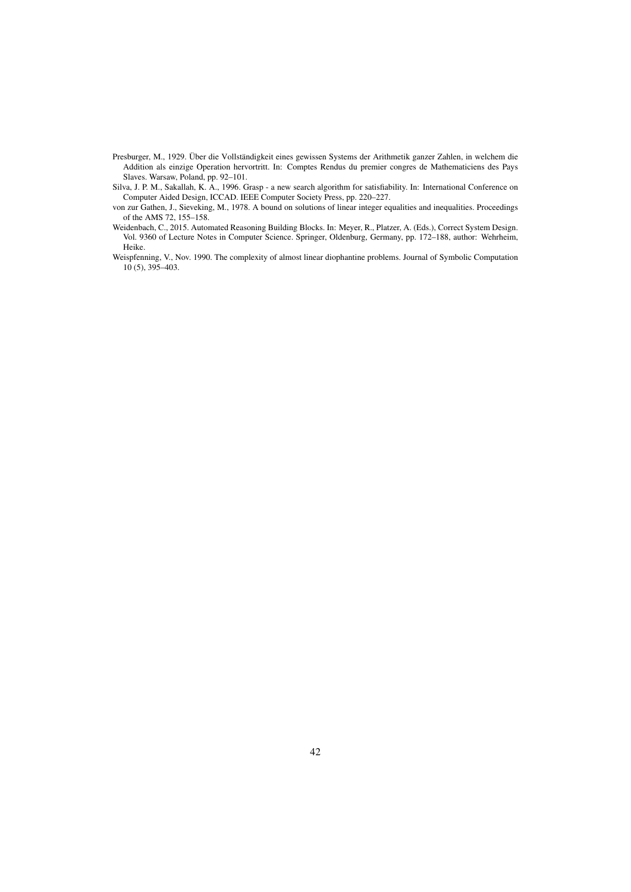Presburger, M., 1929. Über die Vollständigkeit eines gewissen Systems der Arithmetik ganzer Zahlen, in welchem die Addition als einzige Operation hervortritt. In: Comptes Rendus du premier congres de Mathematiciens des Pays Slaves. Warsaw, Poland, pp. 92–101.

Silva, J. P. M., Sakallah, K. A., 1996. Grasp - a new search algorithm for satisfiability. In: International Conference on Computer Aided Design, ICCAD. IEEE Computer Society Press, pp. 220–227.

von zur Gathen, J., Sieveking, M., 1978. A bound on solutions of linear integer equalities and inequalities. Proceedings of the AMS 72, 155–158.

Weidenbach, C., 2015. Automated Reasoning Building Blocks. In: Meyer, R., Platzer, A. (Eds.), Correct System Design. Vol. 9360 of Lecture Notes in Computer Science. Springer, Oldenburg, Germany, pp. 172–188, author: Wehrheim, Heike.

Weispfenning, V., Nov. 1990. The complexity of almost linear diophantine problems. Journal of Symbolic Computation 10 (5), 395–403.